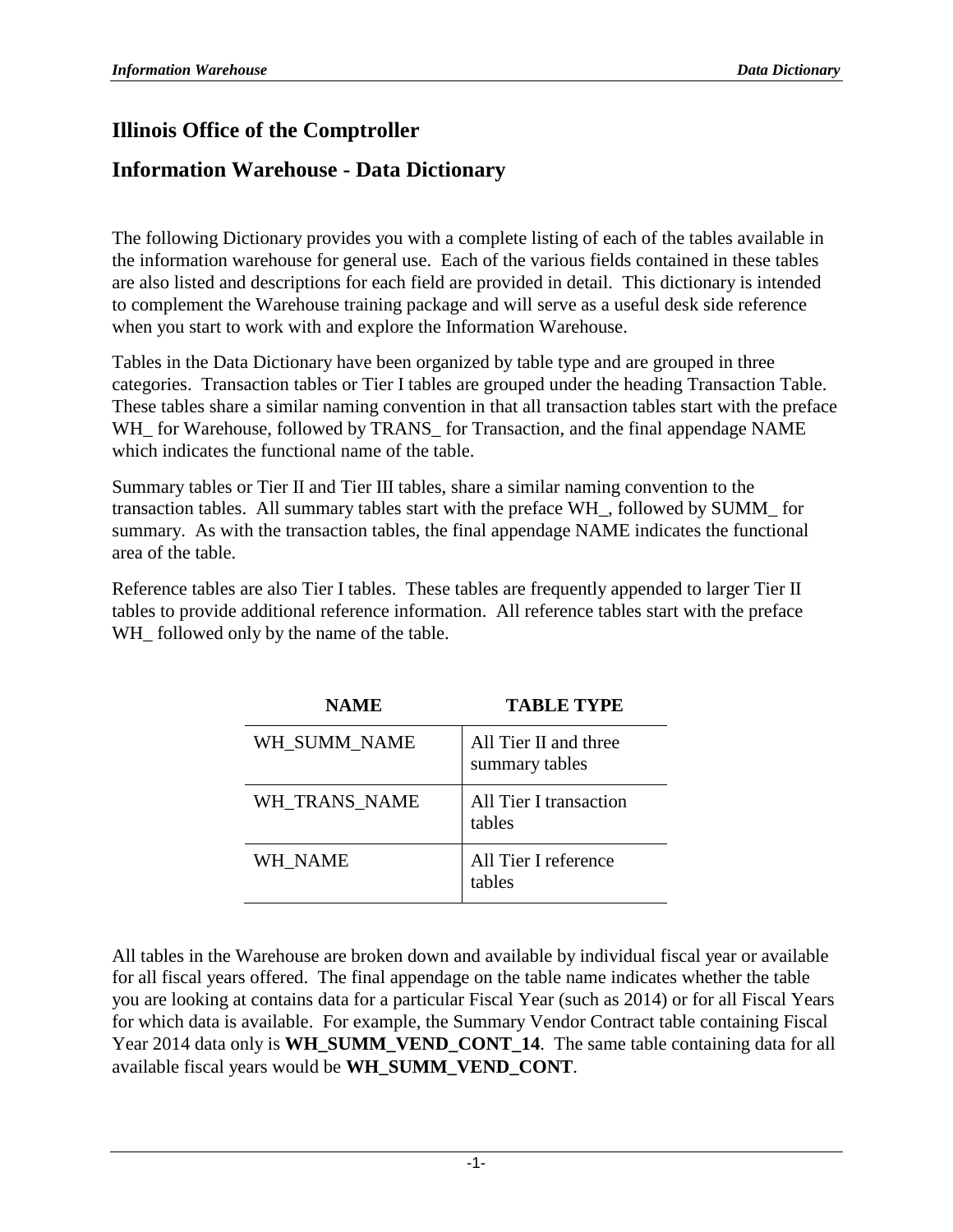## Illinois Office of the Comptroller

## Information Warehouse - Data Dictionary

The following Dictionary provides you with a complete listing of each of the tables available in the information warehouse for general use. Each of the various fields contained in these tables are also listed and descriptions for each field are provided in detail. This dictionary is intended to complement the Warehouse training package and will serve as a useful desk side reference when you start to work with and explore the Information Warehouse.

Tables in the Data Dictionary have been organized by table type and are grouped in three categories. Transaction tables or Tier I tables are grouped under the heading Transaction Table. These tables share a similar naming convention in that all transaction tables start with the preface WH_ for Warehouse, followed by TRANS_ for Transaction, and the final appendage NAME which indicates the functional name of the table.

Summary tables or Tier II and Tier III tables, share a similar naming convention to the transaction tables. All summary tables start with the preface WH_, followed by SUMM_ for summary. As with the transaction tables, the final appendage NAME indicates the functional area of the table.

Reference tables are also Tier I tables. These tables are frequently appended to larger Tier II tables to provide additional reference information. All reference tables start with the preface WH_ followed only by the name of the table.

| NAME | TABLE TYPE |
|---|---|
| WH_SUMM_NAME | All Tier II and three summary tables |
| WH_TRANS_NAME | All Tier I transaction tables |
| WH_NAME | All Tier I reference tables |

All tables in the Warehouse are broken down and available by individual fiscal year or available for all fiscal years offered. The final appendage on the table name indicates whether the table you are looking at contains data for a particular Fiscal Year (such as 2014) or for all Fiscal Years for which data is available. For example, the Summary Vendor Contract table containing Fiscal Year 2014 data only is **WH_SUMM_VEND_CONT_14**. The same table containing data for all available fiscal years would be **WH_SUMM_VEND_CONT**.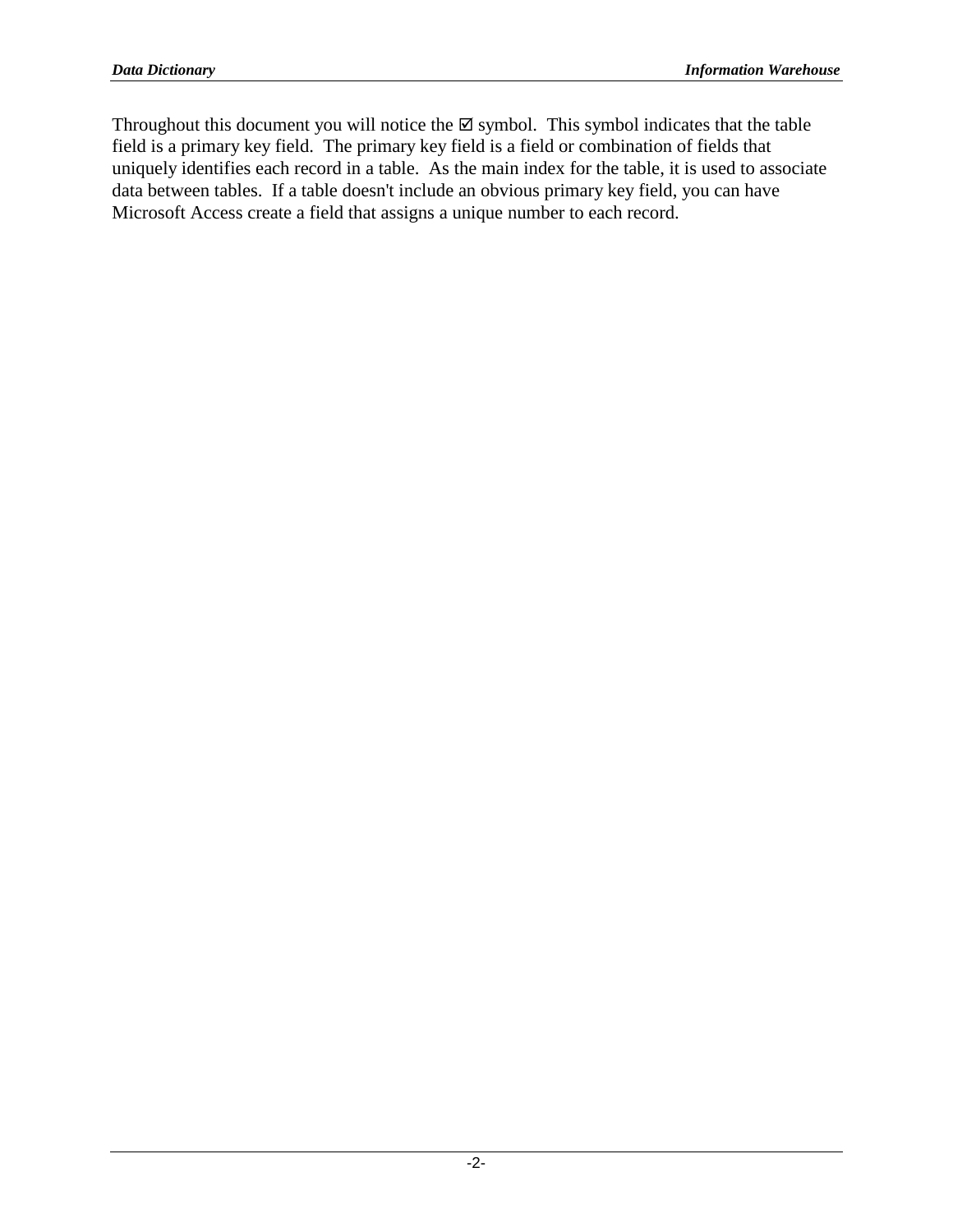Throughout this document you will notice the ☑ symbol. This symbol indicates that the table field is a primary key field. The primary key field is a field or combination of fields that uniquely identifies each record in a table. As the main index for the table, it is used to associate data between tables. If a table doesn't include an obvious primary key field, you can have Microsoft Access create a field that assigns a unique number to each record.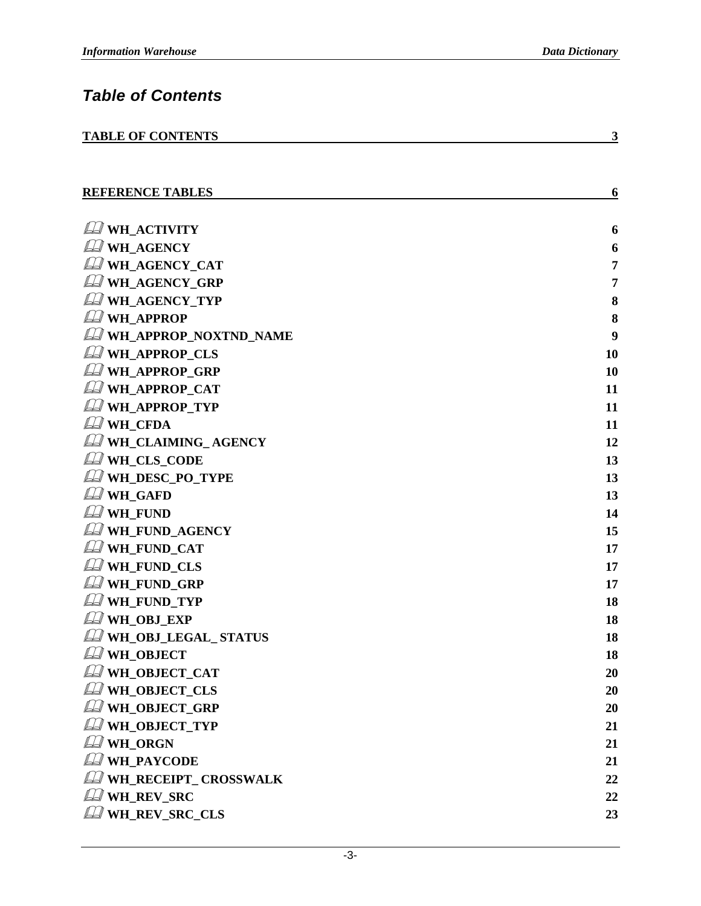# *Table of Contents*

| | |
|---|---|
| **TABLE OF CONTENTS** | **3** |
| **REFERENCE TABLES** | **6** |
| **WH_ACTIVITY** | **6** |
| **WH_AGENCY** | **6** |
| **WH_AGENCY_CAT** | **7** |
| **WH_AGENCY_GRP** | **7** |
| **WH_AGENCY_TYP** | **8** |
| **WH_APPROP** | **8** |
| **WH_APPROP_NOXTND_NAME** | **9** |
| **WH_APPROP_CLS** | **10** |
| **WH_APPROP_GRP** | **10** |
| **WH_APPROP_CAT** | **11** |
| **WH_APPROP_TYP** | **11** |
| **WH_CFDA** | **11** |
| **WH_CLAIMING_ AGENCY** | **12** |
| **WH_CLS_CODE** | **13** |
| **WH_DESC_PO_TYPE** | **13** |
| **WH_GAFD** | **13** |
| **WH_FUND** | **14** |
| **WH_FUND_AGENCY** | **15** |
| **WH_FUND_CAT** | **17** |
| **WH_FUND_CLS** | **17** |
| **WH_FUND_GRP** | **17** |
| **WH_FUND_TYP** | **18** |
| **WH_OBJ_EXP** | **18** |
| **WH_OBJ_LEGAL_ STATUS** | **18** |
| **WH_OBJECT** | **18** |
| **WH_OBJECT_CAT** | **20** |
| **WH_OBJECT_CLS** | **20** |
| **WH_OBJECT_GRP** | **20** |
| **WH_OBJECT_TYP** | **21** |
| **WH_ORGN** | **21** |
| **WH_PAYCODE** | **21** |
| **WH_RECEIPT_ CROSSWALK** | **22** |
| **WH_REV_SRC** | **22** |
| **WH_REV_SRC_CLS** | **23** |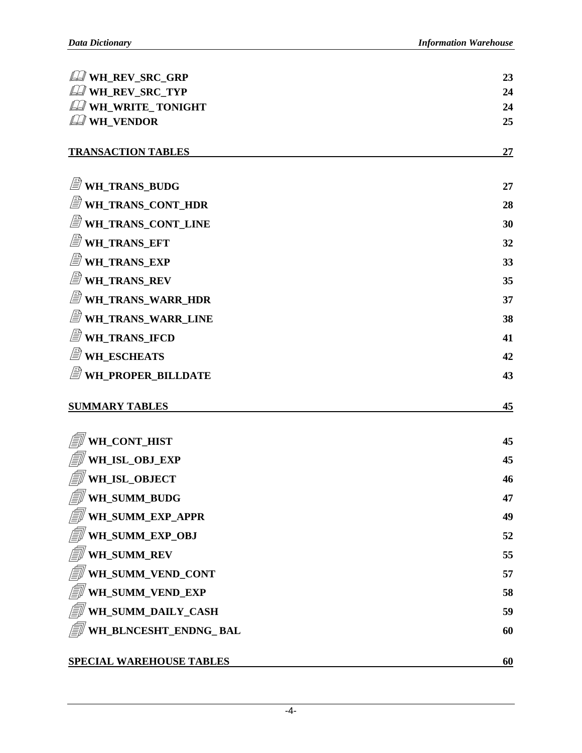| | |
|---|---|
| **WH_REV_SRC_GRP** | 23 |
| **WH_REV_SRC_TYP** | 24 |
| **WH_WRITE_ TONIGHT** | 24 |
| **WH_VENDOR** | 25 |

| | |
|---|---|
| **TRANSACTION TABLES** | **27** |
| **WH_TRANS_BUDG** | 27 |
| **WH_TRANS_CONT_HDR** | 28 |
| **WH_TRANS_CONT_LINE** | 30 |
| **WH_TRANS_EFT** | 32 |
| **WH_TRANS_EXP** | 33 |
| **WH_TRANS_REV** | 35 |
| **WH_TRANS_WARR_HDR** | 37 |
| **WH_TRANS_WARR_LINE** | 38 |
| **WH_TRANS_IFCD** | 41 |
| **WH_ESCHEATS** | 42 |
| **WH_PROPER_BILLDATE** | 43 |

| | |
|---|---|
| **SUMMARY TABLES** | **45** |
| **WH_CONT_HIST** | 45 |
| **WH_ISL_OBJ_EXP** | 45 |
| **WH_ISL_OBJECT** | 46 |
| **WH_SUMM_BUDG** | 47 |
| **WH_SUMM_EXP_APPR** | 49 |
| **WH_SUMM_EXP_OBJ** | 52 |
| **WH_SUMM_REV** | 55 |
| **WH_SUMM_VEND_CONT** | 57 |
| **WH_SUMM_VEND_EXP** | 58 |
| **WH_SUMM_DAILY_CASH** | 59 |
| **WH_BLNCESHT_ENDNG_ BAL** | 60 |

| | |
|---|---|
| **SPECIAL WAREHOUSE TABLES** | **60** |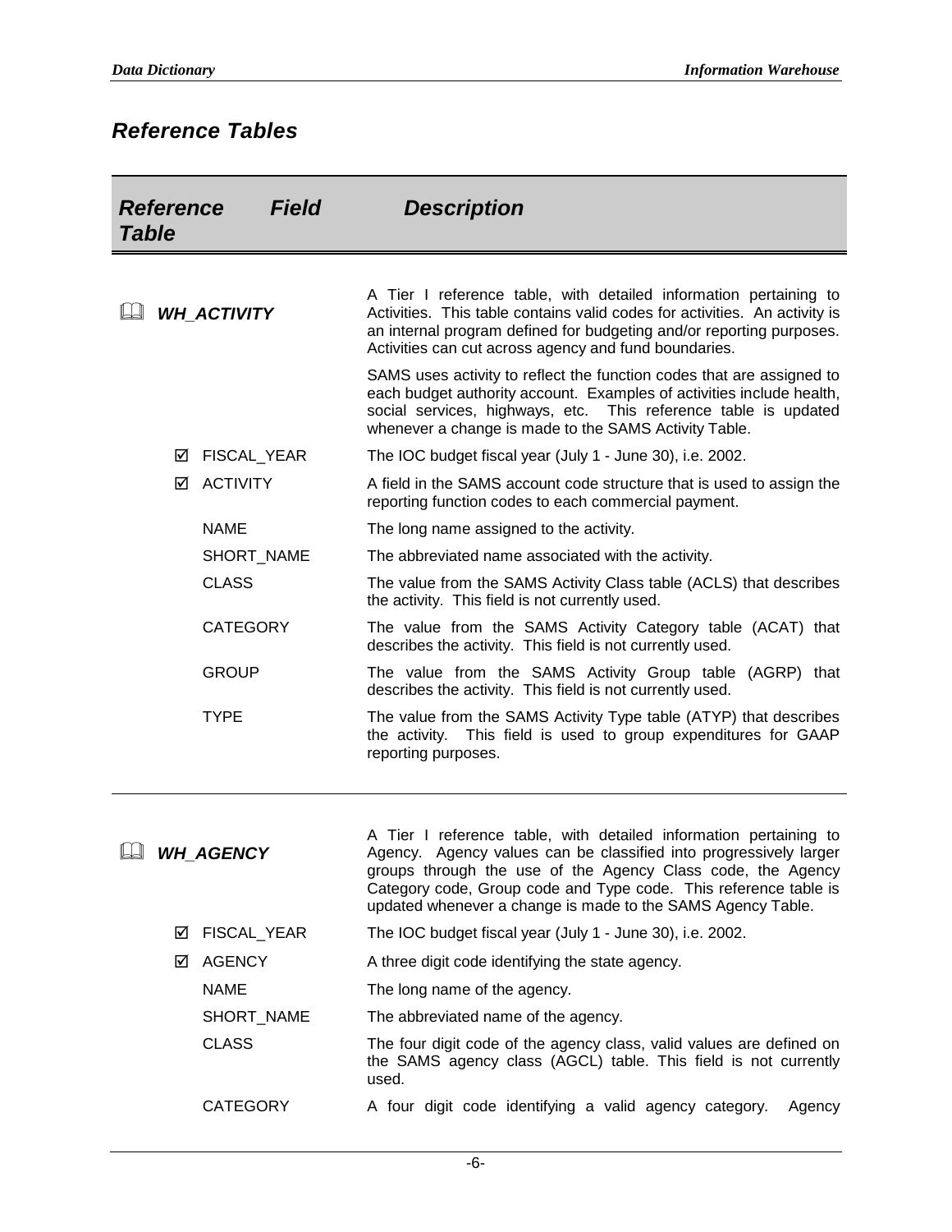## *Reference Tables*

| *Reference Table* | *Field* | *Description* |
|---|---|---|
| 🕮 ***WH_ACTIVITY*** | | A Tier I reference table, with detailed information pertaining to Activities. This table contains valid codes for activities. An activity is an internal program defined for budgeting and/or reporting purposes. Activities can cut across agency and fund boundaries.<br><br>SAMS uses activity to reflect the function codes that are assigned to each budget authority account. Examples of activities include health, social services, highways, etc. This reference table is updated whenever a change is made to the SAMS Activity Table. |
| ☑ | FISCAL_YEAR | The IOC budget fiscal year (July 1 - June 30), i.e. 2002. |
| ☑ | ACTIVITY | A field in the SAMS account code structure that is used to assign the reporting function codes to each commercial payment. |
| | NAME | The long name assigned to the activity. |
| | SHORT_NAME | The abbreviated name associated with the activity. |
| | CLASS | The value from the SAMS Activity Class table (ACLS) that describes the activity. This field is not currently used. |
| | CATEGORY | The value from the SAMS Activity Category table (ACAT) that describes the activity. This field is not currently used. |
| | GROUP | The value from the SAMS Activity Group table (AGRP) that describes the activity. This field is not currently used. |
| | TYPE | The value from the SAMS Activity Type table (ATYP) that describes the activity. This field is used to group expenditures for GAAP reporting purposes. |
| 🕮 ***WH_AGENCY*** | | A Tier I reference table, with detailed information pertaining to Agency. Agency values can be classified into progressively larger groups through the use of the Agency Class code, the Agency Category code, Group code and Type code. This reference table is updated whenever a change is made to the SAMS Agency Table. |
| ☑ | FISCAL_YEAR | The IOC budget fiscal year (July 1 - June 30), i.e. 2002. |
| ☑ | AGENCY | A three digit code identifying the state agency. |
| | NAME | The long name of the agency. |
| | SHORT_NAME | The abbreviated name of the agency. |
| | CLASS | The four digit code of the agency class, valid values are defined on the SAMS agency class (AGCL) table. This field is not currently used. |
| | CATEGORY | A four digit code identifying a valid agency category. Agency |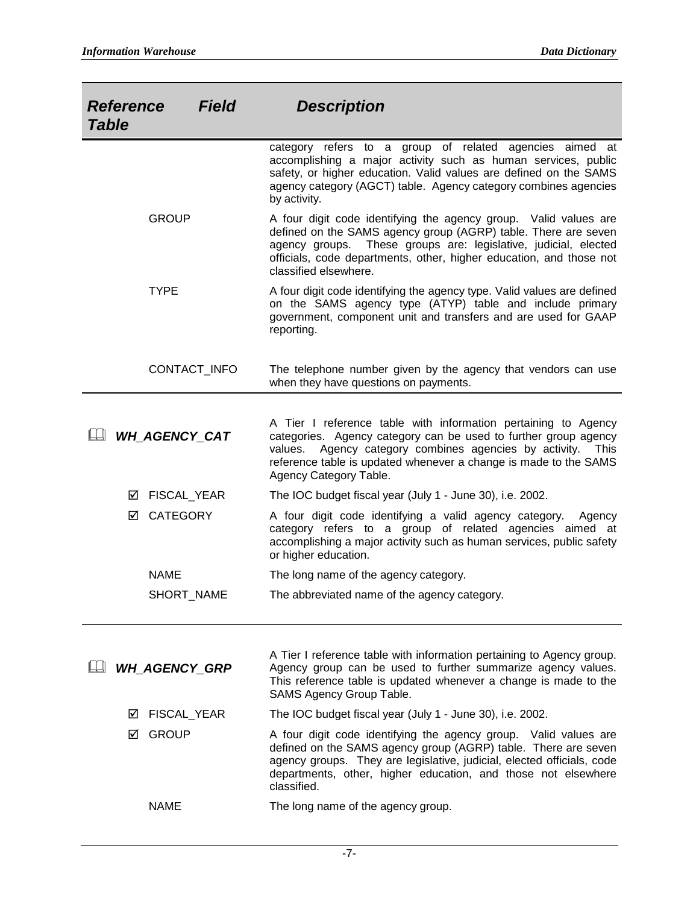| Reference Table | Field | Description |
|---|---|---|
| | | category refers to a group of related agencies aimed at accomplishing a major activity such as human services, public safety, or higher education. Valid values are defined on the SAMS agency category (AGCT) table. Agency category combines agencies by activity. |
| | GROUP | A four digit code identifying the agency group. Valid values are defined on the SAMS agency group (AGRP) table. There are seven agency groups. These groups are: legislative, judicial, elected officials, code departments, other, higher education, and those not classified elsewhere. |
| | TYPE | A four digit code identifying the agency type. Valid values are defined on the SAMS agency type (ATYP) table and include primary government, component unit and transfers and are used for GAAP reporting. |
| | CONTACT_INFO | The telephone number given by the agency that vendors can use when they have questions on payments. |
| 🕮 ***WH_AGENCY_CAT*** | | A Tier I reference table with information pertaining to Agency categories. Agency category can be used to further group agency values. Agency category combines agencies by activity. This reference table is updated whenever a change is made to the SAMS Agency Category Table. |
| | ☑ FISCAL_YEAR | The IOC budget fiscal year (July 1 - June 30), i.e. 2002. |
| | ☑ CATEGORY | A four digit code identifying a valid agency category. Agency category refers to a group of related agencies aimed at accomplishing a major activity such as human services, public safety or higher education. |
| | NAME | The long name of the agency category. |
| | SHORT_NAME | The abbreviated name of the agency category. |
| 🕮 ***WH_AGENCY_GRP*** | | A Tier I reference table with information pertaining to Agency group. Agency group can be used to further summarize agency values. This reference table is updated whenever a change is made to the SAMS Agency Group Table. |
| | ☑ FISCAL_YEAR | The IOC budget fiscal year (July 1 - June 30), i.e. 2002. |
| | ☑ GROUP | A four digit code identifying the agency group. Valid values are defined on the SAMS agency group (AGRP) table. There are seven agency groups. They are legislative, judicial, elected officials, code departments, other, higher education, and those not elsewhere classified. |
| | NAME | The long name of the agency group. |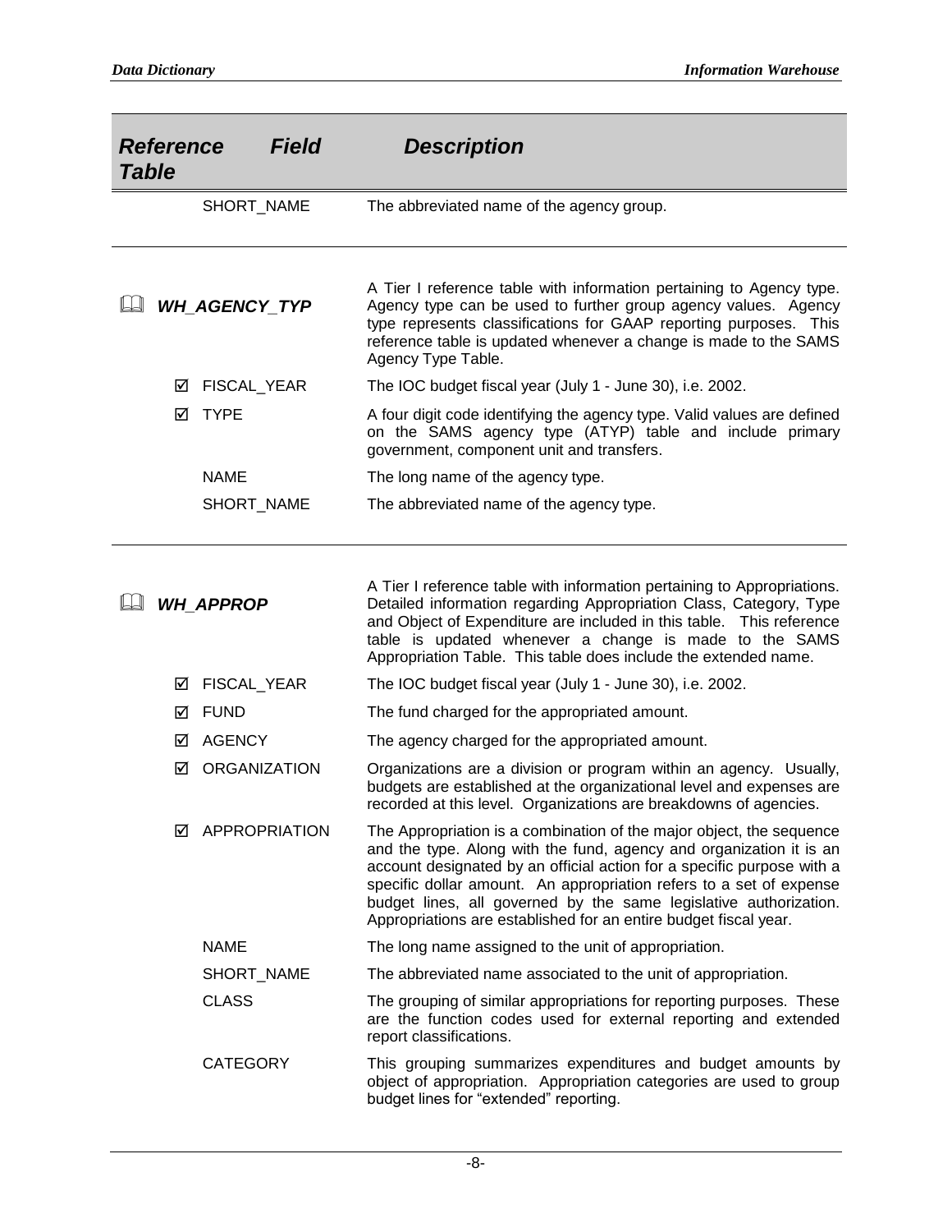| Reference Table | Field | Description |
|---|---|---|
| | SHORT_NAME | The abbreviated name of the agency group. |
| 🕮 ***WH_AGENCY_TYP*** | | A Tier I reference table with information pertaining to Agency type. Agency type can be used to further group agency values. Agency type represents classifications for GAAP reporting purposes. This reference table is updated whenever a change is made to the SAMS Agency Type Table. |
| ☑ | FISCAL_YEAR | The IOC budget fiscal year (July 1 - June 30), i.e. 2002. |
| ☑ | TYPE | A four digit code identifying the agency type. Valid values are defined on the SAMS agency type (ATYP) table and include primary government, component unit and transfers. |
| | NAME | The long name of the agency type. |
| | SHORT_NAME | The abbreviated name of the agency type. |
| 🕮 ***WH_APPROP*** | | A Tier I reference table with information pertaining to Appropriations. Detailed information regarding Appropriation Class, Category, Type and Object of Expenditure are included in this table. This reference table is updated whenever a change is made to the SAMS Appropriation Table. This table does include the extended name. |
| ☑ | FISCAL_YEAR | The IOC budget fiscal year (July 1 - June 30), i.e. 2002. |
| ☑ | FUND | The fund charged for the appropriated amount. |
| ☑ | AGENCY | The agency charged for the appropriated amount. |
| ☑ | ORGANIZATION | Organizations are a division or program within an agency. Usually, budgets are established at the organizational level and expenses are recorded at this level. Organizations are breakdowns of agencies. |
| ☑ | APPROPRIATION | The Appropriation is a combination of the major object, the sequence and the type. Along with the fund, agency and organization it is an account designated by an official action for a specific purpose with a specific dollar amount. An appropriation refers to a set of expense budget lines, all governed by the same legislative authorization. Appropriations are established for an entire budget fiscal year. |
| | NAME | The long name assigned to the unit of appropriation. |
| | SHORT_NAME | The abbreviated name associated to the unit of appropriation. |
| | CLASS | The grouping of similar appropriations for reporting purposes. These are the function codes used for external reporting and extended report classifications. |
| | CATEGORY | This grouping summarizes expenditures and budget amounts by object of appropriation. Appropriation categories are used to group budget lines for "extended" reporting. |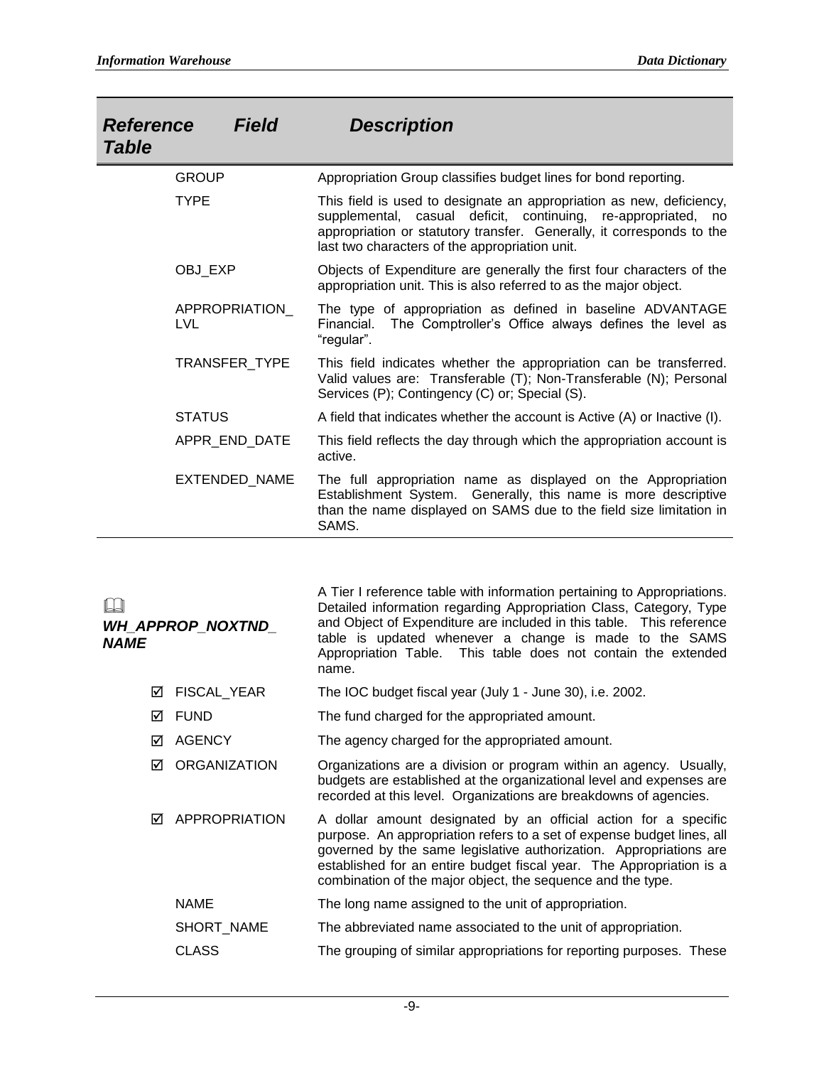| Reference Table | Field | Description |
|---|---|---|
| | GROUP | Appropriation Group classifies budget lines for bond reporting. |
| | TYPE | This field is used to designate an appropriation as new, deficiency, supplemental, casual deficit, continuing, re-appropriated, no appropriation or statutory transfer. Generally, it corresponds to the last two characters of the appropriation unit. |
| | OBJ_EXP | Objects of Expenditure are generally the first four characters of the appropriation unit. This is also referred to as the major object. |
| | APPROPRIATION_LVL | The type of appropriation as defined in baseline ADVANTAGE Financial. The Comptroller's Office always defines the level as "regular". |
| | TRANSFER_TYPE | This field indicates whether the appropriation can be transferred. Valid values are: Transferable (T); Non-Transferable (N); Personal Services (P); Contingency (C) or; Special (S). |
| | STATUS | A field that indicates whether the account is Active (A) or Inactive (I). |
| | APPR_END_DATE | This field reflects the day through which the appropriation account is active. |
| | EXTENDED_NAME | The full appropriation name as displayed on the Appropriation Establishment System. Generally, this name is more descriptive than the name displayed on SAMS due to the field size limitation in SAMS. |

| Reference Table | Field | Description |
|---|---|---|
| 🕮 ***WH_APPROP_NOXTND_NAME*** | | A Tier I reference table with information pertaining to Appropriations. Detailed information regarding Appropriation Class, Category, Type and Object of Expenditure are included in this table. This reference table is updated whenever a change is made to the SAMS Appropriation Table. This table does not contain the extended name. |
| | ☑ FISCAL_YEAR | The IOC budget fiscal year (July 1 - June 30), i.e. 2002. |
| | ☑ FUND | The fund charged for the appropriated amount. |
| | ☑ AGENCY | The agency charged for the appropriated amount. |
| | ☑ ORGANIZATION | Organizations are a division or program within an agency. Usually, budgets are established at the organizational level and expenses are recorded at this level. Organizations are breakdowns of agencies. |
| | ☑ APPROPRIATION | A dollar amount designated by an official action for a specific purpose. An appropriation refers to a set of expense budget lines, all governed by the same legislative authorization. Appropriations are established for an entire budget fiscal year. The Appropriation is a combination of the major object, the sequence and the type. |
| | NAME | The long name assigned to the unit of appropriation. |
| | SHORT_NAME | The abbreviated name associated to the unit of appropriation. |
| | CLASS | The grouping of similar appropriations for reporting purposes. These |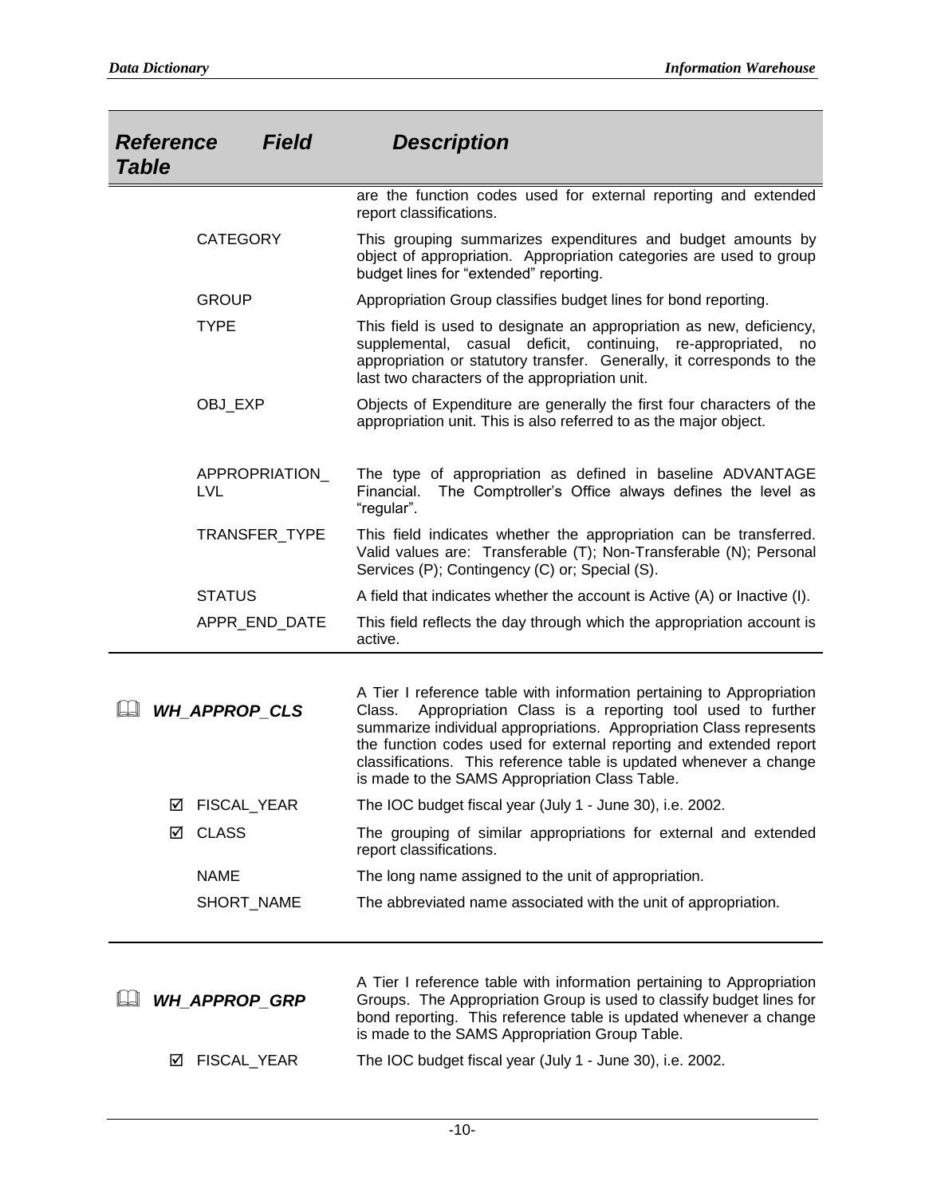| Reference Table | Field | Description |
|---|---|---|
| | | are the function codes used for external reporting and extended report classifications. |
| | CATEGORY | This grouping summarizes expenditures and budget amounts by object of appropriation. Appropriation categories are used to group budget lines for "extended" reporting. |
| | GROUP | Appropriation Group classifies budget lines for bond reporting. |
| | TYPE | This field is used to designate an appropriation as new, deficiency, supplemental, casual deficit, continuing, re-appropriated, no appropriation or statutory transfer. Generally, it corresponds to the last two characters of the appropriation unit. |
| | OBJ_EXP | Objects of Expenditure are generally the first four characters of the appropriation unit. This is also referred to as the major object. |
| | APPROPRIATION_LVL | The type of appropriation as defined in baseline ADVANTAGE Financial. The Comptroller's Office always defines the level as "regular". |
| | TRANSFER_TYPE | This field indicates whether the appropriation can be transferred. Valid values are: Transferable (T); Non-Transferable (N); Personal Services (P); Contingency (C) or; Special (S). |
| | STATUS | A field that indicates whether the account is Active (A) or Inactive (I). |
| | APPR_END_DATE | This field reflects the day through which the appropriation account is active. |

| Reference Table | Field | Description |
|---|---|---|
| 🕮 ***WH_APPROP_CLS*** | | A Tier I reference table with information pertaining to Appropriation Class. Appropriation Class is a reporting tool used to further summarize individual appropriations. Appropriation Class represents the function codes used for external reporting and extended report classifications. This reference table is updated whenever a change is made to the SAMS Appropriation Class Table. |
| | ☑ FISCAL_YEAR | The IOC budget fiscal year (July 1 - June 30), i.e. 2002. |
| | ☑ CLASS | The grouping of similar appropriations for external and extended report classifications. |
| | NAME | The long name assigned to the unit of appropriation. |
| | SHORT_NAME | The abbreviated name associated with the unit of appropriation. |

| Reference Table | Field | Description |
|---|---|---|
| 🕮 ***WH_APPROP_GRP*** | | A Tier I reference table with information pertaining to Appropriation Groups. The Appropriation Group is used to classify budget lines for bond reporting. This reference table is updated whenever a change is made to the SAMS Appropriation Group Table. |
| | ☑ FISCAL_YEAR | The IOC budget fiscal year (July 1 - June 30), i.e. 2002. |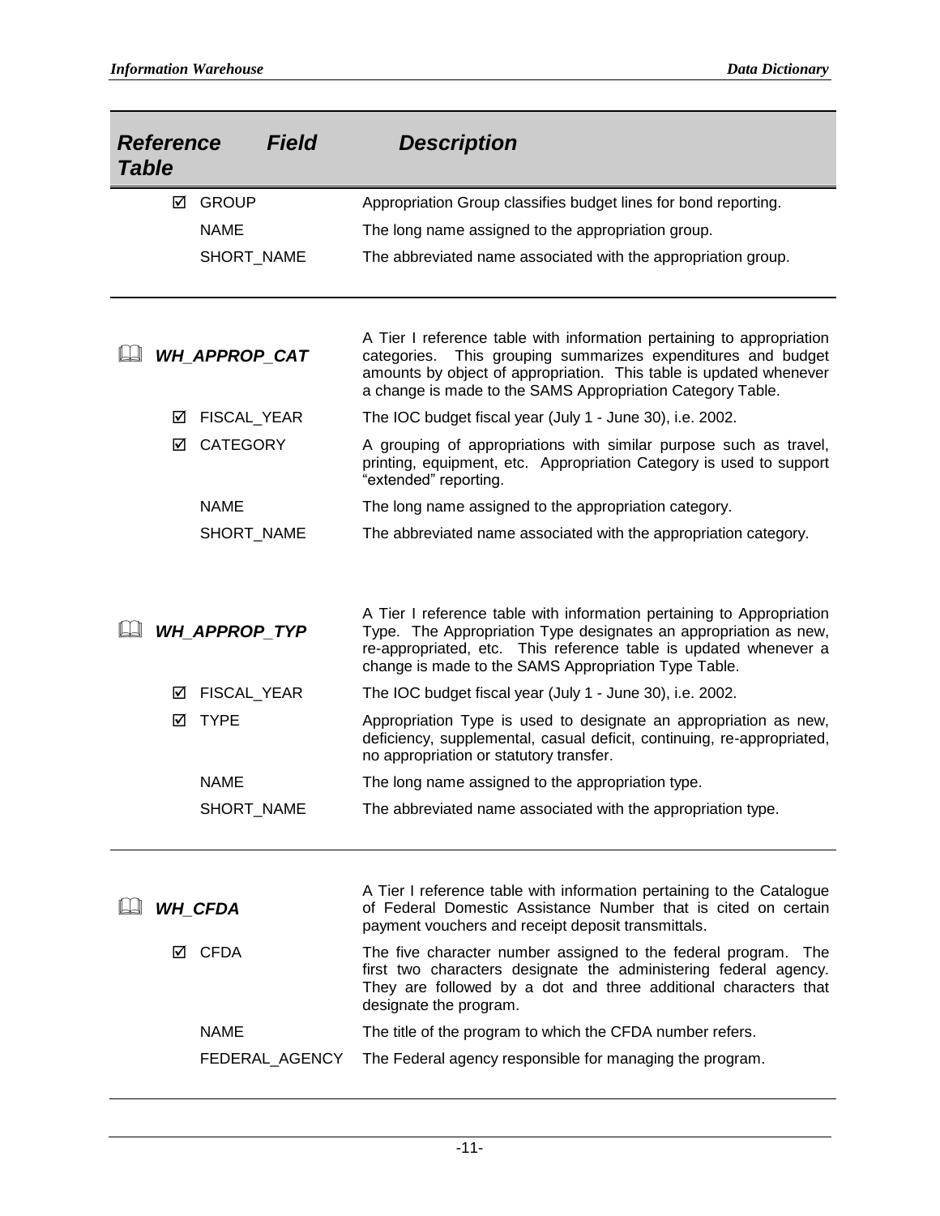| Reference Table | Field | Description |
|---|---|---|
| | ☑ GROUP | Appropriation Group classifies budget lines for bond reporting. |
| | NAME | The long name assigned to the appropriation group. |
| | SHORT_NAME | The abbreviated name associated with the appropriation group. |
| 🕮 ***WH_APPROP_CAT*** | | A Tier I reference table with information pertaining to appropriation categories. This grouping summarizes expenditures and budget amounts by object of appropriation. This table is updated whenever a change is made to the SAMS Appropriation Category Table. |
| | ☑ FISCAL_YEAR | The IOC budget fiscal year (July 1 - June 30), i.e. 2002. |
| | ☑ CATEGORY | A grouping of appropriations with similar purpose such as travel, printing, equipment, etc. Appropriation Category is used to support "extended" reporting. |
| | NAME | The long name assigned to the appropriation category. |
| | SHORT_NAME | The abbreviated name associated with the appropriation category. |
| 🕮 ***WH_APPROP_TYP*** | | A Tier I reference table with information pertaining to Appropriation Type. The Appropriation Type designates an appropriation as new, re-appropriated, etc. This reference table is updated whenever a change is made to the SAMS Appropriation Type Table. |
| | ☑ FISCAL_YEAR | The IOC budget fiscal year (July 1 - June 30), i.e. 2002. |
| | ☑ TYPE | Appropriation Type is used to designate an appropriation as new, deficiency, supplemental, casual deficit, continuing, re-appropriated, no appropriation or statutory transfer. |
| | NAME | The long name assigned to the appropriation type. |
| | SHORT_NAME | The abbreviated name associated with the appropriation type. |
| 🕮 ***WH_CFDA*** | | A Tier I reference table with information pertaining to the Catalogue of Federal Domestic Assistance Number that is cited on certain payment vouchers and receipt deposit transmittals. |
| | ☑ CFDA | The five character number assigned to the federal program. The first two characters designate the administering federal agency. They are followed by a dot and three additional characters that designate the program. |
| | NAME | The title of the program to which the CFDA number refers. |
| | FEDERAL_AGENCY | The Federal agency responsible for managing the program. |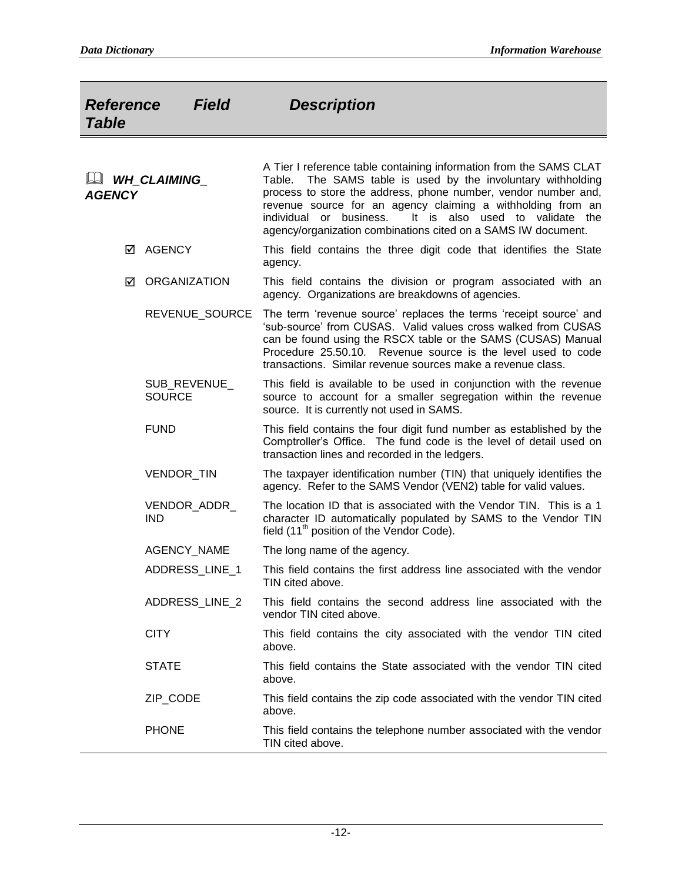| Reference Table | Field | Description |
|---|---|---|
| 🕮 **_WH_CLAIMING_AGENCY_** | | A Tier I reference table containing information from the SAMS CLAT Table. The SAMS table is used by the involuntary withholding process to store the address, phone number, vendor number and, revenue source for an agency claiming a withholding from an individual or business. It is also used to validate the agency/organization combinations cited on a SAMS IW document. |
| | ☑ AGENCY | This field contains the three digit code that identifies the State agency. |
| | ☑ ORGANIZATION | This field contains the division or program associated with an agency. Organizations are breakdowns of agencies. |
| | REVENUE_SOURCE | The term 'revenue source' replaces the terms 'receipt source' and 'sub-source' from CUSAS. Valid values cross walked from CUSAS can be found using the RSCX table or the SAMS (CUSAS) Manual Procedure 25.50.10. Revenue source is the level used to code transactions. Similar revenue sources make a revenue class. |
| | SUB_REVENUE_SOURCE | This field is available to be used in conjunction with the revenue source to account for a smaller segregation within the revenue source. It is currently not used in SAMS. |
| | FUND | This field contains the four digit fund number as established by the Comptroller's Office. The fund code is the level of detail used on transaction lines and recorded in the ledgers. |
| | VENDOR_TIN | The taxpayer identification number (TIN) that uniquely identifies the agency. Refer to the SAMS Vendor (VEN2) table for valid values. |
| | VENDOR_ADDR_IND | The location ID that is associated with the Vendor TIN. This is a 1 character ID automatically populated by SAMS to the Vendor TIN field (11th position of the Vendor Code). |
| | AGENCY_NAME | The long name of the agency. |
| | ADDRESS_LINE_1 | This field contains the first address line associated with the vendor TIN cited above. |
| | ADDRESS_LINE_2 | This field contains the second address line associated with the vendor TIN cited above. |
| | CITY | This field contains the city associated with the vendor TIN cited above. |
| | STATE | This field contains the State associated with the vendor TIN cited above. |
| | ZIP_CODE | This field contains the zip code associated with the vendor TIN cited above. |
| | PHONE | This field contains the telephone number associated with the vendor TIN cited above. |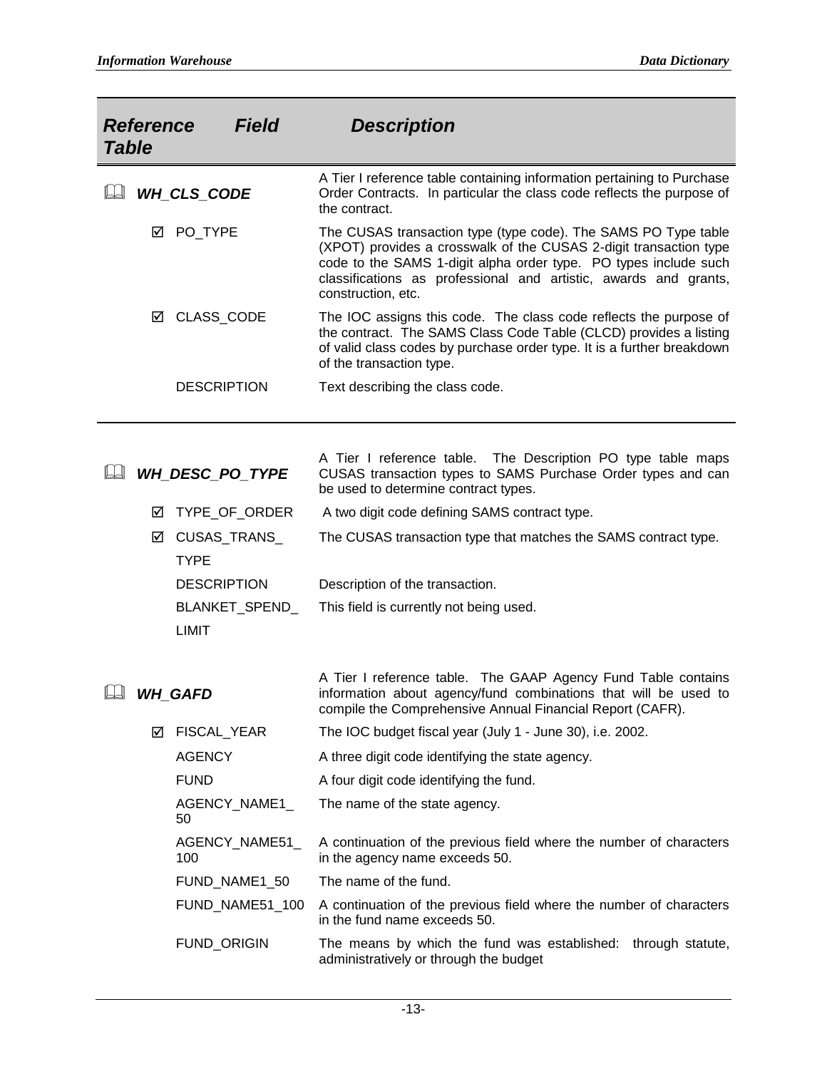| Reference Table | Field | Description |
|---|---|---|
| 🕮 ***WH_CLS_CODE*** | | A Tier I reference table containing information pertaining to Purchase Order Contracts. In particular the class code reflects the purpose of the contract. |
| | ☑ PO_TYPE | The CUSAS transaction type (type code). The SAMS PO Type table (XPOT) provides a crosswalk of the CUSAS 2-digit transaction type code to the SAMS 1-digit alpha order type. PO types include such classifications as professional and artistic, awards and grants, construction, etc. |
| | ☑ CLASS_CODE | The IOC assigns this code. The class code reflects the purpose of the contract. The SAMS Class Code Table (CLCD) provides a listing of valid class codes by purchase order type. It is a further breakdown of the transaction type. |
| | DESCRIPTION | Text describing the class code. |
| 🕮 ***WH_DESC_PO_TYPE*** | | A Tier I reference table. The Description PO type table maps CUSAS transaction types to SAMS Purchase Order types and can be used to determine contract types. |
| | ☑ TYPE_OF_ORDER | A two digit code defining SAMS contract type. |
| | ☑ CUSAS_TRANS_TYPE | The CUSAS transaction type that matches the SAMS contract type. |
| | DESCRIPTION | Description of the transaction. |
| | BLANKET_SPEND_LIMIT | This field is currently not being used. |
| 🕮 ***WH_GAFD*** | | A Tier I reference table. The GAAP Agency Fund Table contains information about agency/fund combinations that will be used to compile the Comprehensive Annual Financial Report (CAFR). |
| | ☑ FISCAL_YEAR | The IOC budget fiscal year (July 1 - June 30), i.e. 2002. |
| | AGENCY | A three digit code identifying the state agency. |
| | FUND | A four digit code identifying the fund. |
| | AGENCY_NAME1_50 | The name of the state agency. |
| | AGENCY_NAME51_100 | A continuation of the previous field where the number of characters in the agency name exceeds 50. |
| | FUND_NAME1_50 | The name of the fund. |
| | FUND_NAME51_100 | A continuation of the previous field where the number of characters in the fund name exceeds 50. |
| | FUND_ORIGIN | The means by which the fund was established: through statute, administratively or through the budget |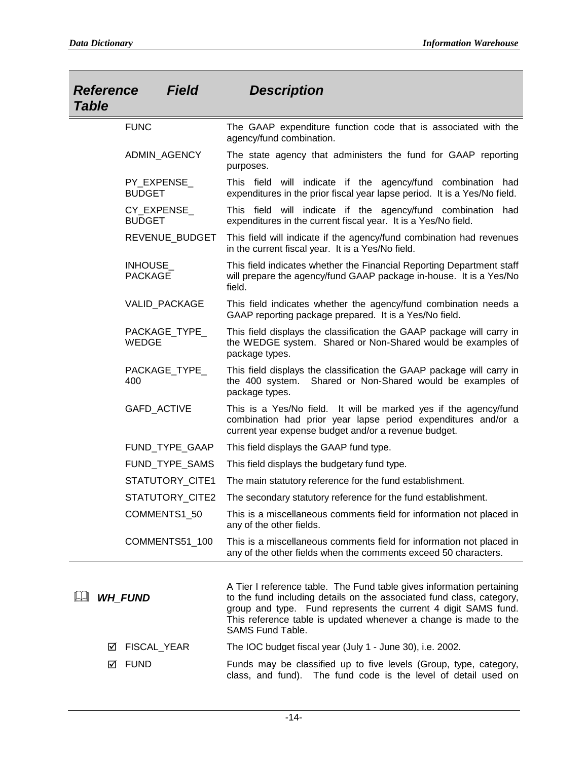| Reference Table | Field | Description |
|---|---|---|
| | FUNC | The GAAP expenditure function code that is associated with the agency/fund combination. |
| | ADMIN_AGENCY | The state agency that administers the fund for GAAP reporting purposes. |
| | PY_EXPENSE_BUDGET | This field will indicate if the agency/fund combination had expenditures in the prior fiscal year lapse period. It is a Yes/No field. |
| | CY_EXPENSE_BUDGET | This field will indicate if the agency/fund combination had expenditures in the current fiscal year. It is a Yes/No field. |
| | REVENUE_BUDGET | This field will indicate if the agency/fund combination had revenues in the current fiscal year. It is a Yes/No field. |
| | INHOUSE_PACKAGE | This field indicates whether the Financial Reporting Department staff will prepare the agency/fund GAAP package in-house. It is a Yes/No field. |
| | VALID_PACKAGE | This field indicates whether the agency/fund combination needs a GAAP reporting package prepared. It is a Yes/No field. |
| | PACKAGE_TYPE_WEDGE | This field displays the classification the GAAP package will carry in the WEDGE system. Shared or Non-Shared would be examples of package types. |
| | PACKAGE_TYPE_400 | This field displays the classification the GAAP package will carry in the 400 system. Shared or Non-Shared would be examples of package types. |
| | GAFD_ACTIVE | This is a Yes/No field. It will be marked yes if the agency/fund combination had prior year lapse period expenditures and/or a current year expense budget and/or a revenue budget. |
| | FUND_TYPE_GAAP | This field displays the GAAP fund type. |
| | FUND_TYPE_SAMS | This field displays the budgetary fund type. |
| | STATUTORY_CITE1 | The main statutory reference for the fund establishment. |
| | STATUTORY_CITE2 | The secondary statutory reference for the fund establishment. |
| | COMMENTS1_50 | This is a miscellaneous comments field for information not placed in any of the other fields. |
| | COMMENTS51_100 | This is a miscellaneous comments field for information not placed in any of the other fields when the comments exceed 50 characters. |

📖 ***WH_FUND***

A Tier I reference table. The Fund table gives information pertaining to the fund including details on the associated fund class, category, group and type. Fund represents the current 4 digit SAMS fund. This reference table is updated whenever a change is made to the SAMS Fund Table.

| Field | Description |
|---|---|
| ☑ FISCAL_YEAR | The IOC budget fiscal year (July 1 - June 30), i.e. 2002. |
| ☑ FUND | Funds may be classified up to five levels (Group, type, category, class, and fund). The fund code is the level of detail used on |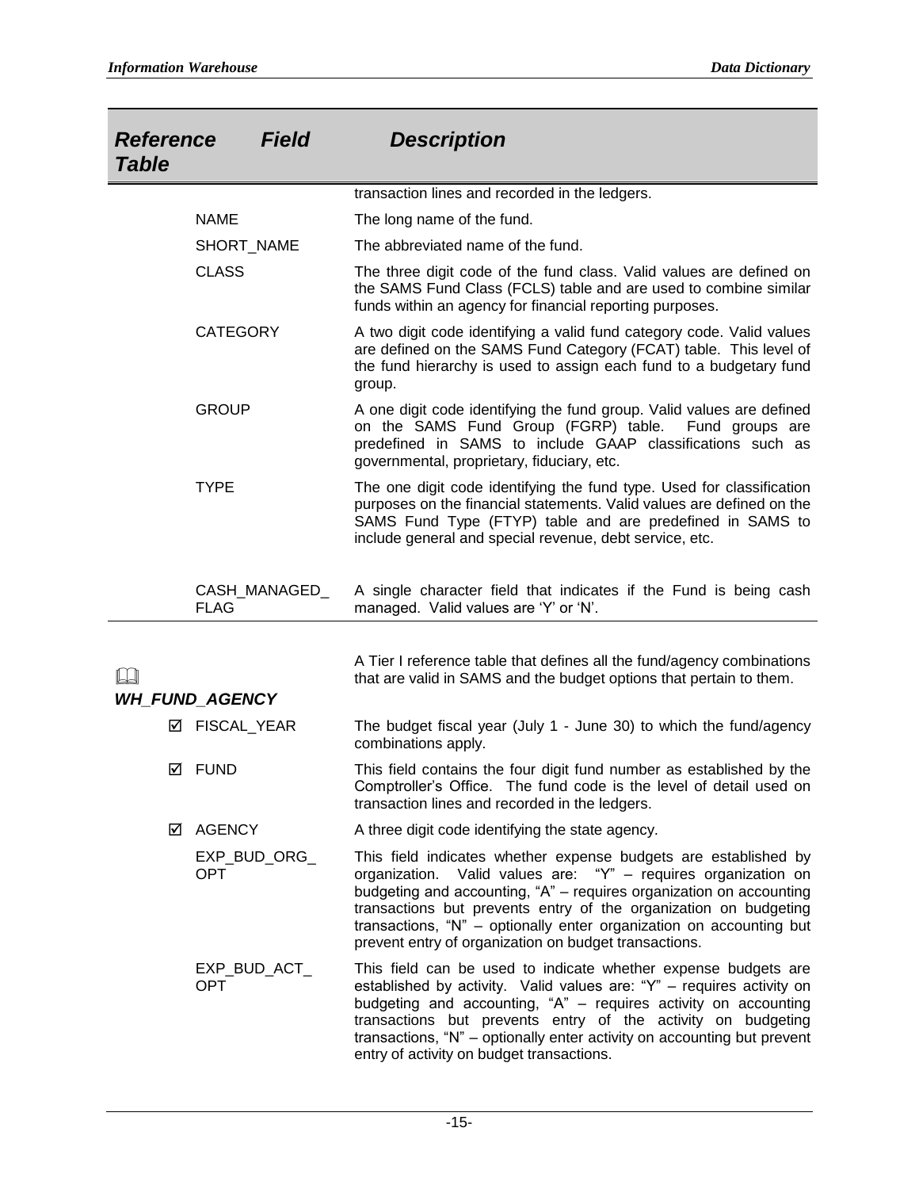| Reference Table | Field | Description |
|---|---|---|
| | | transaction lines and recorded in the ledgers. |
| | NAME | The long name of the fund. |
| | SHORT_NAME | The abbreviated name of the fund. |
| | CLASS | The three digit code of the fund class. Valid values are defined on the SAMS Fund Class (FCLS) table and are used to combine similar funds within an agency for financial reporting purposes. |
| | CATEGORY | A two digit code identifying a valid fund category code. Valid values are defined on the SAMS Fund Category (FCAT) table. This level of the fund hierarchy is used to assign each fund to a budgetary fund group. |
| | GROUP | A one digit code identifying the fund group. Valid values are defined on the SAMS Fund Group (FGRP) table. Fund groups are predefined in SAMS to include GAAP classifications such as governmental, proprietary, fiduciary, etc. |
| | TYPE | The one digit code identifying the fund type. Used for classification purposes on the financial statements. Valid values are defined on the SAMS Fund Type (FTYP) table and are predefined in SAMS to include general and special revenue, debt service, etc. |
| | CASH_MANAGED_FLAG | A single character field that indicates if the Fund is being cash managed. Valid values are 'Y' or 'N'. |
| 🕮 ***WH_FUND_AGENCY*** | | A Tier I reference table that defines all the fund/agency combinations that are valid in SAMS and the budget options that pertain to them. |
| | ☑ FISCAL_YEAR | The budget fiscal year (July 1 - June 30) to which the fund/agency combinations apply. |
| | ☑ FUND | This field contains the four digit fund number as established by the Comptroller's Office. The fund code is the level of detail used on transaction lines and recorded in the ledgers. |
| | ☑ AGENCY | A three digit code identifying the state agency. |
| | EXP_BUD_ORG_OPT | This field indicates whether expense budgets are established by organization. Valid values are: "Y" – requires organization on budgeting and accounting, "A" – requires organization on accounting transactions but prevents entry of the organization on budgeting transactions, "N" – optionally enter organization on accounting but prevent entry of organization on budget transactions. |
| | EXP_BUD_ACT_OPT | This field can be used to indicate whether expense budgets are established by activity. Valid values are: "Y" – requires activity on budgeting and accounting, "A" – requires activity on accounting transactions but prevents entry of the activity on budgeting transactions, "N" – optionally enter activity on accounting but prevent entry of activity on budget transactions. |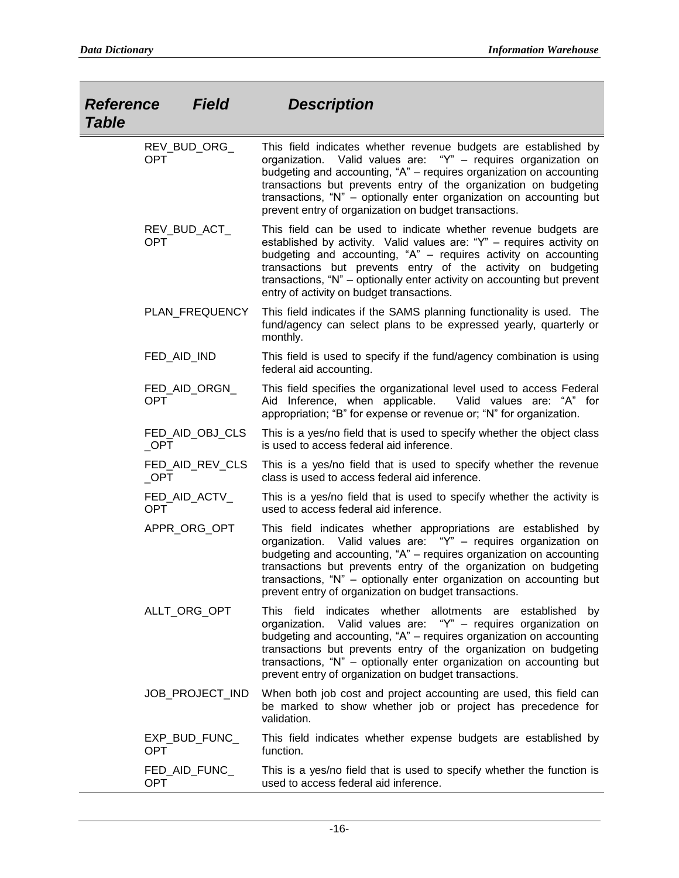| Reference Table | Field | Description |
|---|---|---|
| | REV_BUD_ORG_OPT | This field indicates whether revenue budgets are established by organization. Valid values are: "Y" – requires organization on budgeting and accounting, "A" – requires organization on accounting transactions but prevents entry of the organization on budgeting transactions, "N" – optionally enter organization on accounting but prevent entry of organization on budget transactions. |
| | REV_BUD_ACT_OPT | This field can be used to indicate whether revenue budgets are established by activity. Valid values are: "Y" – requires activity on budgeting and accounting, "A" – requires activity on accounting transactions but prevents entry of the activity on budgeting transactions, "N" – optionally enter activity on accounting but prevent entry of activity on budget transactions. |
| | PLAN_FREQUENCY | This field indicates if the SAMS planning functionality is used. The fund/agency can select plans to be expressed yearly, quarterly or monthly. |
| | FED_AID_IND | This field is used to specify if the fund/agency combination is using federal aid accounting. |
| | FED_AID_ORGN_OPT | This field specifies the organizational level used to access Federal Aid Inference, when applicable. Valid values are: "A" for appropriation; "B" for expense or revenue or; "N" for organization. |
| | FED_AID_OBJ_CLS_OPT | This is a yes/no field that is used to specify whether the object class is used to access federal aid inference. |
| | FED_AID_REV_CLS_OPT | This is a yes/no field that is used to specify whether the revenue class is used to access federal aid inference. |
| | FED_AID_ACTV_OPT | This is a yes/no field that is used to specify whether the activity is used to access federal aid inference. |
| | APPR_ORG_OPT | This field indicates whether appropriations are established by organization. Valid values are: "Y" – requires organization on budgeting and accounting, "A" – requires organization on accounting transactions but prevents entry of the organization on budgeting transactions, "N" – optionally enter organization on accounting but prevent entry of organization on budget transactions. |
| | ALLT_ORG_OPT | This field indicates whether allotments are established by organization. Valid values are: "Y" – requires organization on budgeting and accounting, "A" – requires organization on accounting transactions but prevents entry of the organization on budgeting transactions, "N" – optionally enter organization on accounting but prevent entry of organization on budget transactions. |
| | JOB_PROJECT_IND | When both job cost and project accounting are used, this field can be marked to show whether job or project has precedence for validation. |
| | EXP_BUD_FUNC_OPT | This field indicates whether expense budgets are established by function. |
| | FED_AID_FUNC_OPT | This is a yes/no field that is used to specify whether the function is used to access federal aid inference. |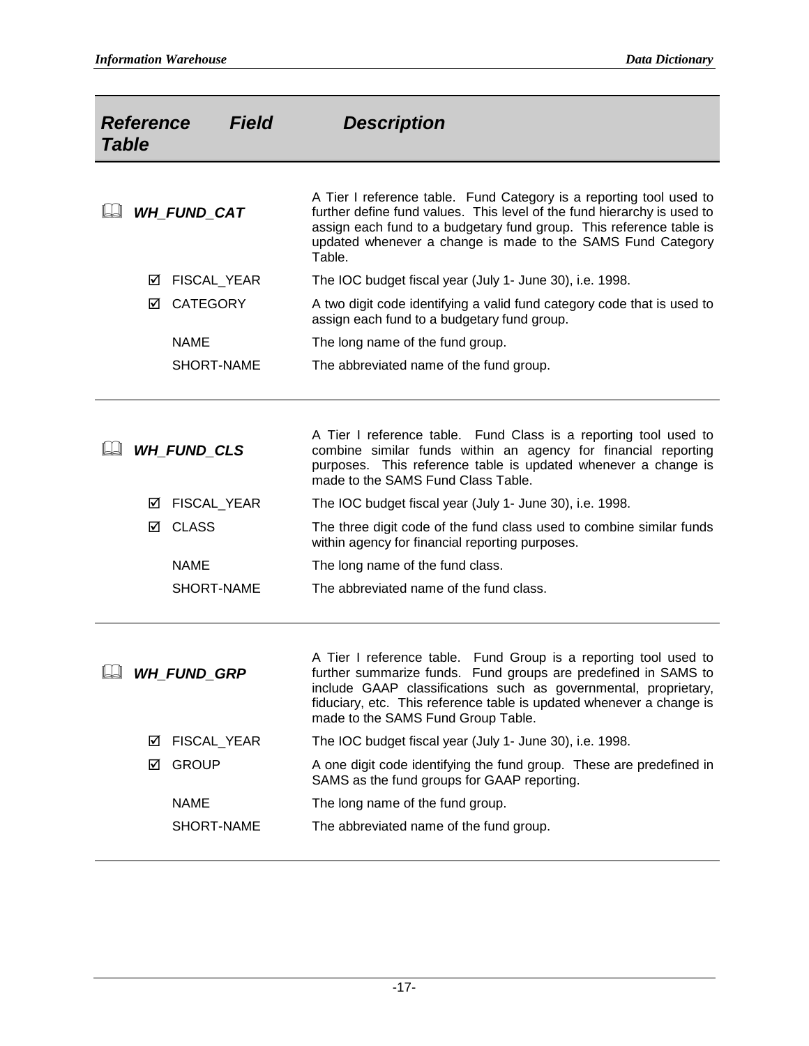| Reference Table | Field | Description |
|---|---|---|
| ***WH_FUND_CAT*** | | A Tier I reference table. Fund Category is a reporting tool used to further define fund values. This level of the fund hierarchy is used to assign each fund to a budgetary fund group. This reference table is updated whenever a change is made to the SAMS Fund Category Table. |
| | ☑ FISCAL_YEAR | The IOC budget fiscal year (July 1- June 30), i.e. 1998. |
| | ☑ CATEGORY | A two digit code identifying a valid fund category code that is used to assign each fund to a budgetary fund group. |
| | NAME | The long name of the fund group. |
| | SHORT-NAME | The abbreviated name of the fund group. |
| ***WH_FUND_CLS*** | | A Tier I reference table. Fund Class is a reporting tool used to combine similar funds within an agency for financial reporting purposes. This reference table is updated whenever a change is made to the SAMS Fund Class Table. |
| | ☑ FISCAL_YEAR | The IOC budget fiscal year (July 1- June 30), i.e. 1998. |
| | ☑ CLASS | The three digit code of the fund class used to combine similar funds within agency for financial reporting purposes. |
| | NAME | The long name of the fund class. |
| | SHORT-NAME | The abbreviated name of the fund class. |
| ***WH_FUND_GRP*** | | A Tier I reference table. Fund Group is a reporting tool used to further summarize funds. Fund groups are predefined in SAMS to include GAAP classifications such as governmental, proprietary, fiduciary, etc. This reference table is updated whenever a change is made to the SAMS Fund Group Table. |
| | ☑ FISCAL_YEAR | The IOC budget fiscal year (July 1- June 30), i.e. 1998. |
| | ☑ GROUP | A one digit code identifying the fund group. These are predefined in SAMS as the fund groups for GAAP reporting. |
| | NAME | The long name of the fund group. |
| | SHORT-NAME | The abbreviated name of the fund group. |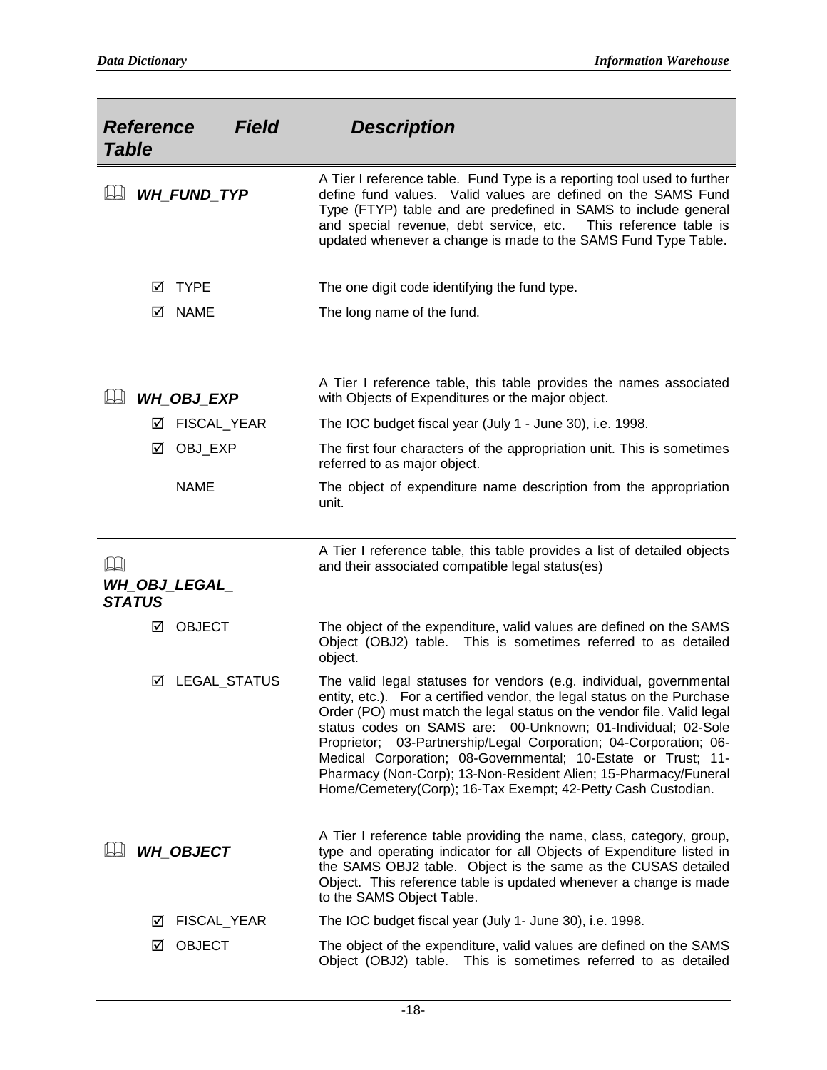| Reference Table | Field | Description |
|---|---|---|
| 🕮 ***WH_FUND_TYP*** | | A Tier I reference table. Fund Type is a reporting tool used to further define fund values. Valid values are defined on the SAMS Fund Type (FTYP) table and are predefined in SAMS to include general and special revenue, debt service, etc. This reference table is updated whenever a change is made to the SAMS Fund Type Table. |
| | ☑ TYPE | The one digit code identifying the fund type. |
| | ☑ NAME | The long name of the fund. |
| 🕮 ***WH_OBJ_EXP*** | | A Tier I reference table, this table provides the names associated with Objects of Expenditures or the major object. |
| | ☑ FISCAL_YEAR | The IOC budget fiscal year (July 1 - June 30), i.e. 1998. |
| | ☑ OBJ_EXP | The first four characters of the appropriation unit. This is sometimes referred to as major object. |
| | NAME | The object of expenditure name description from the appropriation unit. |
| 🕮 ***WH_OBJ_LEGAL_STATUS*** | | A Tier I reference table, this table provides a list of detailed objects and their associated compatible legal status(es) |
| | ☑ OBJECT | The object of the expenditure, valid values are defined on the SAMS Object (OBJ2) table. This is sometimes referred to as detailed object. |
| | ☑ LEGAL_STATUS | The valid legal statuses for vendors (e.g. individual, governmental entity, etc.). For a certified vendor, the legal status on the Purchase Order (PO) must match the legal status on the vendor file. Valid legal status codes on SAMS are: 00-Unknown; 01-Individual; 02-Sole Proprietor; 03-Partnership/Legal Corporation; 04-Corporation; 06-Medical Corporation; 08-Governmental; 10-Estate or Trust; 11-Pharmacy (Non-Corp); 13-Non-Resident Alien; 15-Pharmacy/Funeral Home/Cemetery(Corp); 16-Tax Exempt; 42-Petty Cash Custodian. |
| 🕮 ***WH_OBJECT*** | | A Tier I reference table providing the name, class, category, group, type and operating indicator for all Objects of Expenditure listed in the SAMS OBJ2 table. Object is the same as the CUSAS detailed Object. This reference table is updated whenever a change is made to the SAMS Object Table. |
| | ☑ FISCAL_YEAR | The IOC budget fiscal year (July 1- June 30), i.e. 1998. |
| | ☑ OBJECT | The object of the expenditure, valid values are defined on the SAMS Object (OBJ2) table. This is sometimes referred to as detailed |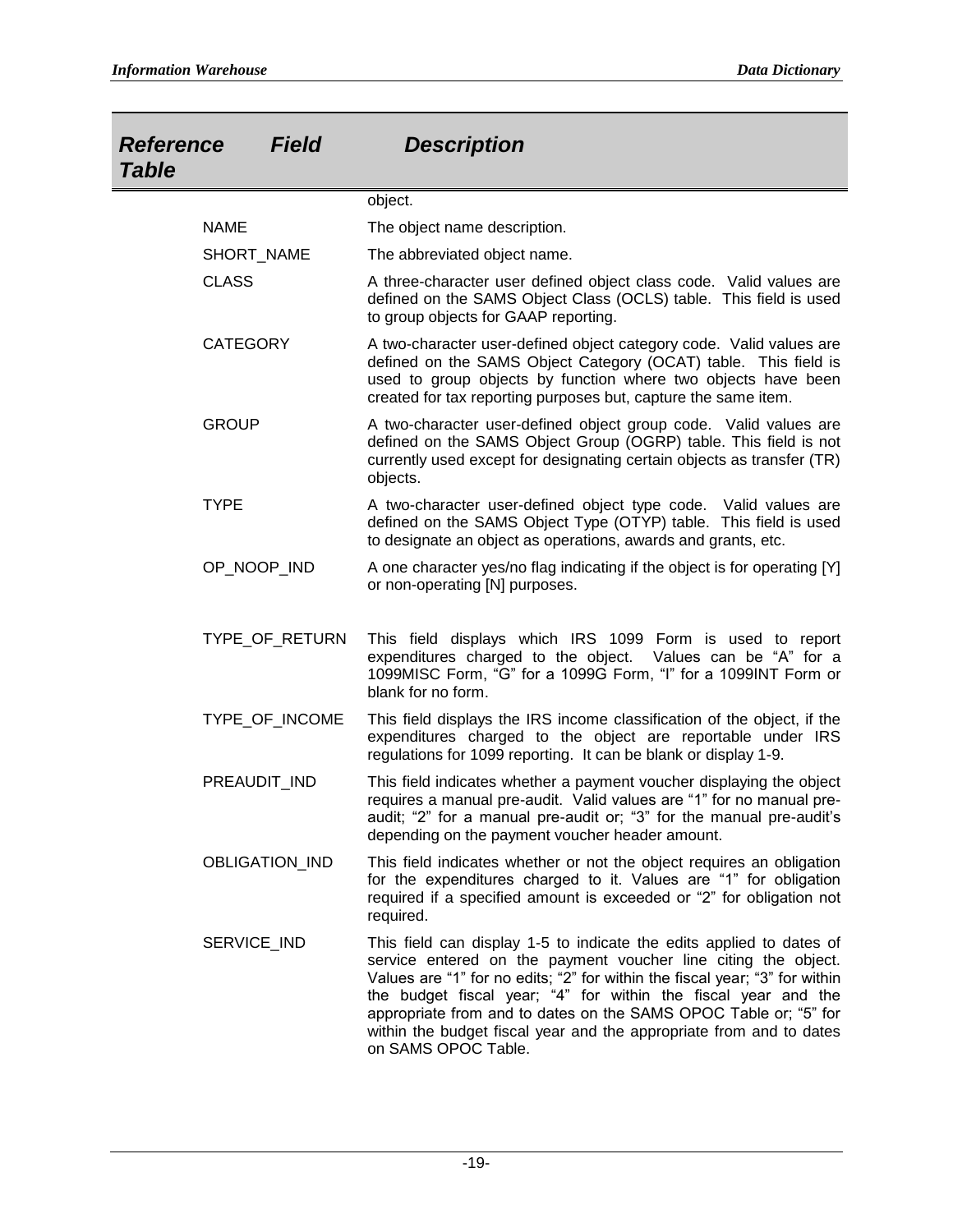| Reference Table | Field | Description |
|---|---|---|
| | | object. |
| | NAME | The object name description. |
| | SHORT_NAME | The abbreviated object name. |
| | CLASS | A three-character user defined object class code. Valid values are defined on the SAMS Object Class (OCLS) table. This field is used to group objects for GAAP reporting. |
| | CATEGORY | A two-character user-defined object category code. Valid values are defined on the SAMS Object Category (OCAT) table. This field is used to group objects by function where two objects have been created for tax reporting purposes but, capture the same item. |
| | GROUP | A two-character user-defined object group code. Valid values are defined on the SAMS Object Group (OGRP) table. This field is not currently used except for designating certain objects as transfer (TR) objects. |
| | TYPE | A two-character user-defined object type code. Valid values are defined on the SAMS Object Type (OTYP) table. This field is used to designate an object as operations, awards and grants, etc. |
| | OP_NOOP_IND | A one character yes/no flag indicating if the object is for operating [Y] or non-operating [N] purposes. |
| | TYPE_OF_RETURN | This field displays which IRS 1099 Form is used to report expenditures charged to the object. Values can be "A" for a 1099MISC Form, "G" for a 1099G Form, "I" for a 1099INT Form or blank for no form. |
| | TYPE_OF_INCOME | This field displays the IRS income classification of the object, if the expenditures charged to the object are reportable under IRS regulations for 1099 reporting. It can be blank or display 1-9. |
| | PREAUDIT_IND | This field indicates whether a payment voucher displaying the object requires a manual pre-audit. Valid values are "1" for no manual pre-audit; "2" for a manual pre-audit or; "3" for the manual pre-audit's depending on the payment voucher header amount. |
| | OBLIGATION_IND | This field indicates whether or not the object requires an obligation for the expenditures charged to it. Values are "1" for obligation required if a specified amount is exceeded or "2" for obligation not required. |
| | SERVICE_IND | This field can display 1-5 to indicate the edits applied to dates of service entered on the payment voucher line citing the object. Values are "1" for no edits; "2" for within the fiscal year; "3" for within the budget fiscal year; "4" for within the fiscal year and the appropriate from and to dates on the SAMS OPOC Table or; "5" for within the budget fiscal year and the appropriate from and to dates on SAMS OPOC Table. |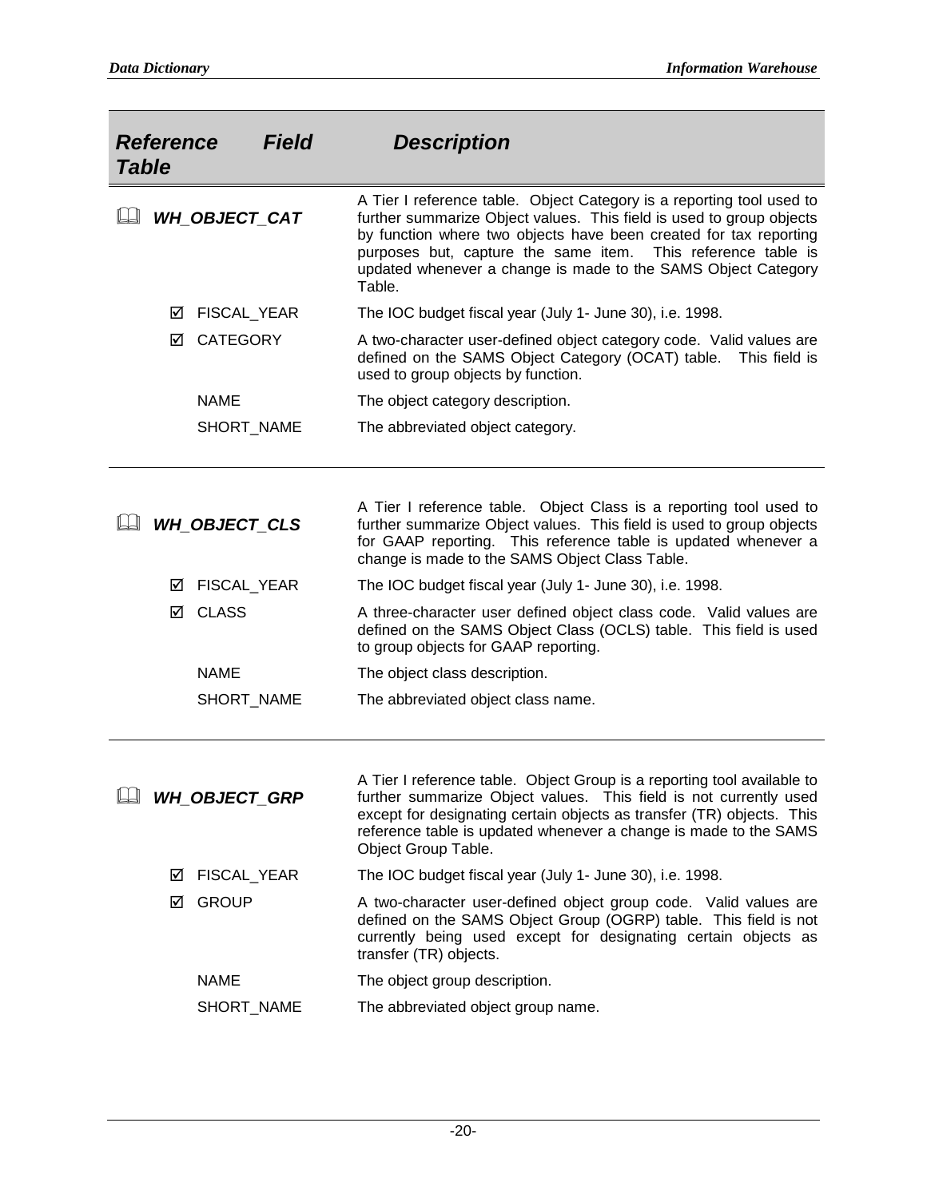| Reference Table | Field | Description |
|---|---|---|
| 🕮 ***WH_OBJECT_CAT*** | | A Tier I reference table. Object Category is a reporting tool used to further summarize Object values. This field is used to group objects by function where two objects have been created for tax reporting purposes but, capture the same item. This reference table is updated whenever a change is made to the SAMS Object Category Table. |
| | ☑ FISCAL_YEAR | The IOC budget fiscal year (July 1- June 30), i.e. 1998. |
| | ☑ CATEGORY | A two-character user-defined object category code. Valid values are defined on the SAMS Object Category (OCAT) table. This field is used to group objects by function. |
| | NAME | The object category description. |
| | SHORT_NAME | The abbreviated object category. |
| 🕮 ***WH_OBJECT_CLS*** | | A Tier I reference table. Object Class is a reporting tool used to further summarize Object values. This field is used to group objects for GAAP reporting. This reference table is updated whenever a change is made to the SAMS Object Class Table. |
| | ☑ FISCAL_YEAR | The IOC budget fiscal year (July 1- June 30), i.e. 1998. |
| | ☑ CLASS | A three-character user defined object class code. Valid values are defined on the SAMS Object Class (OCLS) table. This field is used to group objects for GAAP reporting. |
| | NAME | The object class description. |
| | SHORT_NAME | The abbreviated object class name. |
| 🕮 ***WH_OBJECT_GRP*** | | A Tier I reference table. Object Group is a reporting tool available to further summarize Object values. This field is not currently used except for designating certain objects as transfer (TR) objects. This reference table is updated whenever a change is made to the SAMS Object Group Table. |
| | ☑ FISCAL_YEAR | The IOC budget fiscal year (July 1- June 30), i.e. 1998. |
| | ☑ GROUP | A two-character user-defined object group code. Valid values are defined on the SAMS Object Group (OGRP) table. This field is not currently being used except for designating certain objects as transfer (TR) objects. |
| | NAME | The object group description. |
| | SHORT_NAME | The abbreviated object group name. |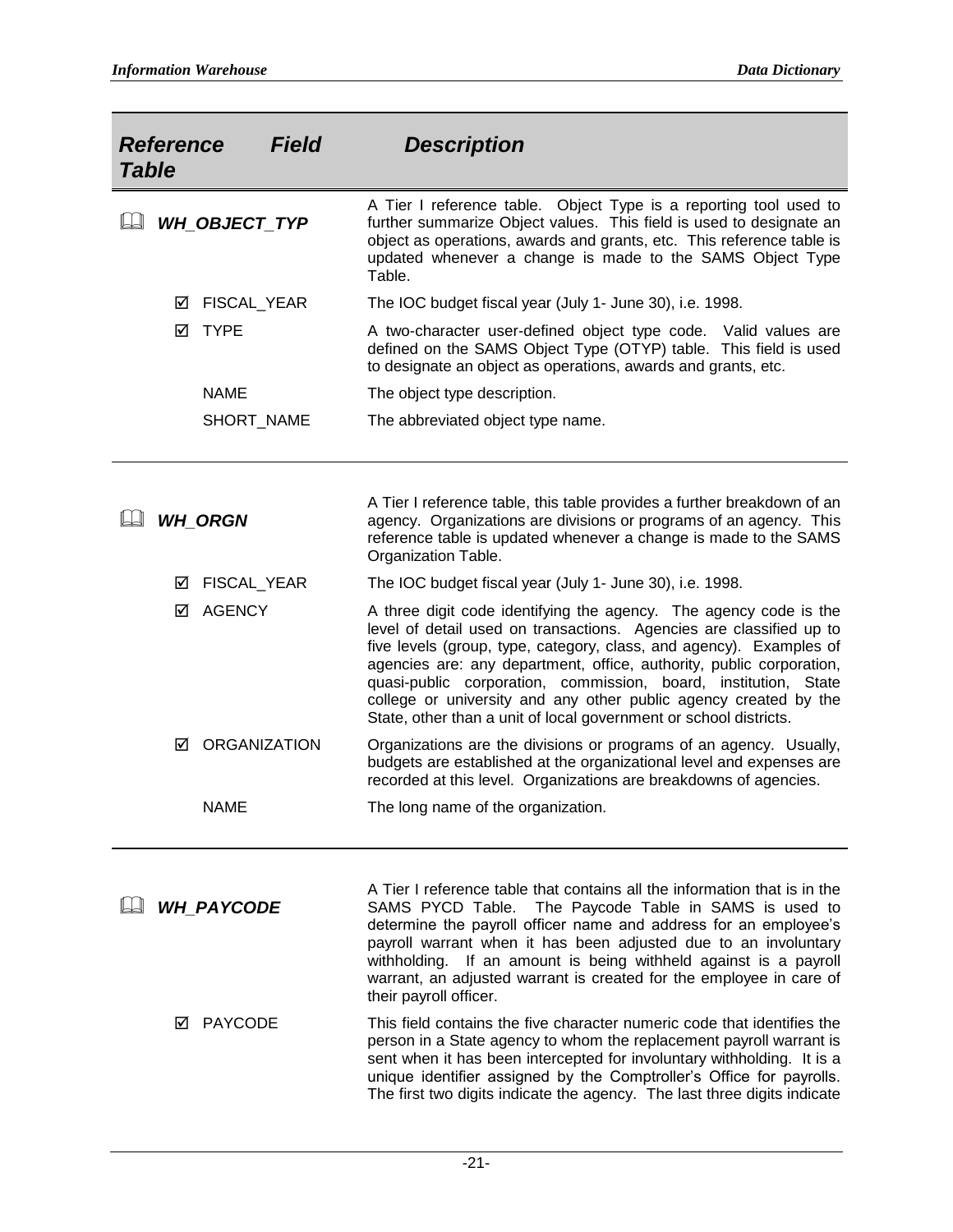| Reference Table | Field | Description |
|---|---|---|
| 🕮 ***WH_OBJECT_TYP*** | | A Tier I reference table. Object Type is a reporting tool used to further summarize Object values. This field is used to designate an object as operations, awards and grants, etc. This reference table is updated whenever a change is made to the SAMS Object Type Table. |
| | ☑ FISCAL_YEAR | The IOC budget fiscal year (July 1- June 30), i.e. 1998. |
| | ☑ TYPE | A two-character user-defined object type code. Valid values are defined on the SAMS Object Type (OTYP) table. This field is used to designate an object as operations, awards and grants, etc. |
| | NAME | The object type description. |
| | SHORT_NAME | The abbreviated object type name. |
| 🕮 ***WH_ORGN*** | | A Tier I reference table, this table provides a further breakdown of an agency. Organizations are divisions or programs of an agency. This reference table is updated whenever a change is made to the SAMS Organization Table. |
| | ☑ FISCAL_YEAR | The IOC budget fiscal year (July 1- June 30), i.e. 1998. |
| | ☑ AGENCY | A three digit code identifying the agency. The agency code is the level of detail used on transactions. Agencies are classified up to five levels (group, type, category, class, and agency). Examples of agencies are: any department, office, authority, public corporation, quasi-public corporation, commission, board, institution, State college or university and any other public agency created by the State, other than a unit of local government or school districts. |
| | ☑ ORGANIZATION | Organizations are the divisions or programs of an agency. Usually, budgets are established at the organizational level and expenses are recorded at this level. Organizations are breakdowns of agencies. |
| | NAME | The long name of the organization. |
| 🕮 ***WH_PAYCODE*** | | A Tier I reference table that contains all the information that is in the SAMS PYCD Table. The Paycode Table in SAMS is used to determine the payroll officer name and address for an employee's payroll warrant when it has been adjusted due to an involuntary withholding. If an amount is being withheld against is a payroll warrant, an adjusted warrant is created for the employee in care of their payroll officer. |
| | ☑ PAYCODE | This field contains the five character numeric code that identifies the person in a State agency to whom the replacement payroll warrant is sent when it has been intercepted for involuntary withholding. It is a unique identifier assigned by the Comptroller's Office for payrolls. The first two digits indicate the agency. The last three digits indicate |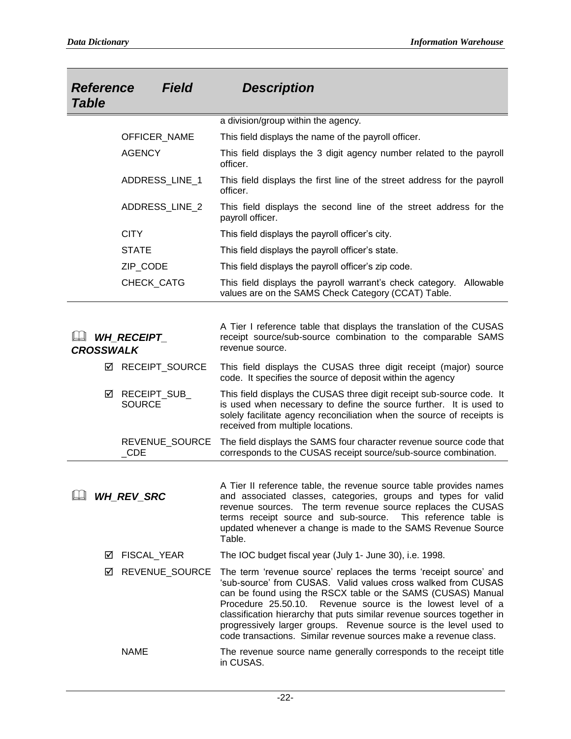| Reference Table | Field | Description |
|---|---|---|
| | | a division/group within the agency. |
| | OFFICER_NAME | This field displays the name of the payroll officer. |
| | AGENCY | This field displays the 3 digit agency number related to the payroll officer. |
| | ADDRESS_LINE_1 | This field displays the first line of the street address for the payroll officer. |
| | ADDRESS_LINE_2 | This field displays the second line of the street address for the payroll officer. |
| | CITY | This field displays the payroll officer's city. |
| | STATE | This field displays the payroll officer's state. |
| | ZIP_CODE | This field displays the payroll officer's zip code. |
| | CHECK_CATG | This field displays the payroll warrant's check category. Allowable values are on the SAMS Check Category (CCAT) Table. |
| ***WH_RECEIPT_CROSSWALK*** | | A Tier I reference table that displays the translation of the CUSAS receipt source/sub-source combination to the comparable SAMS revenue source. |
| | ☑ RECEIPT_SOURCE | This field displays the CUSAS three digit receipt (major) source code. It specifies the source of deposit within the agency |
| | ☑ RECEIPT_SUB_SOURCE | This field displays the CUSAS three digit receipt sub-source code. It is used when necessary to define the source further. It is used to solely facilitate agency reconciliation when the source of receipts is received from multiple locations. |
| | REVENUE_SOURCE_CDE | The field displays the SAMS four character revenue source code that corresponds to the CUSAS receipt source/sub-source combination. |
| ***WH_REV_SRC*** | | A Tier II reference table, the revenue source table provides names and associated classes, categories, groups and types for valid revenue sources. The term revenue source replaces the CUSAS terms receipt source and sub-source. This reference table is updated whenever a change is made to the SAMS Revenue Source Table. |
| | ☑ FISCAL_YEAR | The IOC budget fiscal year (July 1- June 30), i.e. 1998. |
| | ☑ REVENUE_SOURCE | The term 'revenue source' replaces the terms 'receipt source' and 'sub-source' from CUSAS. Valid values cross walked from CUSAS can be found using the RSCX table or the SAMS (CUSAS) Manual Procedure 25.50.10. Revenue source is the lowest level of a classification hierarchy that puts similar revenue sources together in progressively larger groups. Revenue source is the level used to code transactions. Similar revenue sources make a revenue class. |
| | NAME | The revenue source name generally corresponds to the receipt title in CUSAS. |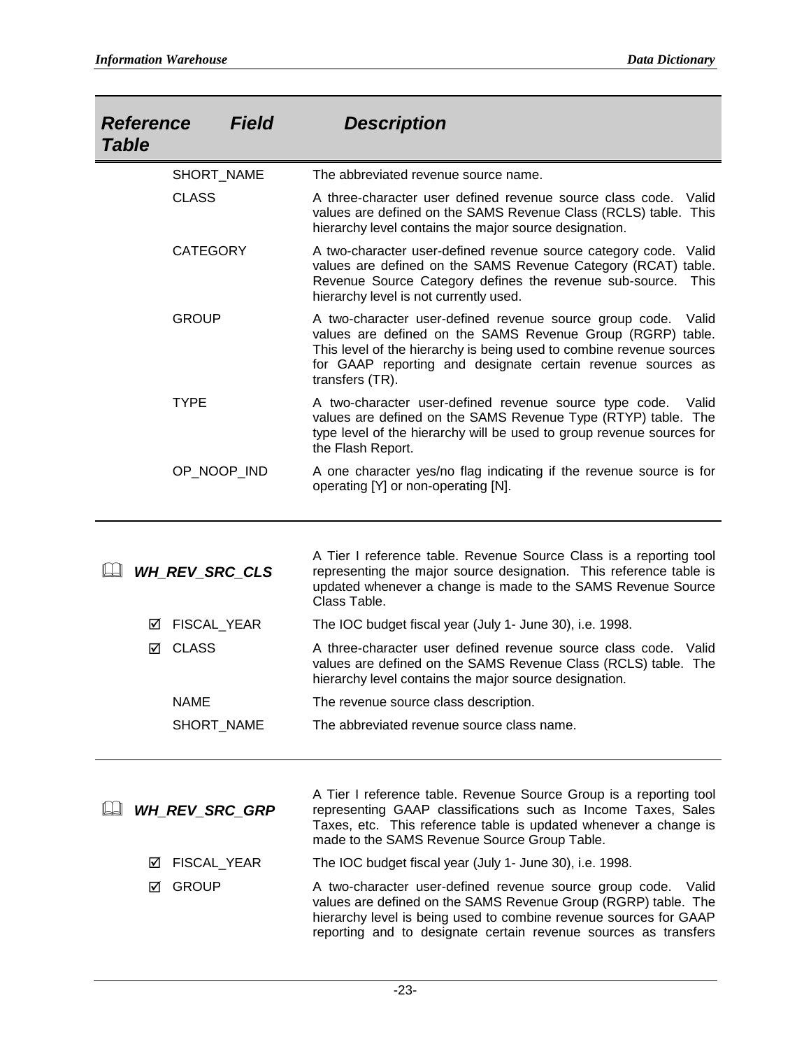| Reference Table | Field | Description |
|---|---|---|
| | SHORT_NAME | The abbreviated revenue source name. |
| | CLASS | A three-character user defined revenue source class code. Valid values are defined on the SAMS Revenue Class (RCLS) table. This hierarchy level contains the major source designation. |
| | CATEGORY | A two-character user-defined revenue source category code. Valid values are defined on the SAMS Revenue Category (RCAT) table. Revenue Source Category defines the revenue sub-source. This hierarchy level is not currently used. |
| | GROUP | A two-character user-defined revenue source group code. Valid values are defined on the SAMS Revenue Group (RGRP) table. This level of the hierarchy is being used to combine revenue sources for GAAP reporting and designate certain revenue sources as transfers (TR). |
| | TYPE | A two-character user-defined revenue source type code. Valid values are defined on the SAMS Revenue Type (RTYP) table. The type level of the hierarchy will be used to group revenue sources for the Flash Report. |
| | OP_NOOP_IND | A one character yes/no flag indicating if the revenue source is for operating [Y] or non-operating [N]. |
| 🕮 ***WH_REV_SRC_CLS*** | | A Tier I reference table. Revenue Source Class is a reporting tool representing the major source designation. This reference table is updated whenever a change is made to the SAMS Revenue Source Class Table. |
| | ☑ FISCAL_YEAR | The IOC budget fiscal year (July 1- June 30), i.e. 1998. |
| | ☑ CLASS | A three-character user defined revenue source class code. Valid values are defined on the SAMS Revenue Class (RCLS) table. The hierarchy level contains the major source designation. |
| | NAME | The revenue source class description. |
| | SHORT_NAME | The abbreviated revenue source class name. |
| 🕮 ***WH_REV_SRC_GRP*** | | A Tier I reference table. Revenue Source Group is a reporting tool representing GAAP classifications such as Income Taxes, Sales Taxes, etc. This reference table is updated whenever a change is made to the SAMS Revenue Source Group Table. |
| | ☑ FISCAL_YEAR | The IOC budget fiscal year (July 1- June 30), i.e. 1998. |
| | ☑ GROUP | A two-character user-defined revenue group code. Valid values are defined on the SAMS Revenue Group (RGRP) table. The hierarchy level is being used to combine revenue sources for GAAP reporting and to designate certain revenue sources as transfers |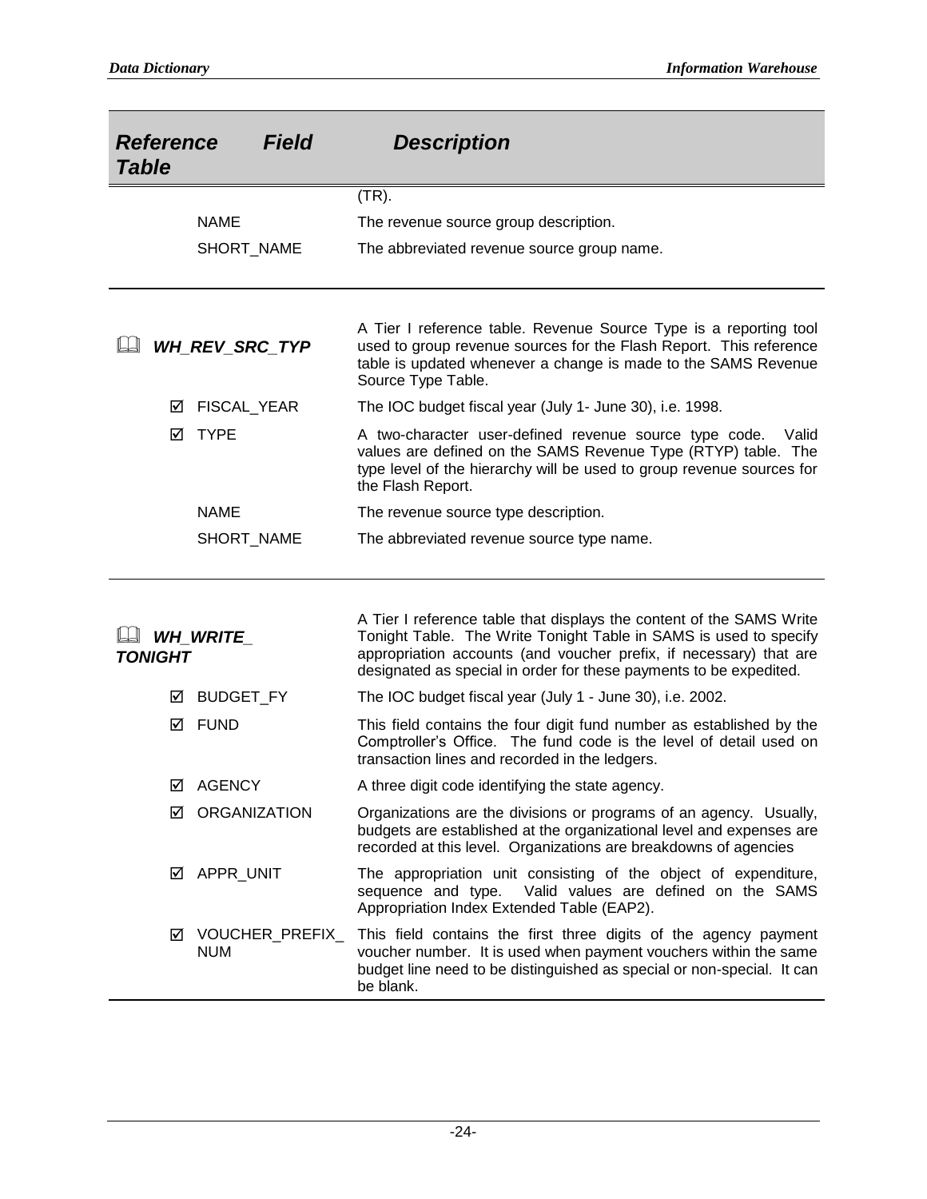| Reference Table | Field | Description |
|---|---|---|
| | | (TR). |
| | NAME | The revenue source group description. |
| | SHORT_NAME | The abbreviated revenue source group name. |
| 🕮 ***WH_REV_SRC_TYP*** | | A Tier I reference table. Revenue Source Type is a reporting tool used to group revenue sources for the Flash Report. This reference table is updated whenever a change is made to the SAMS Revenue Source Type Table. |
| | ☑ FISCAL_YEAR | The IOC budget fiscal year (July 1- June 30), i.e. 1998. |
| | ☑ TYPE | A two-character user-defined revenue source type code. Valid values are defined on the SAMS Revenue Type (RTYP) table. The type level of the hierarchy will be used to group revenue sources for the Flash Report. |
| | NAME | The revenue source type description. |
| | SHORT_NAME | The abbreviated revenue source type name. |
| 🕮 ***WH_WRITE_TONIGHT*** | | A Tier I reference table that displays the content of the SAMS Write Tonight Table. The Write Tonight Table in SAMS is used to specify appropriation accounts (and voucher prefix, if necessary) that are designated as special in order for these payments to be expedited. |
| | ☑ BUDGET_FY | The IOC budget fiscal year (July 1 - June 30), i.e. 2002. |
| | ☑ FUND | This field contains the four digit fund number as established by the Comptroller's Office. The fund code is the level of detail used on transaction lines and recorded in the ledgers. |
| | ☑ AGENCY | A three digit code identifying the state agency. |
| | ☑ ORGANIZATION | Organizations are the divisions or programs of an agency. Usually, budgets are established at the organizational level and expenses are recorded at this level. Organizations are breakdowns of agencies |
| | ☑ APPR_UNIT | The appropriation unit consisting of the object of expenditure, sequence and type. Valid values are defined on the SAMS Appropriation Index Extended Table (EAP2). |
| | ☑ VOUCHER_PREFIX_NUM | This field contains the first three digits of the agency payment voucher number. It is used when payment vouchers within the same budget line need to be distinguished as special or non-special. It can be blank. |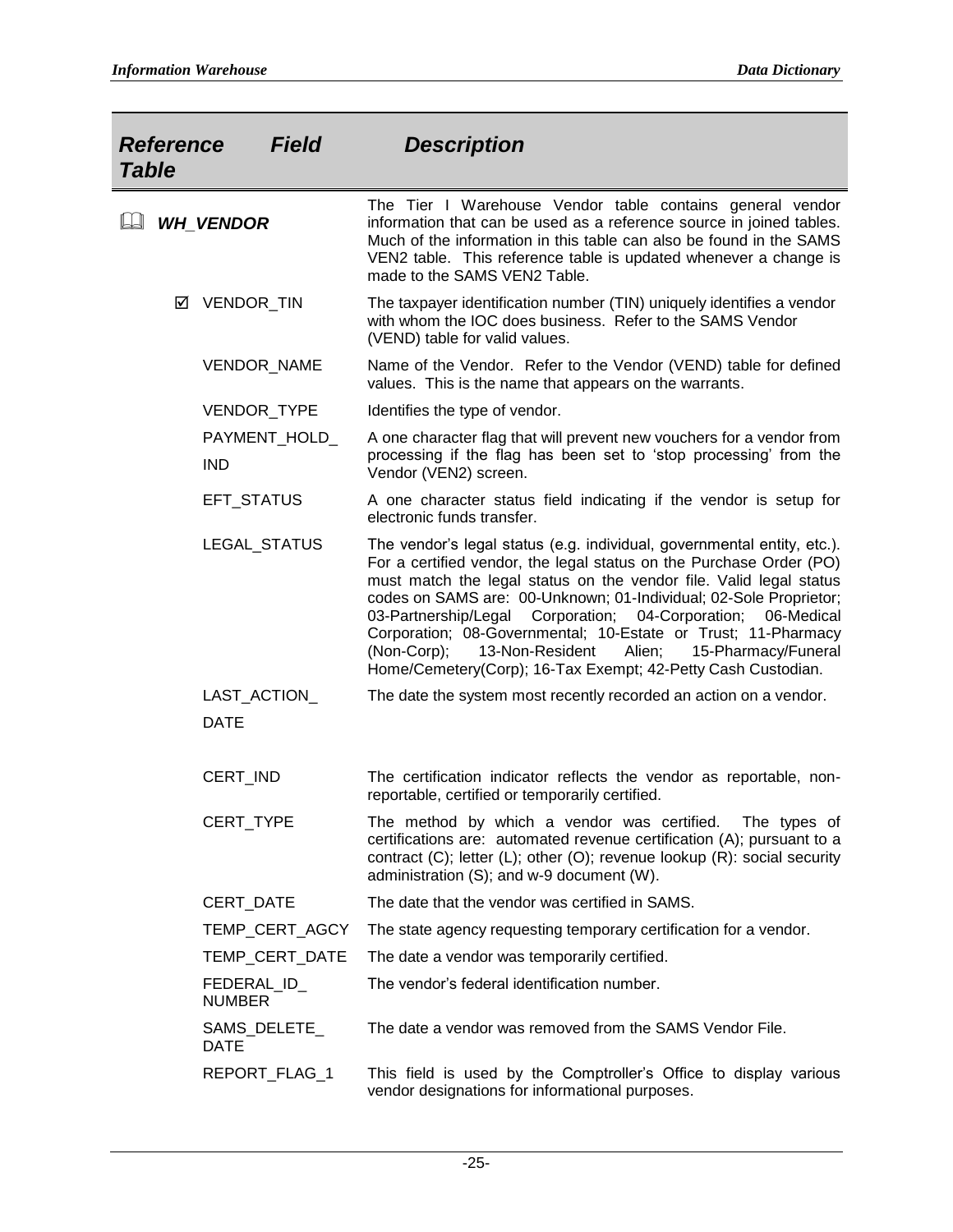| Reference Table | Field | Description |
|---|---|---|
| 🕮 ***WH_VENDOR*** | | The Tier I Warehouse Vendor table contains general vendor information that can be used as a reference source in joined tables. Much of the information in this table can also be found in the SAMS VEN2 table. This reference table is updated whenever a change is made to the SAMS VEN2 Table. |
| | ☑ VENDOR_TIN | The taxpayer identification number (TIN) uniquely identifies a vendor with whom the IOC does business. Refer to the SAMS Vendor (VEND) table for valid values. |
| | VENDOR_NAME | Name of the Vendor. Refer to the Vendor (VEND) table for defined values. This is the name that appears on the warrants. |
| | VENDOR_TYPE | Identifies the type of vendor. |
| | PAYMENT_HOLD_IND | A one character flag that will prevent new vouchers for a vendor from processing if the flag has been set to 'stop processing' from the Vendor (VEN2) screen. |
| | EFT_STATUS | A one character status field indicating if the vendor is setup for electronic funds transfer. |
| | LEGAL_STATUS | The vendor's legal status (e.g. individual, governmental entity, etc.). For a certified vendor, the legal status on the Purchase Order (PO) must match the legal status on the vendor file. Valid legal status codes on SAMS are: 00-Unknown; 01-Individual; 02-Sole Proprietor; 03-Partnership/Legal Corporation; 04-Corporation; 06-Medical Corporation; 08-Governmental; 10-Estate or Trust; 11-Pharmacy (Non-Corp); 13-Non-Resident Alien; 15-Pharmacy/Funeral Home/Cemetery(Corp); 16-Tax Exempt; 42-Petty Cash Custodian. |
| | LAST_ACTION_DATE | The date the system most recently recorded an action on a vendor. |
| | CERT_IND | The certification indicator reflects the vendor as reportable, non-reportable, certified or temporarily certified. |
| | CERT_TYPE | The method by which a vendor was certified. The types of certifications are: automated revenue certification (A); pursuant to a contract (C); letter (L); other (O); revenue lookup (R): social security administration (S); and w-9 document (W). |
| | CERT_DATE | The date that the vendor was certified in SAMS. |
| | TEMP_CERT_AGCY | The state agency requesting temporary certification for a vendor. |
| | TEMP_CERT_DATE | The date a vendor was temporarily certified. |
| | FEDERAL_ID_NUMBER | The vendor's federal identification number. |
| | SAMS_DELETE_DATE | The date a vendor was removed from the SAMS Vendor File. |
| | REPORT_FLAG_1 | This field is used by the Comptroller's Office to display various vendor designations for informational purposes. |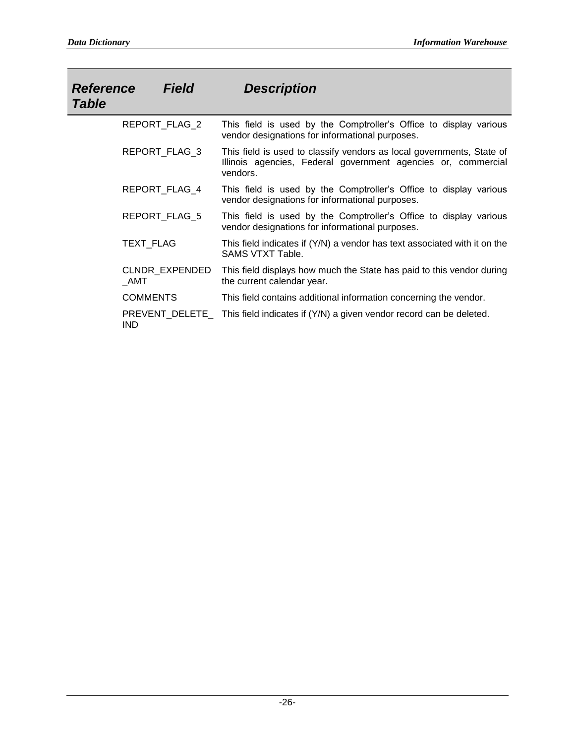| Reference Table | Field | Description |
|---|---|---|
| | REPORT_FLAG_2 | This field is used by the Comptroller's Office to display various vendor designations for informational purposes. |
| | REPORT_FLAG_3 | This field is used to classify vendors as local governments, State of Illinois agencies, Federal government agencies or, commercial vendors. |
| | REPORT_FLAG_4 | This field is used by the Comptroller's Office to display various vendor designations for informational purposes. |
| | REPORT_FLAG_5 | This field is used by the Comptroller's Office to display various vendor designations for informational purposes. |
| | TEXT_FLAG | This field indicates if (Y/N) a vendor has text associated with it on the SAMS VTXT Table. |
| | CLNDR_EXPENDED_AMT | This field displays how much the State has paid to this vendor during the current calendar year. |
| | COMMENTS | This field contains additional information concerning the vendor. |
| | PREVENT_DELETE_IND | This field indicates if (Y/N) a given vendor record can be deleted. |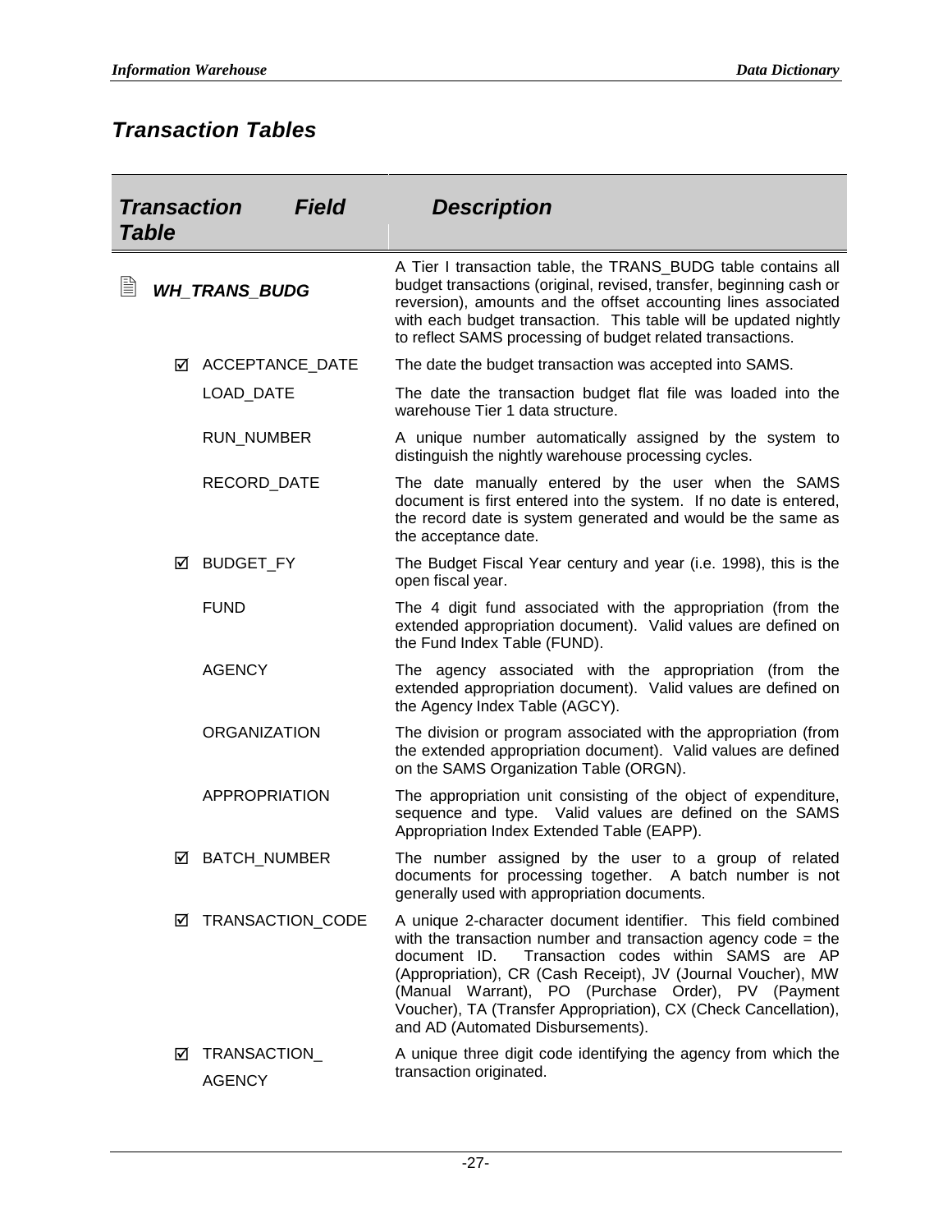## Transaction Tables

| Transaction Table | Field | Description |
|---|---|---|
| **WH_TRANS_BUDG** | | A Tier I transaction table, the TRANS_BUDG table contains all budget transactions (original, revised, transfer, beginning cash or reversion), amounts and the offset accounting lines associated with each budget transaction. This table will be updated nightly to reflect SAMS processing of budget related transactions. |
| ☑ | ACCEPTANCE_DATE | The date the budget transaction was accepted into SAMS. |
| | LOAD_DATE | The date the transaction budget flat file was loaded into the warehouse Tier 1 data structure. |
| | RUN_NUMBER | A unique number automatically assigned by the system to distinguish the nightly warehouse processing cycles. |
| | RECORD_DATE | The date manually entered by the user when the SAMS document is first entered into the system. If no date is entered, the record date is system generated and would be the same as the acceptance date. |
| ☑ | BUDGET_FY | The Budget Fiscal Year century and year (i.e. 1998), this is the open fiscal year. |
| | FUND | The 4 digit fund associated with the appropriation (from the extended appropriation document). Valid values are defined on the Fund Index Table (FUND). |
| | AGENCY | The agency associated with the appropriation (from the extended appropriation document). Valid values are defined on the Agency Index Table (AGCY). |
| | ORGANIZATION | The division or program associated with the appropriation (from the extended appropriation document). Valid values are defined on the SAMS Organization Table (ORGN). |
| | APPROPRIATION | The appropriation unit consisting of the object of expenditure, sequence and type. Valid values are defined on the SAMS Appropriation Index Extended Table (EAPP). |
| ☑ | BATCH_NUMBER | The number assigned by the user to a group of related documents for processing together. A batch number is not generally used with appropriation documents. |
| ☑ | TRANSACTION_CODE | A unique 2-character document identifier. This field combined with the transaction number and transaction agency code = the document ID. Transaction codes within SAMS are AP (Appropriation), CR (Cash Receipt), JV (Journal Voucher), MW (Manual Warrant), PO (Purchase Order), PV (Payment Voucher), TA (Transfer Appropriation), CX (Check Cancellation), and AD (Automated Disbursements). |
| ☑ | TRANSACTION_AGENCY | A unique three digit code identifying the agency from which the transaction originated. |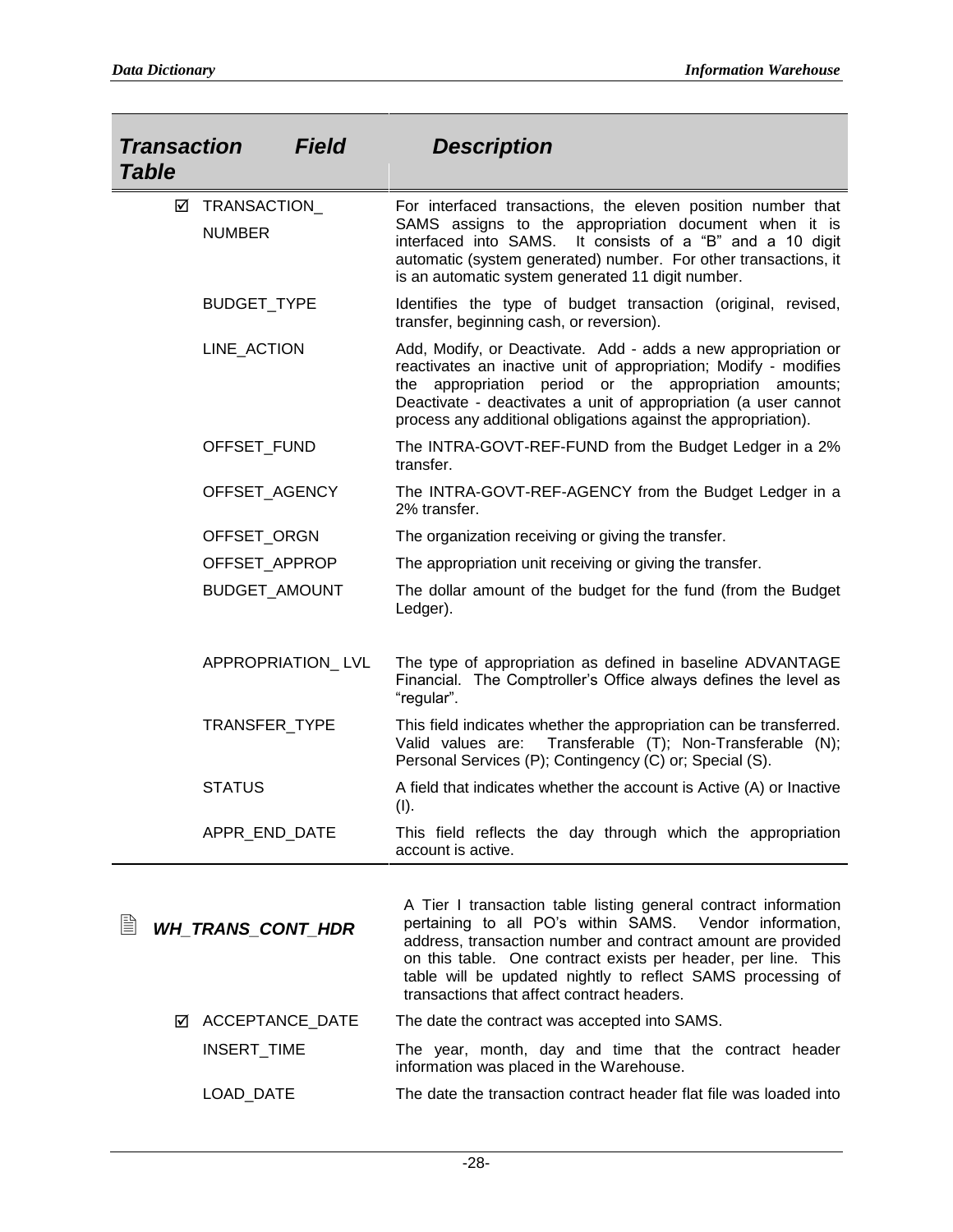| Transaction Table | Field | Description |
|---|---|---|
| ☑ | TRANSACTION_ NUMBER | For interfaced transactions, the eleven position number that SAMS assigns to the appropriation document when it is interfaced into SAMS. It consists of a "B" and a 10 digit automatic (system generated) number. For other transactions, it is an automatic system generated 11 digit number. |
| | BUDGET_TYPE | Identifies the type of budget transaction (original, revised, transfer, beginning cash, or reversion). |
| | LINE_ACTION | Add, Modify, or Deactivate. Add - adds a new appropriation or reactivates an inactive unit of appropriation; Modify - modifies the appropriation period or the appropriation amounts; Deactivate - deactivates a unit of appropriation (a user cannot process any additional obligations against the appropriation). |
| | OFFSET_FUND | The INTRA-GOVT-REF-FUND from the Budget Ledger in a 2% transfer. |
| | OFFSET_AGENCY | The INTRA-GOVT-REF-AGENCY from the Budget Ledger in a 2% transfer. |
| | OFFSET_ORGN | The organization receiving or giving the transfer. |
| | OFFSET_APPROP | The appropriation unit receiving or giving the transfer. |
| | BUDGET_AMOUNT | The dollar amount of the budget for the fund (from the Budget Ledger). |
| | APPROPRIATION_ LVL | The type of appropriation as defined in baseline ADVANTAGE Financial. The Comptroller's Office always defines the level as "regular". |
| | TRANSFER_TYPE | This field indicates whether the appropriation can be transferred. Valid values are: Transferable (T); Non-Transferable (N); Personal Services (P); Contingency (C) or; Special (S). |
| | STATUS | A field that indicates whether the account is Active (A) or Inactive (I). |
| | APPR_END_DATE | This field reflects the day through which the appropriation account is active. |

| | | |
|---|---|---|
| **WH_TRANS_CONT_HDR** | | A Tier I transaction table listing general contract information pertaining to all PO's within SAMS. Vendor information, address, transaction number and contract amount are provided on this table. One contract exists per header, per line. This table will be updated nightly to reflect SAMS processing of transactions that affect contract headers. |
| ☑ | ACCEPTANCE_DATE | The date the contract was accepted into SAMS. |
| | INSERT_TIME | The year, month, day and time that the contract header information was placed in the Warehouse. |
| | LOAD_DATE | The date the transaction contract header flat file was loaded into |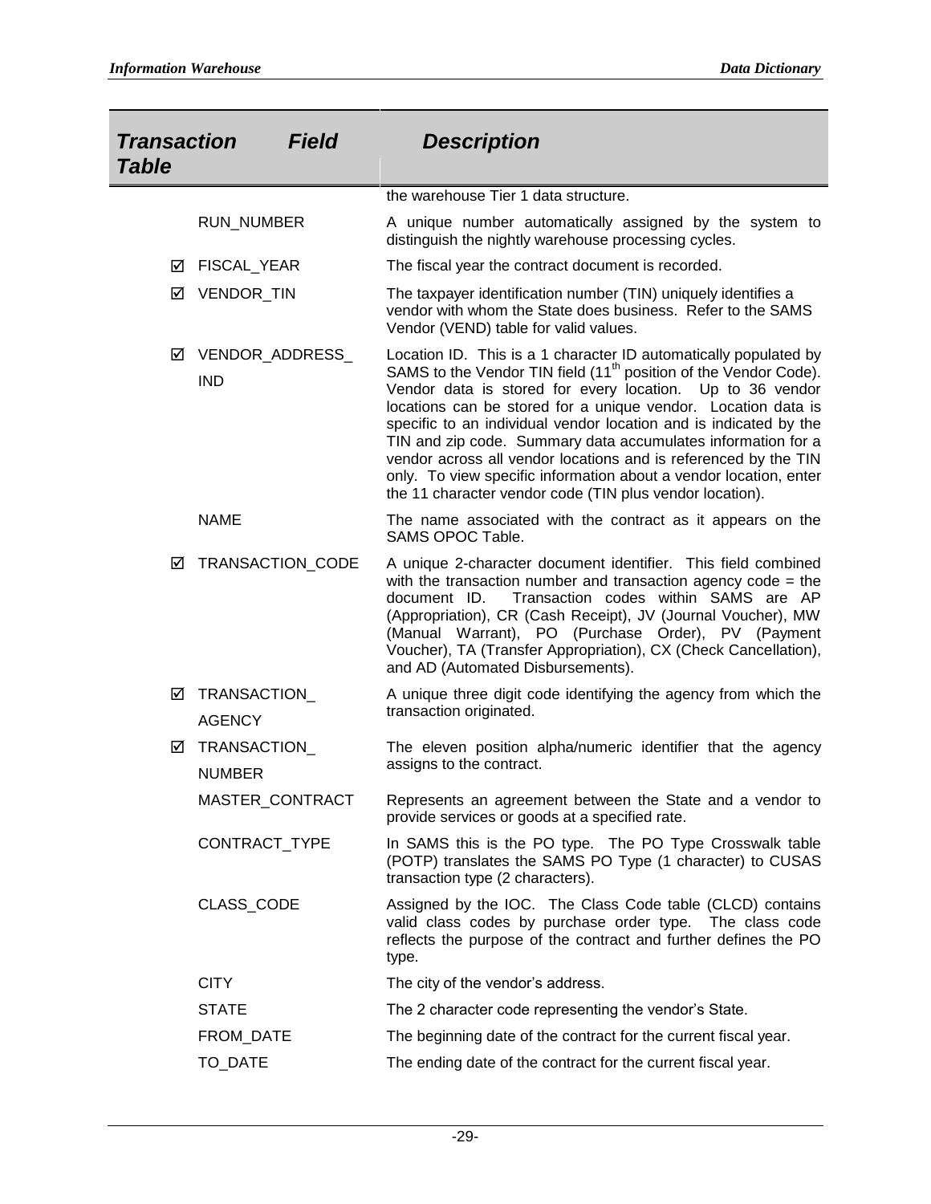| Transaction Table | Field | Description |
|---|---|---|
| | | the warehouse Tier 1 data structure. |
| | RUN_NUMBER | A unique number automatically assigned by the system to distinguish the nightly warehouse processing cycles. |
| ☑ | FISCAL_YEAR | The fiscal year the contract document is recorded. |
| ☑ | VENDOR_TIN | The taxpayer identification number (TIN) uniquely identifies a vendor with whom the State does business. Refer to the SAMS Vendor (VEND) table for valid values. |
| ☑ | VENDOR_ADDRESS_IND | Location ID. This is a 1 character ID automatically populated by SAMS to the Vendor TIN field (11th position of the Vendor Code). Vendor data is stored for every location. Up to 36 vendor locations can be stored for a unique vendor. Location data is specific to an individual vendor location and is indicated by the TIN and zip code. Summary data accumulates information for a vendor across all vendor locations and is referenced by the TIN only. To view specific information about a vendor location, enter the 11 character vendor code (TIN plus vendor location). |
| | NAME | The name associated with the contract as it appears on the SAMS OPOC Table. |
| ☑ | TRANSACTION_CODE | A unique 2-character document identifier. This field combined with the transaction number and transaction agency code = the document ID. Transaction codes within SAMS are AP (Appropriation), CR (Cash Receipt), JV (Journal Voucher), MW (Manual Warrant), PO (Purchase Order), PV (Payment Voucher), TA (Transfer Appropriation), CX (Check Cancellation), and AD (Automated Disbursements). |
| ☑ | TRANSACTION_AGENCY | A unique three digit code identifying the agency from which the transaction originated. |
| ☑ | TRANSACTION_NUMBER | The eleven position alpha/numeric identifier that the agency assigns to the contract. |
| | MASTER_CONTRACT | Represents an agreement between the State and a vendor to provide services or goods at a specified rate. |
| | CONTRACT_TYPE | In SAMS this is the PO type. The PO Type Crosswalk table (POTP) translates the SAMS PO Type (1 character) to CUSAS transaction type (2 characters). |
| | CLASS_CODE | Assigned by the IOC. The Class Code table (CLCD) contains valid class codes by purchase order type. The class code reflects the purpose of the contract and further defines the PO type. |
| | CITY | The city of the vendor's address. |
| | STATE | The 2 character code representing the vendor's State. |
| | FROM_DATE | The beginning date of the contract for the current fiscal year. |
| | TO_DATE | The ending date of the contract for the current fiscal year. |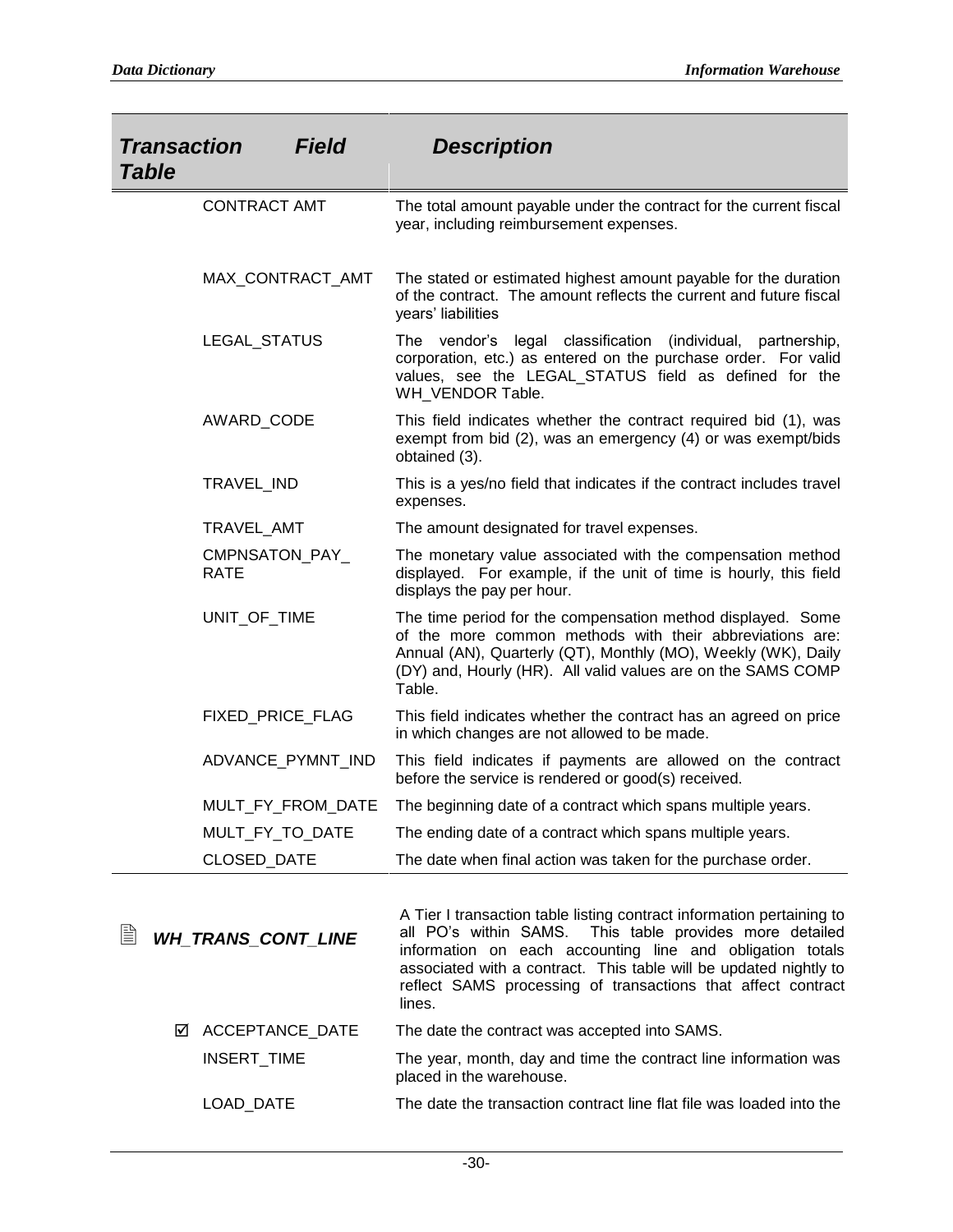| *Transaction Table* | *Field* | *Description* |
| --- | --- | --- |
| | CONTRACT AMT | The total amount payable under the contract for the current fiscal year, including reimbursement expenses. |
| | MAX_CONTRACT_AMT | The stated or estimated highest amount payable for the duration of the contract. The amount reflects the current and future fiscal years' liabilities |
| | LEGAL_STATUS | The vendor's legal classification (individual, partnership, corporation, etc.) as entered on the purchase order. For valid values, see the LEGAL_STATUS field as defined for the WH_VENDOR Table. |
| | AWARD_CODE | This field indicates whether the contract required bid (1), was exempt from bid (2), was an emergency (4) or was exempt/bids obtained (3). |
| | TRAVEL_IND | This is a yes/no field that indicates if the contract includes travel expenses. |
| | TRAVEL_AMT | The amount designated for travel expenses. |
| | CMPNSATON_PAY_RATE | The monetary value associated with the compensation method displayed. For example, if the unit of time is hourly, this field displays the pay per hour. |
| | UNIT_OF_TIME | The time period for the compensation method displayed. Some of the more common methods with their abbreviations are: Annual (AN), Quarterly (QT), Monthly (MO), Weekly (WK), Daily (DY) and, Hourly (HR). All valid values are on the SAMS COMP Table. |
| | FIXED_PRICE_FLAG | This field indicates whether the contract has an agreed on price in which changes are not allowed to be made. |
| | ADVANCE_PYMNT_IND | This field indicates if payments are allowed on the contract before the service is rendered or good(s) received. |
| | MULT_FY_FROM_DATE | The beginning date of a contract which spans multiple years. |
| | MULT_FY_TO_DATE | The ending date of a contract which spans multiple years. |
| | CLOSED_DATE | The date when final action was taken for the purchase order. |

| | | |
| --- | --- | --- |
| ***WH_TRANS_CONT_LINE*** | | A Tier I transaction table listing contract information pertaining to all PO's within SAMS. This table provides more detailed information on each accounting line and obligation totals associated with a contract. This table will be updated nightly to reflect SAMS processing of transactions that affect contract lines. |
| ☑ | ACCEPTANCE_DATE | The date the contract was accepted into SAMS. |
| | INSERT_TIME | The year, month, day and time the contract line information was placed in the warehouse. |
| | LOAD_DATE | The date the transaction contract line flat file was loaded into the |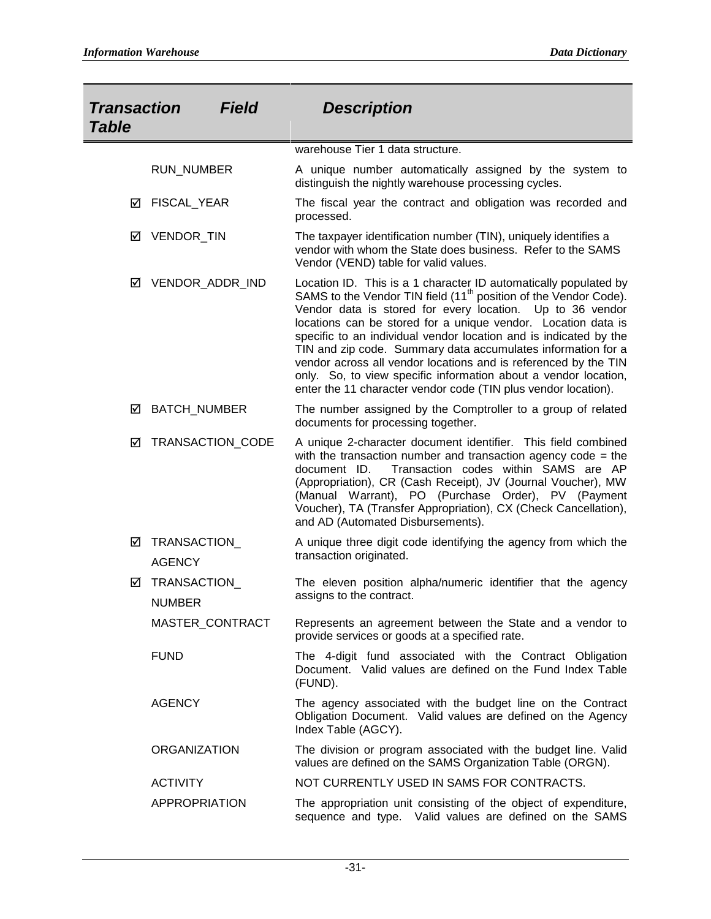| Transaction Table | Field | Description |
|---|---|---|
| | | warehouse Tier 1 data structure. |
| | RUN_NUMBER | A unique number automatically assigned by the system to distinguish the nightly warehouse processing cycles. |
| ☑ | FISCAL_YEAR | The fiscal year the contract and obligation was recorded and processed. |
| ☑ | VENDOR_TIN | The taxpayer identification number (TIN), uniquely identifies a vendor with whom the State does business. Refer to the SAMS Vendor (VEND) table for valid values. |
| ☑ | VENDOR_ADDR_IND | Location ID. This is a 1 character ID automatically populated by SAMS to the Vendor TIN field (11th position of the Vendor Code). Vendor data is stored for every location. Up to 36 vendor locations can be stored for a unique vendor. Location data is specific to an individual vendor location and is indicated by the TIN and zip code. Summary data accumulates information for a vendor across all vendor locations and is referenced by the TIN only. So, to view specific information about a vendor location, enter the 11 character vendor code (TIN plus vendor location). |
| ☑ | BATCH_NUMBER | The number assigned by the Comptroller to a group of related documents for processing together. |
| ☑ | TRANSACTION_CODE | A unique 2-character document identifier. This field combined with the transaction number and transaction agency code = the document ID. Transaction codes within SAMS are AP (Appropriation), CR (Cash Receipt), JV (Journal Voucher), MW (Manual Warrant), PO (Purchase Order), PV (Payment Voucher), TA (Transfer Appropriation), CX (Check Cancellation), and AD (Automated Disbursements). |
| ☑ | TRANSACTION_AGENCY | A unique three digit code identifying the agency from which the transaction originated. |
| ☑ | TRANSACTION_NUMBER | The eleven position alpha/numeric identifier that the agency assigns to the contract. |
| | MASTER_CONTRACT | Represents an agreement between the State and a vendor to provide services or goods at a specified rate. |
| | FUND | The 4-digit fund associated with the Contract Obligation Document. Valid values are defined on the Fund Index Table (FUND). |
| | AGENCY | The agency associated with the budget line on the Contract Obligation Document. Valid values are defined on the Agency Index Table (AGCY). |
| | ORGANIZATION | The division or program associated with the budget line. Valid values are defined on the SAMS Organization Table (ORGN). |
| | ACTIVITY | NOT CURRENTLY USED IN SAMS FOR CONTRACTS. |
| | APPROPRIATION | The appropriation unit consisting of the object of expenditure, sequence and type. Valid values are defined on the SAMS |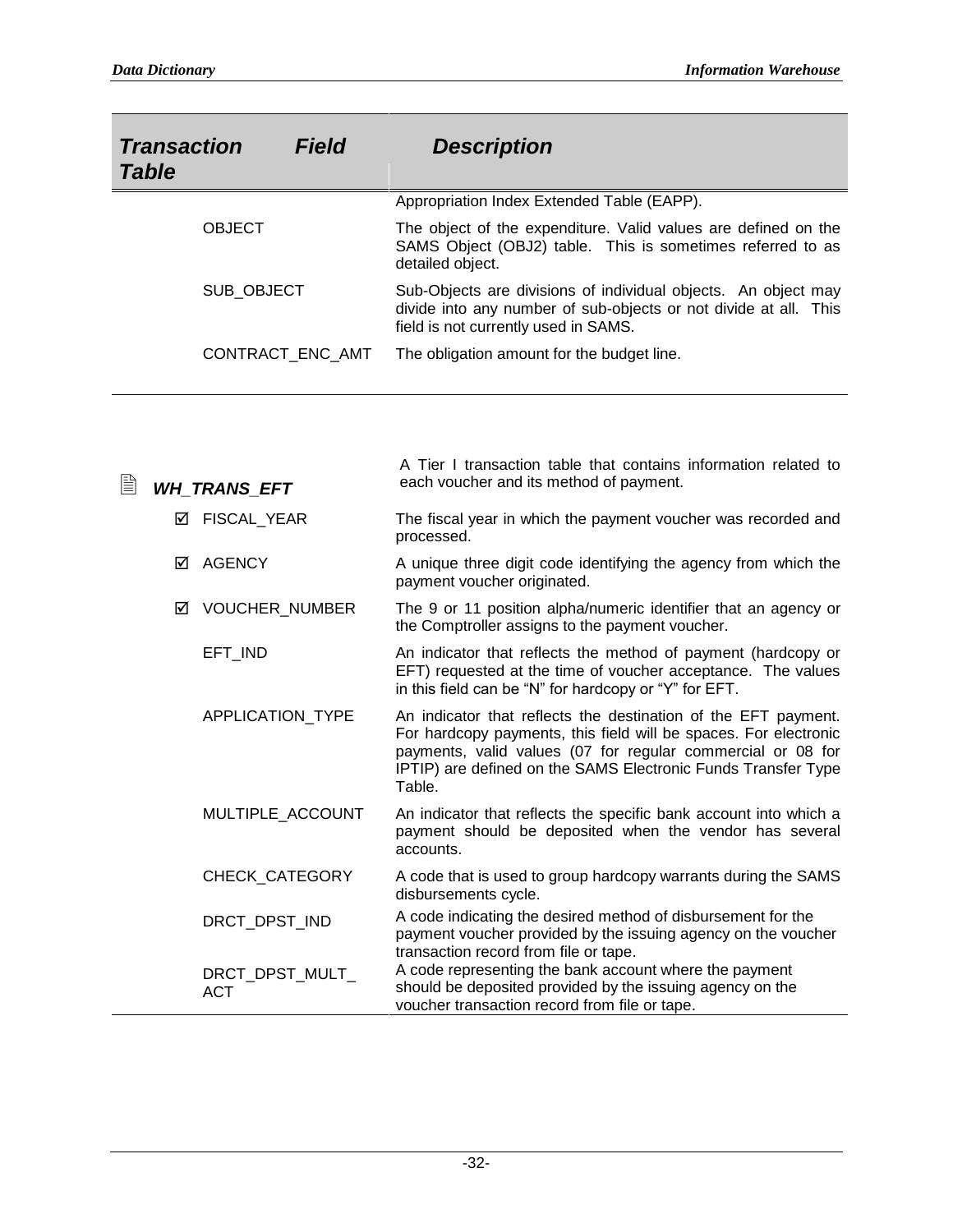| Transaction Table | Field | Description |
|---|---|---|
| | | Appropriation Index Extended Table (EAPP). |
| | OBJECT | The object of the expenditure. Valid values are defined on the SAMS Object (OBJ2) table. This is sometimes referred to as detailed object. |
| | SUB_OBJECT | Sub-Objects are divisions of individual objects. An object may divide into any number of sub-objects or not divide at all. This field is not currently used in SAMS. |
| | CONTRACT_ENC_AMT | The obligation amount for the budget line. |

| Transaction Table | Field | Description |
|---|---|---|
| ***WH_TRANS_EFT*** | | A Tier I transaction table that contains information related to each voucher and its method of payment. |
| | ☑ FISCAL_YEAR | The fiscal year in which the payment voucher was recorded and processed. |
| | ☑ AGENCY | A unique three digit code identifying the agency from which the payment voucher originated. |
| | ☑ VOUCHER_NUMBER | The 9 or 11 position alpha/numeric identifier that an agency or the Comptroller assigns to the payment voucher. |
| | EFT_IND | An indicator that reflects the method of payment (hardcopy or EFT) requested at the time of voucher acceptance. The values in this field can be "N" for hardcopy or "Y" for EFT. |
| | APPLICATION_TYPE | An indicator that reflects the destination of the EFT payment. For hardcopy payments, this field will be spaces. For electronic payments, valid values (07 for regular commercial or 08 for IPTIP) are defined on the SAMS Electronic Funds Transfer Type Table. |
| | MULTIPLE_ACCOUNT | An indicator that reflects the specific bank account into which a payment should be deposited when the vendor has several accounts. |
| | CHECK_CATEGORY | A code that is used to group hardcopy warrants during the SAMS disbursements cycle. |
| | DRCT_DPST_IND | A code indicating the desired method of disbursement for the payment voucher provided by the issuing agency on the voucher transaction record from file or tape. |
| | DRCT_DPST_MULT_ACT | A code representing the bank account where the payment should be deposited provided by the issuing agency on the voucher transaction record from file or tape. |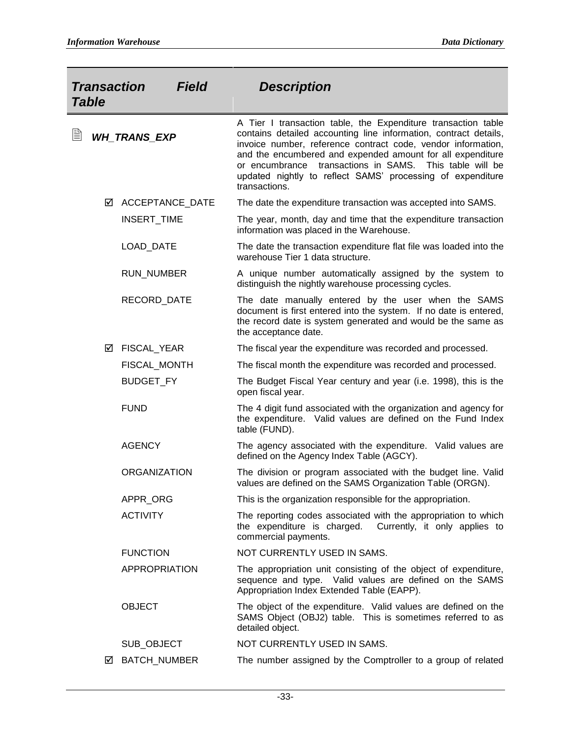| Transaction Table | Field | Description |
|---|---|---|
| **WH_TRANS_EXP** | | A Tier I transaction table, the Expenditure transaction table contains detailed accounting line information, contract details, invoice number, reference contract code, vendor information, and the encumbered and expended amount for all expenditure or encumbrance transactions in SAMS. This table will be updated nightly to reflect SAMS' processing of expenditure transactions. |
| | ☑ ACCEPTANCE_DATE | The date the expenditure transaction was accepted into SAMS. |
| | INSERT_TIME | The year, month, day and time that the expenditure transaction information was placed in the Warehouse. |
| | LOAD_DATE | The date the transaction expenditure flat file was loaded into the warehouse Tier 1 data structure. |
| | RUN_NUMBER | A unique number automatically assigned by the system to distinguish the nightly warehouse processing cycles. |
| | RECORD_DATE | The date manually entered by the user when the SAMS document is first entered into the system. If no date is entered, the record date is system generated and would be the same as the acceptance date. |
| | ☑ FISCAL_YEAR | The fiscal year the expenditure was recorded and processed. |
| | FISCAL_MONTH | The fiscal month the expenditure was recorded and processed. |
| | BUDGET_FY | The Budget Fiscal Year century and year (i.e. 1998), this is the open fiscal year. |
| | FUND | The 4 digit fund associated with the organization and agency for the expenditure. Valid values are defined on the Fund Index table (FUND). |
| | AGENCY | The agency associated with the expenditure. Valid values are defined on the Agency Index Table (AGCY). |
| | ORGANIZATION | The division or program associated with the budget line. Valid values are defined on the SAMS Organization Table (ORGN). |
| | APPR_ORG | This is the organization responsible for the appropriation. |
| | ACTIVITY | The reporting codes associated with the appropriation to which the expenditure is charged. Currently, it only applies to commercial payments. |
| | FUNCTION | NOT CURRENTLY USED IN SAMS. |
| | APPROPRIATION | The appropriation unit consisting of the object of expenditure, sequence and type. Valid values are defined on the SAMS Appropriation Index Extended Table (EAPP). |
| | OBJECT | The object of the expenditure. Valid values are defined on the SAMS Object (OBJ2) table. This is sometimes referred to as detailed object. |
| | SUB_OBJECT | NOT CURRENTLY USED IN SAMS. |
| | ☑ BATCH_NUMBER | The number assigned by the Comptroller to a group of related |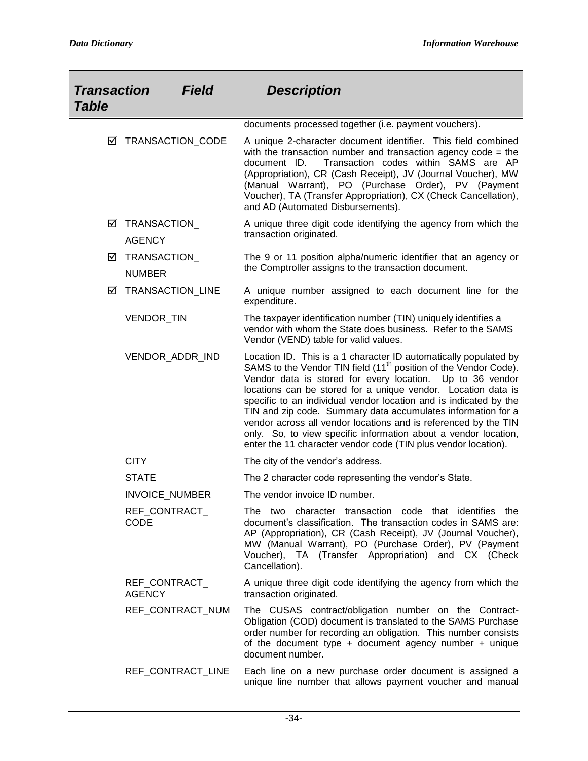| Transaction Table | Field | Description |
|---|---|---|
| | | documents processed together (i.e. payment vouchers). |
| ☑ | TRANSACTION_CODE | A unique 2-character document identifier. This field combined with the transaction number and transaction agency code = the document ID. Transaction codes within SAMS are AP (Appropriation), CR (Cash Receipt), JV (Journal Voucher), MW (Manual Warrant), PO (Purchase Order), PV (Payment Voucher), TA (Transfer Appropriation), CX (Check Cancellation), and AD (Automated Disbursements). |
| ☑ | TRANSACTION_ AGENCY | A unique three digit code identifying the agency from which the transaction originated. |
| ☑ | TRANSACTION_ NUMBER | The 9 or 11 position alpha/numeric identifier that an agency or the Comptroller assigns to the transaction document. |
| ☑ | TRANSACTION_LINE | A unique number assigned to each document line for the expenditure. |
| | VENDOR_TIN | The taxpayer identification number (TIN) uniquely identifies a vendor with whom the State does business. Refer to the SAMS Vendor (VEND) table for valid values. |
| | VENDOR_ADDR_IND | Location ID. This is a 1 character ID automatically populated by SAMS to the Vendor TIN field (11th position of the Vendor Code). Vendor data is stored for every location. Up to 36 vendor locations can be stored for a unique vendor. Location data is specific to an individual vendor location and is indicated by the TIN and zip code. Summary data accumulates information for a vendor across all vendor locations and is referenced by the TIN only. So, to view specific information about a vendor location, enter the 11 character vendor code (TIN plus vendor location). |
| | CITY | The city of the vendor's address. |
| | STATE | The 2 character code representing the vendor's State. |
| | INVOICE_NUMBER | The vendor invoice ID number. |
| | REF_CONTRACT_ CODE | The two character transaction code that identifies the document's classification. The transaction codes in SAMS are: AP (Appropriation), CR (Cash Receipt), JV (Journal Voucher), MW (Manual Warrant), PO (Purchase Order), PV (Payment Voucher), TA (Transfer Appropriation) and CX (Check Cancellation). |
| | REF_CONTRACT_ AGENCY | A unique three digit code identifying the agency from which the transaction originated. |
| | REF_CONTRACT_NUM | The CUSAS contract/obligation number on the Contract-Obligation (COD) document is translated to the SAMS Purchase order number for recording an obligation. This number consists of the document type + document agency number + unique document number. |
| | REF_CONTRACT_LINE | Each line on a new purchase order document is assigned a unique line number that allows payment voucher and manual |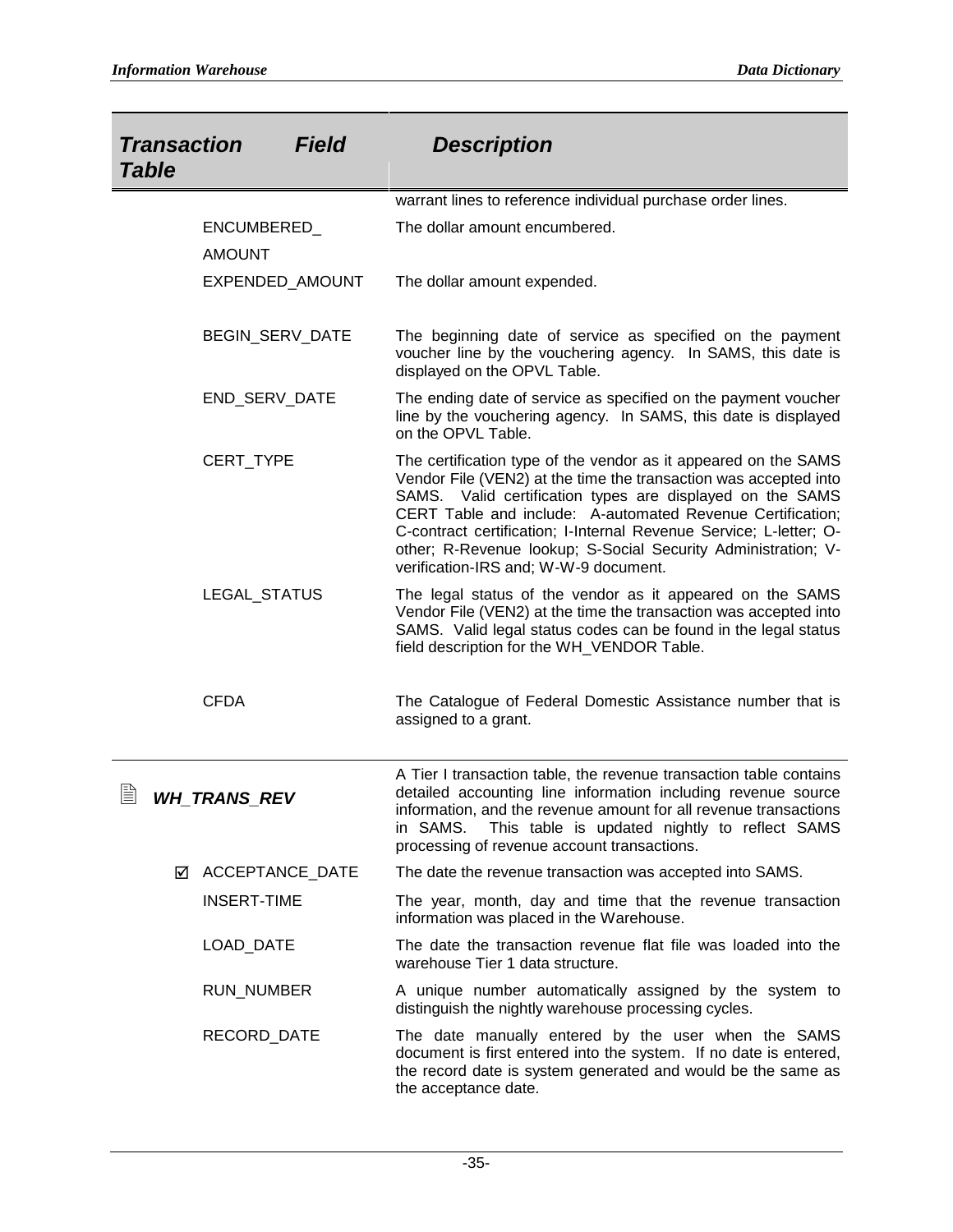| Transaction Table | Field | Description |
|---|---|---|
| | | warrant lines to reference individual purchase order lines. |
| | ENCUMBERED_ AMOUNT | The dollar amount encumbered. |
| | EXPENDED_AMOUNT | The dollar amount expended. |
| | BEGIN_SERV_DATE | The beginning date of service as specified on the payment voucher line by the vouchering agency. In SAMS, this date is displayed on the OPVL Table. |
| | END_SERV_DATE | The ending date of service as specified on the payment voucher line by the vouchering agency. In SAMS, this date is displayed on the OPVL Table. |
| | CERT_TYPE | The certification type of the vendor as it appeared on the SAMS Vendor File (VEN2) at the time the transaction was accepted into SAMS. Valid certification types are displayed on the SAMS CERT Table and include: A-automated Revenue Certification; C-contract certification; I-Internal Revenue Service; L-letter; O-other; R-Revenue lookup; S-Social Security Administration; V-verification-IRS and; W-W-9 document. |
| | LEGAL_STATUS | The legal status of the vendor as it appeared on the SAMS Vendor File (VEN2) at the time the transaction was accepted into SAMS. Valid legal status codes can be found in the legal status field description for the WH_VENDOR Table. |
| | CFDA | The Catalogue of Federal Domestic Assistance number that is assigned to a grant. |
| ***WH_TRANS_REV*** | | A Tier I transaction table, the revenue transaction table contains detailed accounting line information including revenue source information, and the revenue amount for all revenue transactions in SAMS. This table is updated nightly to reflect SAMS processing of revenue account transactions. |
| | ☑ ACCEPTANCE_DATE | The date the revenue transaction was accepted into SAMS. |
| | INSERT-TIME | The year, month, day and time that the revenue transaction information was placed in the Warehouse. |
| | LOAD_DATE | The date the transaction revenue flat file was loaded into the warehouse Tier 1 data structure. |
| | RUN_NUMBER | A unique number automatically assigned by the system to distinguish the nightly warehouse processing cycles. |
| | RECORD_DATE | The date manually entered by the user when the SAMS document is first entered into the system. If no date is entered, the record date is system generated and would be the same as the acceptance date. |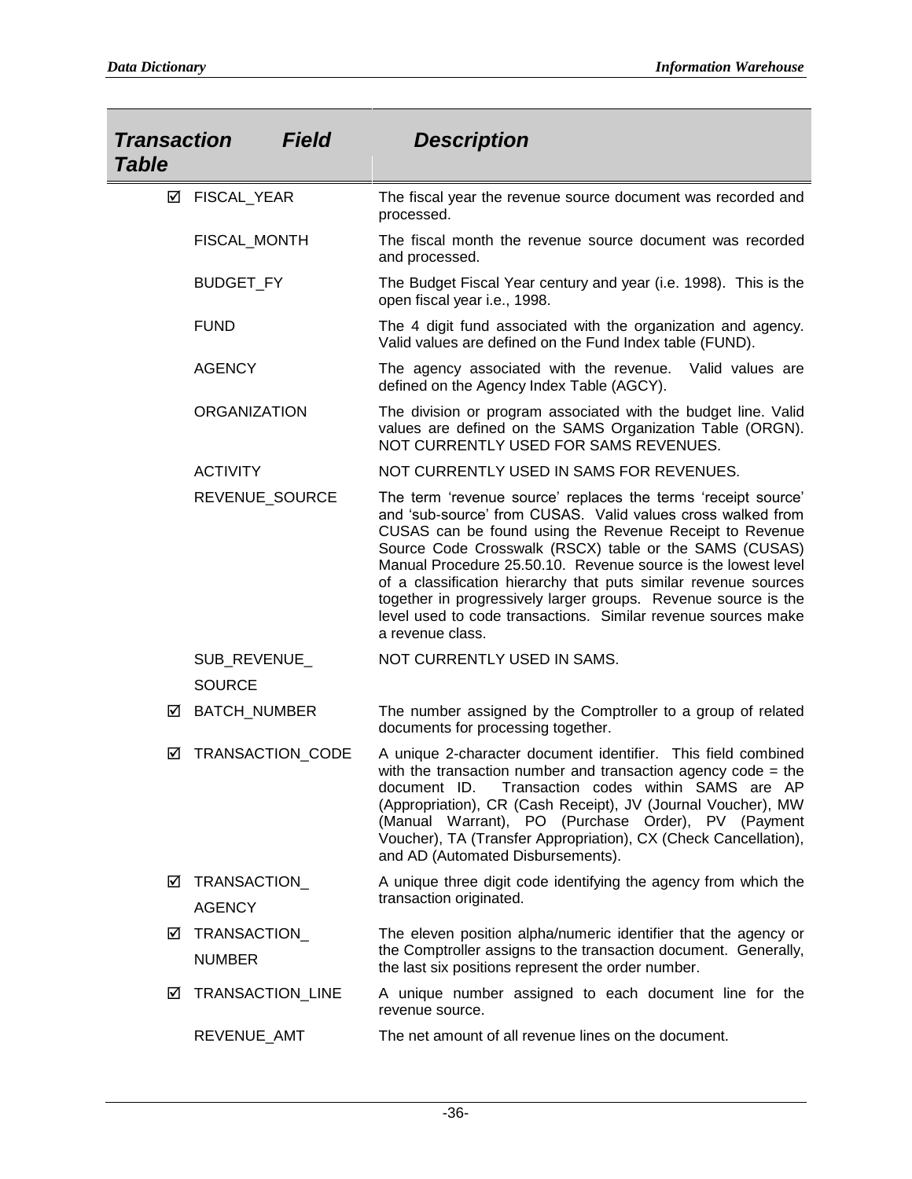| Transaction Table | Field | Description |
|---|---|---|
| ☑ | FISCAL_YEAR | The fiscal year the revenue source document was recorded and processed. |
| | FISCAL_MONTH | The fiscal month the revenue source document was recorded and processed. |
| | BUDGET_FY | The Budget Fiscal Year century and year (i.e. 1998). This is the open fiscal year i.e., 1998. |
| | FUND | The 4 digit fund associated with the organization and agency. Valid values are defined on the Fund Index table (FUND). |
| | AGENCY | The agency associated with the revenue. Valid values are defined on the Agency Index Table (AGCY). |
| | ORGANIZATION | The division or program associated with the budget line. Valid values are defined on the SAMS Organization Table (ORGN). NOT CURRENTLY USED FOR SAMS REVENUES. |
| | ACTIVITY | NOT CURRENTLY USED IN SAMS FOR REVENUES. |
| | REVENUE_SOURCE | The term 'revenue source' replaces the terms 'receipt source' and 'sub-source' from CUSAS. Valid values cross walked from CUSAS can be found using the Revenue Receipt to Revenue Source Code Crosswalk (RSCX) table or the SAMS (CUSAS) Manual Procedure 25.50.10. Revenue source is the lowest level of a classification hierarchy that puts similar revenue sources together in progressively larger groups. Revenue source is the level used to code transactions. Similar revenue sources make a revenue class. |
| | SUB_REVENUE_ SOURCE | NOT CURRENTLY USED IN SAMS. |
| ☑ | BATCH_NUMBER | The number assigned by the Comptroller to a group of related documents for processing together. |
| ☑ | TRANSACTION_CODE | A unique 2-character document identifier. This field combined with the transaction number and transaction agency code = the document ID. Transaction codes within SAMS are AP (Appropriation), CR (Cash Receipt), JV (Journal Voucher), MW (Manual Warrant), PO (Purchase Order), PV (Payment Voucher), TA (Transfer Appropriation), CX (Check Cancellation), and AD (Automated Disbursements). |
| ☑ | TRANSACTION_ AGENCY | A unique three digit code identifying the agency from which the transaction originated. |
| ☑ | TRANSACTION_ NUMBER | The eleven position alpha/numeric identifier that the agency or the Comptroller assigns to the transaction document. Generally, the last six positions represent the order number. |
| ☑ | TRANSACTION_LINE | A unique number assigned to each document line for the revenue source. |
| | REVENUE_AMT | The net amount of all revenue lines on the document. |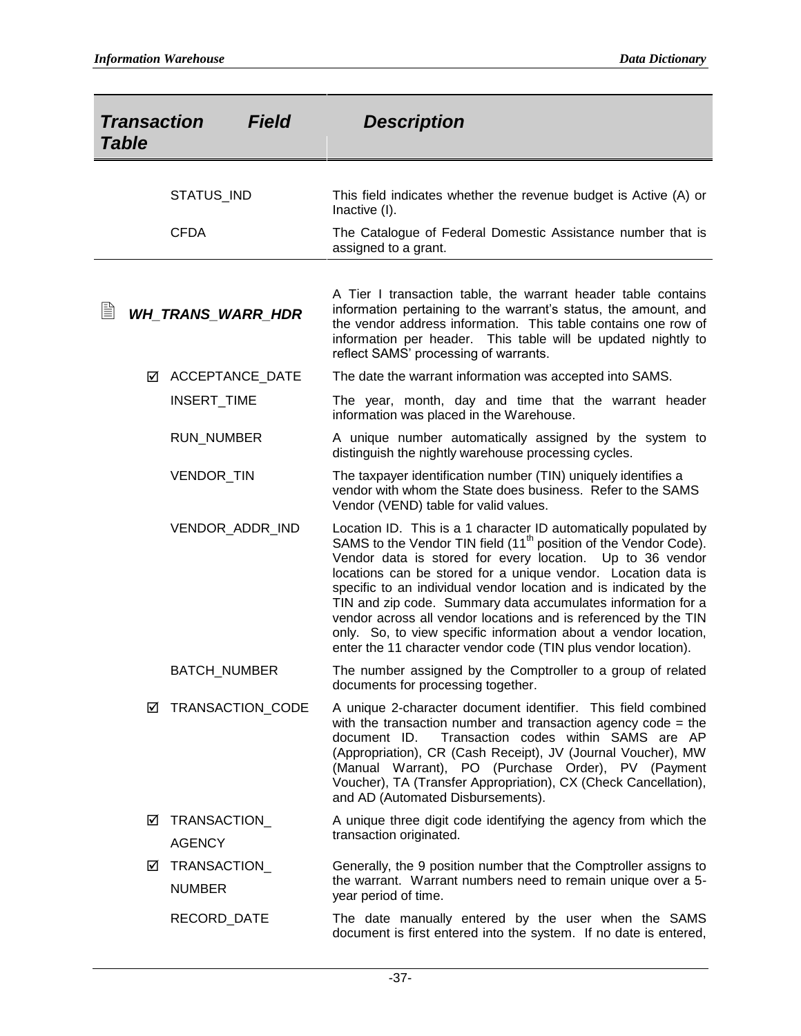| Transaction Table | Field | Description |
|---|---|---|
| | STATUS_IND | This field indicates whether the revenue budget is Active (A) or Inactive (I). |
| | CFDA | The Catalogue of Federal Domestic Assistance number that is assigned to a grant. |
| **_WH_TRANS_WARR_HDR_** | | A Tier I transaction table, the warrant header table contains information pertaining to the warrant's status, the amount, and the vendor address information. This table contains one row of information per header. This table will be updated nightly to reflect SAMS' processing of warrants. |
| | ☑ ACCEPTANCE_DATE | The date the warrant information was accepted into SAMS. |
| | INSERT_TIME | The year, month, day and time that the warrant header information was placed in the Warehouse. |
| | RUN_NUMBER | A unique number automatically assigned by the system to distinguish the nightly warehouse processing cycles. |
| | VENDOR_TIN | The taxpayer identification number (TIN) uniquely identifies a vendor with whom the State does business. Refer to the SAMS Vendor (VEND) table for valid values. |
| | VENDOR_ADDR_IND | Location ID. This is a 1 character ID automatically populated by SAMS to the Vendor TIN field (11th position of the Vendor Code). Vendor data is stored for every location. Up to 36 vendor locations can be stored for a unique vendor. Location data is specific to an individual vendor location and is indicated by the TIN and zip code. Summary data accumulates information for a vendor across all vendor locations and is referenced by the TIN only. So, to view specific information about a vendor location, enter the 11 character vendor code (TIN plus vendor location). |
| | BATCH_NUMBER | The number assigned by the Comptroller to a group of related documents for processing together. |
| | ☑ TRANSACTION_CODE | A unique 2-character document identifier. This field combined with the transaction number and transaction agency code = the document ID. Transaction codes within SAMS are AP (Appropriation), CR (Cash Receipt), JV (Journal Voucher), MW (Manual Warrant), PO (Purchase Order), PV (Payment Voucher), TA (Transfer Appropriation), CX (Check Cancellation), and AD (Automated Disbursements). |
| | ☑ TRANSACTION_AGENCY | A unique three digit code identifying the agency from which the transaction originated. |
| | ☑ TRANSACTION_NUMBER | Generally, the 9 position number that the Comptroller assigns to the warrant. Warrant numbers need to remain unique over a 5-year period of time. |
| | RECORD_DATE | The date manually entered by the user when the SAMS document is first entered into the system. If no date is entered, |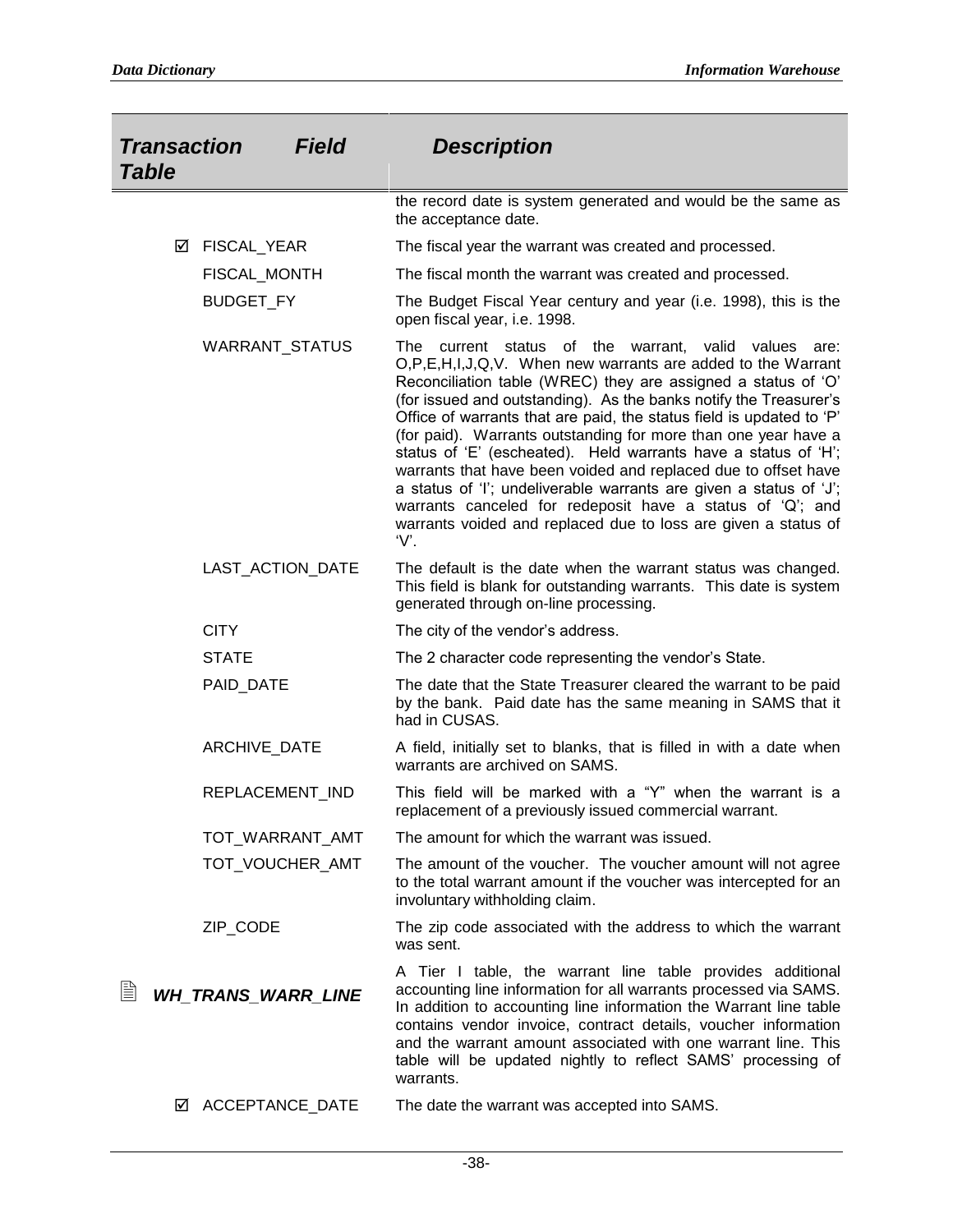| *Transaction Table* | *Field* | *Description* |
|---|---|---|
| | | the record date is system generated and would be the same as the acceptance date. |
| ☑ | FISCAL_YEAR | The fiscal year the warrant was created and processed. |
| | FISCAL_MONTH | The fiscal month the warrant was created and processed. |
| | BUDGET_FY | The Budget Fiscal Year century and year (i.e. 1998), this is the open fiscal year, i.e. 1998. |
| | WARRANT_STATUS | The current status of the warrant, valid values are: O,P,E,H,I,J,Q,V. When new warrants are added to the Warrant Reconciliation table (WREC) they are assigned a status of 'O' (for issued and outstanding). As the banks notify the Treasurer's Office of warrants that are paid, the status field is updated to 'P' (for paid). Warrants outstanding for more than one year have a status of 'E' (escheated). Held warrants have a status of 'H'; warrants that have been voided and replaced due to offset have a status of 'I'; undeliverable warrants are given a status of 'J'; warrants canceled for redeposit have a status of 'Q'; and warrants voided and replaced due to loss are given a status of 'V'. |
| | LAST_ACTION_DATE | The default is the date when the warrant status was changed. This field is blank for outstanding warrants. This date is system generated through on-line processing. |
| | CITY | The city of the vendor's address. |
| | STATE | The 2 character code representing the vendor's State. |
| | PAID_DATE | The date that the State Treasurer cleared the warrant to be paid by the bank. Paid date has the same meaning in SAMS that it had in CUSAS. |
| | ARCHIVE_DATE | A field, initially set to blanks, that is filled in with a date when warrants are archived on SAMS. |
| | REPLACEMENT_IND | This field will be marked with a "Y" when the warrant is a replacement of a previously issued commercial warrant. |
| | TOT_WARRANT_AMT | The amount for which the warrant was issued. |
| | TOT_VOUCHER_AMT | The amount of the voucher. The voucher amount will not agree to the total warrant amount if the voucher was intercepted for an involuntary withholding claim. |
| | ZIP_CODE | The zip code associated with the address to which the warrant was sent. |
| ***WH_TRANS_WARR_LINE*** | | A Tier I table, the warrant line table provides additional accounting line information for all warrants processed via SAMS. In addition to accounting line information the Warrant line table contains vendor invoice, contract details, voucher information and the warrant amount associated with one warrant line. This table will be updated nightly to reflect SAMS' processing of warrants. |
| ☑ | ACCEPTANCE_DATE | The date the warrant was accepted into SAMS. |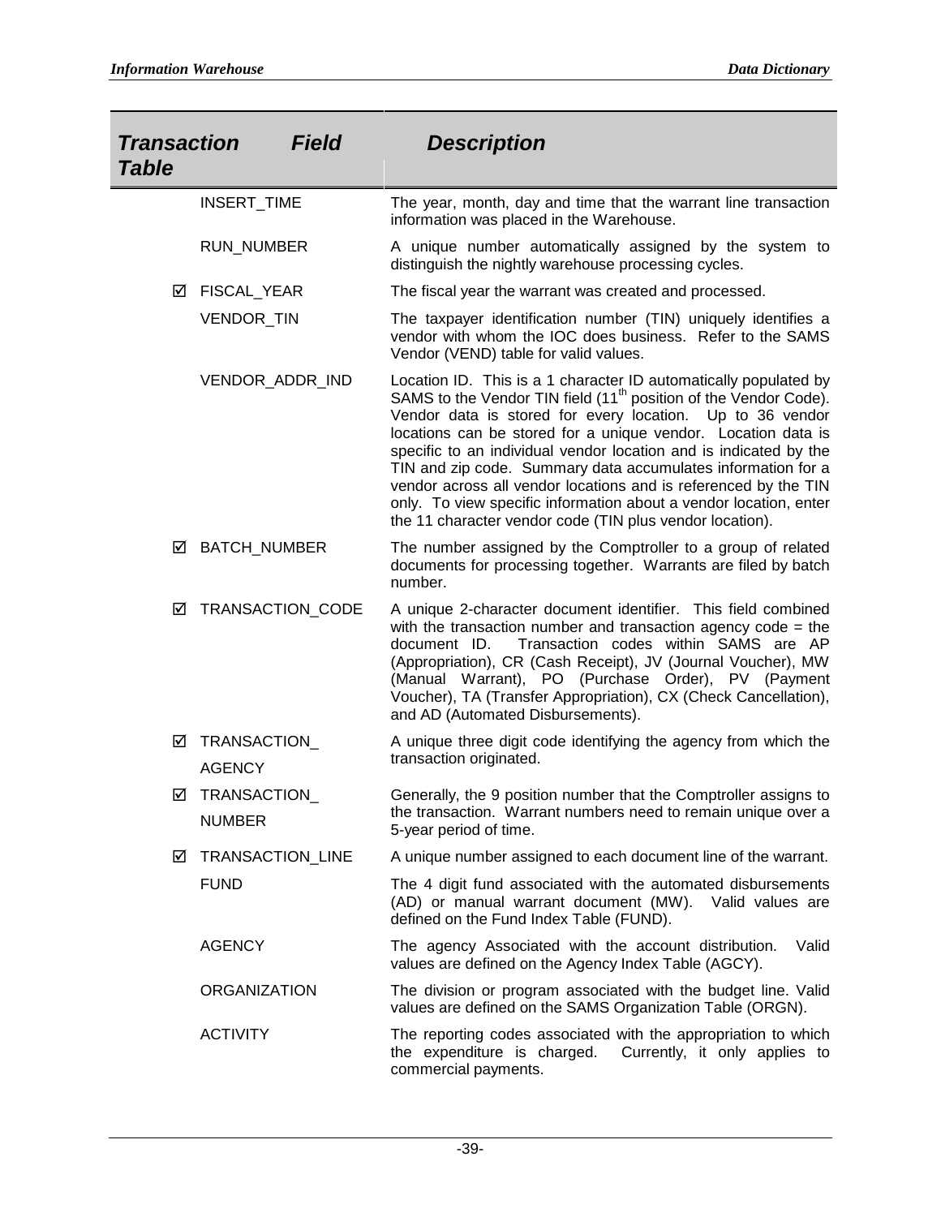| Transaction Table | Field | Description |
|---|---|---|
| | INSERT_TIME | The year, month, day and time that the warrant line transaction information was placed in the Warehouse. |
| | RUN_NUMBER | A unique number automatically assigned by the system to distinguish the nightly warehouse processing cycles. |
| ☑ | FISCAL_YEAR | The fiscal year the warrant was created and processed. |
| | VENDOR_TIN | The taxpayer identification number (TIN) uniquely identifies a vendor with whom the IOC does business. Refer to the SAMS Vendor (VEND) table for valid values. |
| | VENDOR_ADDR_IND | Location ID. This is a 1 character ID automatically populated by SAMS to the Vendor TIN field (11$^{th}$ position of the Vendor Code). Vendor data is stored for every location. Up to 36 vendor locations can be stored for a unique vendor. Location data is specific to an individual vendor location and is indicated by the TIN and zip code. Summary data accumulates information for a vendor across all vendor locations and is referenced by the TIN only. To view specific information about a vendor location, enter the 11 character vendor code (TIN plus vendor location). |
| ☑ | BATCH_NUMBER | The number assigned by the Comptroller to a group of related documents for processing together. Warrants are filed by batch number. |
| ☑ | TRANSACTION_CODE | A unique 2-character document identifier. This field combined with the transaction number and transaction agency code = the document ID. Transaction codes within SAMS are AP (Appropriation), CR (Cash Receipt), JV (Journal Voucher), MW (Manual Warrant), PO (Purchase Order), PV (Payment Voucher), TA (Transfer Appropriation), CX (Check Cancellation), and AD (Automated Disbursements). |
| ☑ | TRANSACTION_AGENCY | A unique three digit code identifying the agency from which the transaction originated. |
| ☑ | TRANSACTION_NUMBER | Generally, the 9 position number that the Comptroller assigns to the transaction. Warrant numbers need to remain unique over a 5-year period of time. |
| ☑ | TRANSACTION_LINE | A unique number assigned to each document line of the warrant. |
| | FUND | The 4 digit fund associated with the automated disbursements (AD) or manual warrant document (MW). Valid values are defined on the Fund Index Table (FUND). |
| | AGENCY | The agency Associated with the account distribution. Valid values are defined on the Agency Index Table (AGCY). |
| | ORGANIZATION | The division or program associated with the budget line. Valid values are defined on the SAMS Organization Table (ORGN). |
| | ACTIVITY | The reporting codes associated with the appropriation to which the expenditure is charged. Currently, it only applies to commercial payments. |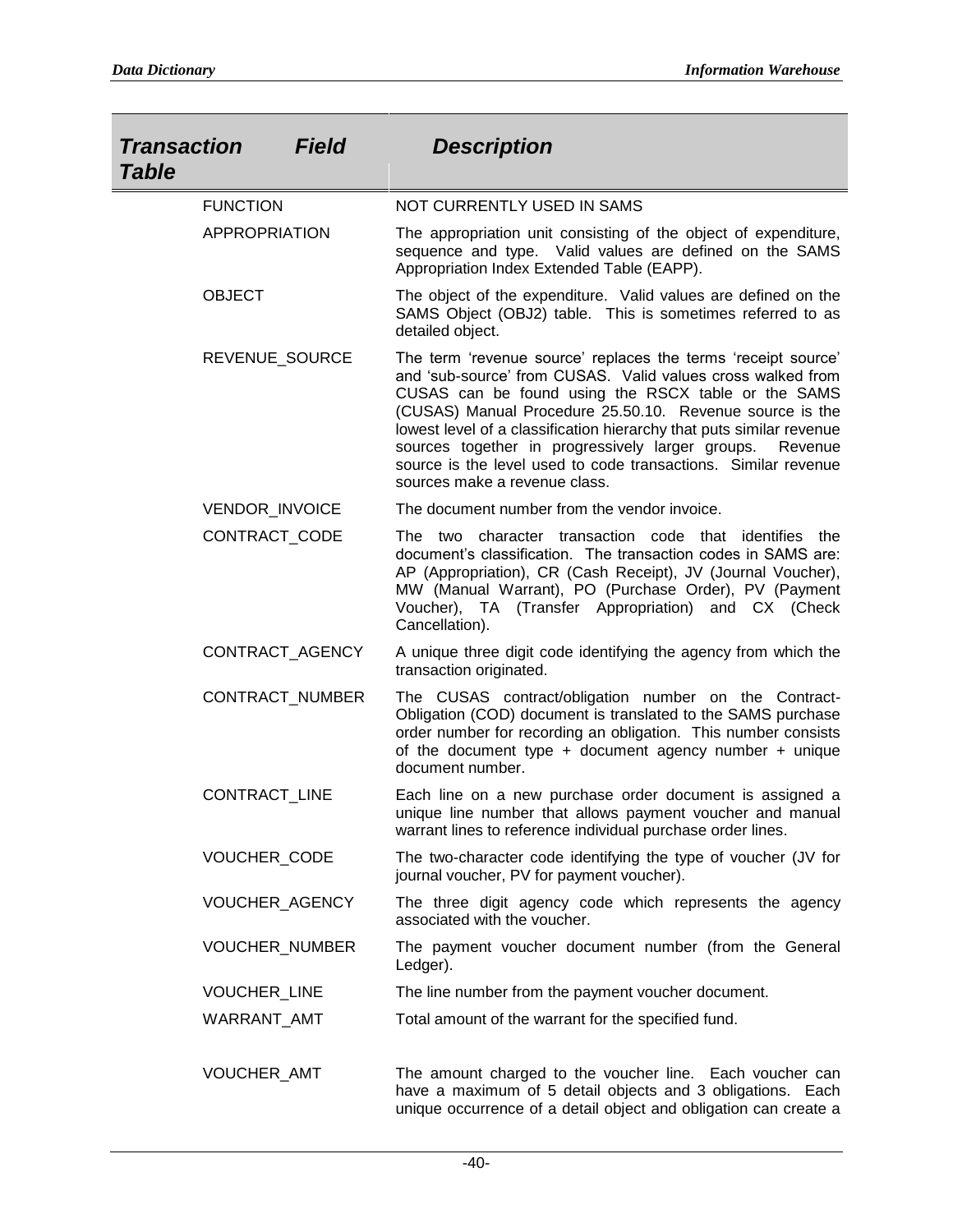| *Transaction Table* | *Field* | *Description* |
|---|---|---|
| | FUNCTION | NOT CURRENTLY USED IN SAMS |
| | APPROPRIATION | The appropriation unit consisting of the object of expenditure, sequence and type. Valid values are defined on the SAMS Appropriation Index Extended Table (EAPP). |
| | OBJECT | The object of the expenditure. Valid values are defined on the SAMS Object (OBJ2) table. This is sometimes referred to as detailed object. |
| | REVENUE_SOURCE | The term 'revenue source' replaces the terms 'receipt source' and 'sub-source' from CUSAS. Valid values cross walked from CUSAS can be found using the RSCX table or the SAMS (CUSAS) Manual Procedure 25.50.10. Revenue source is the lowest level of a classification hierarchy that puts similar revenue sources together in progressively larger groups. Revenue source is the level used to code transactions. Similar revenue sources make a revenue class. |
| | VENDOR_INVOICE | The document number from the vendor invoice. |
| | CONTRACT_CODE | The two character transaction code that identifies the document's classification. The transaction codes in SAMS are: AP (Appropriation), CR (Cash Receipt), JV (Journal Voucher), MW (Manual Warrant), PO (Purchase Order), PV (Payment Voucher), TA (Transfer Appropriation) and CX (Check Cancellation). |
| | CONTRACT_AGENCY | A unique three digit code identifying the agency from which the transaction originated. |
| | CONTRACT_NUMBER | The CUSAS contract/obligation number on the Contract-Obligation (COD) document is translated to the SAMS purchase order number for recording an obligation. This number consists of the document type + document agency number + unique document number. |
| | CONTRACT_LINE | Each line on a new purchase order document is assigned a unique line number that allows payment voucher and manual warrant lines to reference individual purchase order lines. |
| | VOUCHER_CODE | The two-character code identifying the type of voucher (JV for journal voucher, PV for payment voucher). |
| | VOUCHER_AGENCY | The three digit agency code which represents the agency associated with the voucher. |
| | VOUCHER_NUMBER | The payment voucher document number (from the General Ledger). |
| | VOUCHER_LINE | The line number from the payment voucher document. |
| | WARRANT_AMT | Total amount of the warrant for the specified fund. |
| | VOUCHER_AMT | The amount charged to the voucher line. Each voucher can have a maximum of 5 detail objects and 3 obligations. Each unique occurrence of a detail object and obligation can create a |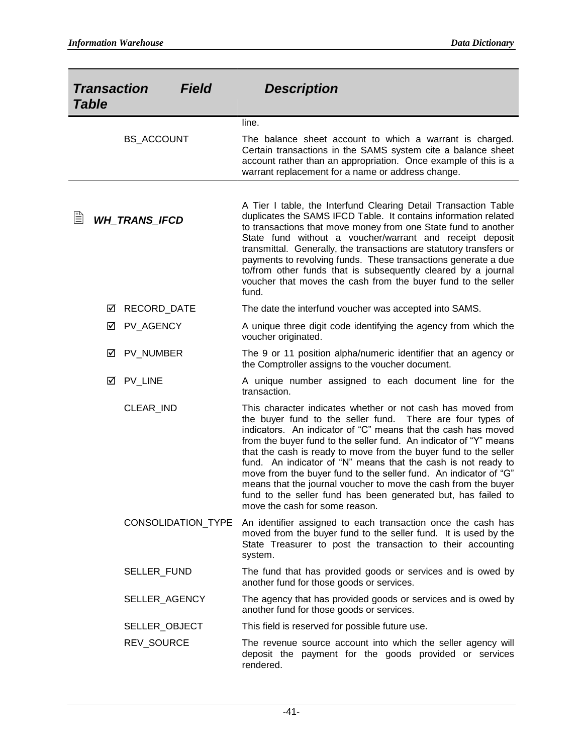| *Transaction Table* | *Field* | *Description* |
|---|---|---|
| | | line. |
| | BS_ACCOUNT | The balance sheet account to which a warrant is charged. Certain transactions in the SAMS system cite a balance sheet account rather than an appropriation. Once example of this is a warrant replacement for a name or address change. |
| ***WH_TRANS_IFCD*** | | A Tier I table, the Interfund Clearing Detail Transaction Table duplicates the SAMS IFCD Table. It contains information related to transactions that move money from one State fund to another State fund without a voucher/warrant and receipt deposit transmittal. Generally, the transactions are statutory transfers or payments to revolving funds. These transactions generate a due to/from other funds that is subsequently cleared by a journal voucher that moves the cash from the buyer fund to the seller fund. |
| | ☑ RECORD_DATE | The date the interfund voucher was accepted into SAMS. |
| | ☑ PV_AGENCY | A unique three digit code identifying the agency from which the voucher originated. |
| | ☑ PV_NUMBER | The 9 or 11 position alpha/numeric identifier that an agency or the Comptroller assigns to the voucher document. |
| | ☑ PV_LINE | A unique number assigned to each document line for the transaction. |
| | CLEAR_IND | This character indicates whether or not cash has moved from the buyer fund to the seller fund. There are four types of indicators. An indicator of "C" means that the cash has moved from the buyer fund to the seller fund. An indicator of "Y" means that the cash is ready to move from the buyer fund to the seller fund. An indicator of "N" means that the cash is not ready to move from the buyer fund to the seller fund. An indicator of "G" means that the journal voucher to move the cash from the buyer fund to the seller fund has been generated but, has failed to move the cash for some reason. |
| | CONSOLIDATION_TYPE | An identifier assigned to each transaction once the cash has moved from the buyer fund to the seller fund. It is used by the State Treasurer to post the transaction to their accounting system. |
| | SELLER_FUND | The fund that has provided goods or services and is owed by another fund for those goods or services. |
| | SELLER_AGENCY | The agency that has provided goods or services and is owed by another fund for those goods or services. |
| | SELLER_OBJECT | This field is reserved for possible future use. |
| | REV_SOURCE | The revenue source account into which the seller agency will deposit the payment for the goods provided or services rendered. |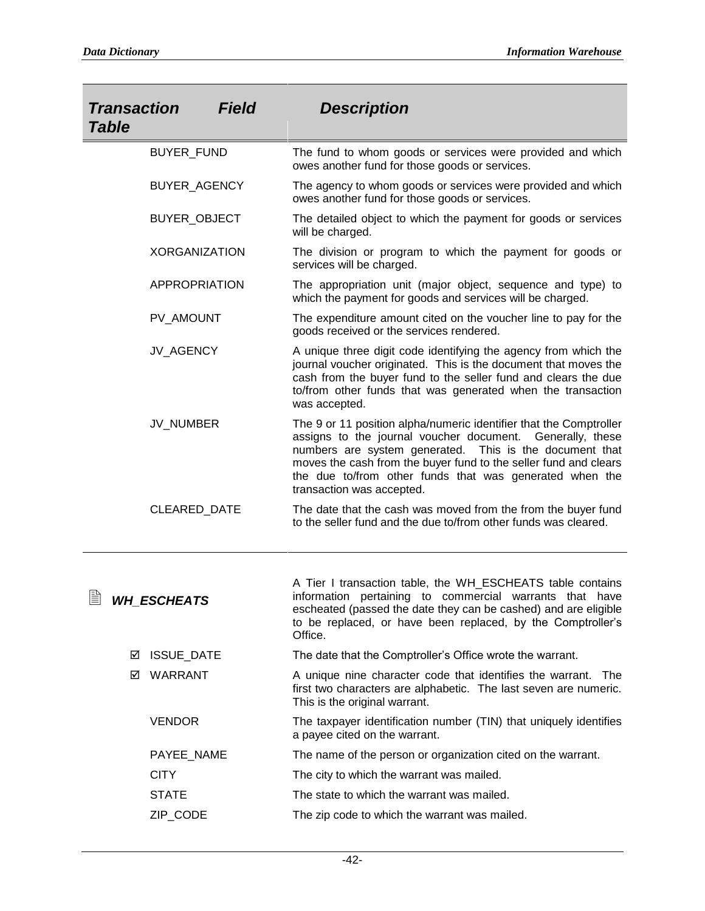| Transaction Table | Field | Description |
|---|---|---|
| | BUYER_FUND | The fund to whom goods or services were provided and which owes another fund for those goods or services. |
| | BUYER_AGENCY | The agency to whom goods or services were provided and which owes another fund for those goods or services. |
| | BUYER_OBJECT | The detailed object to which the payment for goods or services will be charged. |
| | XORGANIZATION | The division or program to which the payment for goods or services will be charged. |
| | APPROPRIATION | The appropriation unit (major object, sequence and type) to which the payment for goods and services will be charged. |
| | PV_AMOUNT | The expenditure amount cited on the voucher line to pay for the goods received or the services rendered. |
| | JV_AGENCY | A unique three digit code identifying the agency from which the journal voucher originated. This is the document that moves the cash from the buyer fund to the seller fund and clears the due to/from other funds that was generated when the transaction was accepted. |
| | JV_NUMBER | The 9 or 11 position alpha/numeric identifier that the Comptroller assigns to the journal voucher document. Generally, these numbers are system generated. This is the document that moves the cash from the buyer fund to the seller fund and clears the due to/from other funds that was generated when the transaction was accepted. |
| | CLEARED_DATE | The date that the cash was moved from the from the buyer fund to the seller fund and the due to/from other funds was cleared. |
| ***WH_ESCHEATS*** | | A Tier I transaction table, the WH_ESCHEATS table contains information pertaining to commercial warrants that have escheated (passed the date they can be cashed) and are eligible to be replaced, or have been replaced, by the Comptroller's Office. |
| | ☑ ISSUE_DATE | The date that the Comptroller's Office wrote the warrant. |
| | ☑ WARRANT | A unique nine character code that identifies the warrant. The first two characters are alphabetic. The last seven are numeric. This is the original warrant. |
| | VENDOR | The taxpayer identification number (TIN) that uniquely identifies a payee cited on the warrant. |
| | PAYEE_NAME | The name of the person or organization cited on the warrant. |
| | CITY | The city to which the warrant was mailed. |
| | STATE | The state to which the warrant was mailed. |
| | ZIP_CODE | The zip code to which the warrant was mailed. |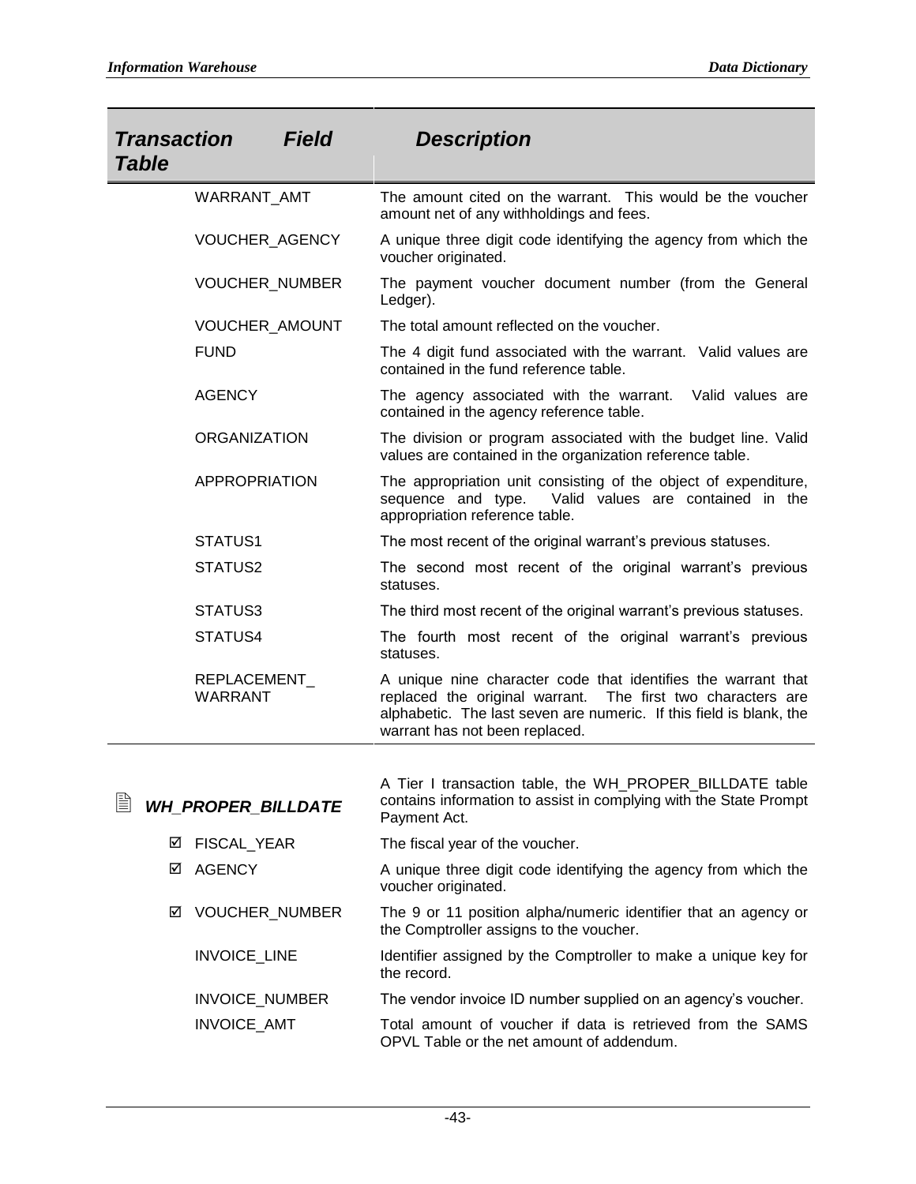| Transaction Table | Field | Description |
|---|---|---|
| | WARRANT_AMT | The amount cited on the warrant. This would be the voucher amount net of any withholdings and fees. |
| | VOUCHER_AGENCY | A unique three digit code identifying the agency from which the voucher originated. |
| | VOUCHER_NUMBER | The payment voucher document number (from the General Ledger). |
| | VOUCHER_AMOUNT | The total amount reflected on the voucher. |
| | FUND | The 4 digit fund associated with the warrant. Valid values are contained in the fund reference table. |
| | AGENCY | The agency associated with the warrant. Valid values are contained in the agency reference table. |
| | ORGANIZATION | The division or program associated with the budget line. Valid values are contained in the organization reference table. |
| | APPROPRIATION | The appropriation unit consisting of the object of expenditure, sequence and type. Valid values are contained in the appropriation reference table. |
| | STATUS1 | The most recent of the original warrant's previous statuses. |
| | STATUS2 | The second most recent of the original warrant's previous statuses. |
| | STATUS3 | The third most recent of the original warrant's previous statuses. |
| | STATUS4 | The fourth most recent of the original warrant's previous statuses. |
| | REPLACEMENT_WARRANT | A unique nine character code that identifies the warrant that replaced the original warrant. The first two characters are alphabetic. The last seven are numeric. If this field is blank, the warrant has not been replaced. |

| Transaction Table | Field | Description |
|---|---|---|
| ***WH_PROPER_BILLDATE*** | | A Tier I transaction table, the WH_PROPER_BILLDATE table contains information to assist in complying with the State Prompt Payment Act. |
| | ☑ FISCAL_YEAR | The fiscal year of the voucher. |
| | ☑ AGENCY | A unique three digit code identifying the agency from which the voucher originated. |
| | ☑ VOUCHER_NUMBER | The 9 or 11 position alpha/numeric identifier that an agency or the Comptroller assigns to the voucher. |
| | INVOICE_LINE | Identifier assigned by the Comptroller to make a unique key for the record. |
| | INVOICE_NUMBER | The vendor invoice ID number supplied on an agency's voucher. |
| | INVOICE_AMT | Total amount of voucher if data is retrieved from the SAMS OPVL Table or the net amount of addendum. |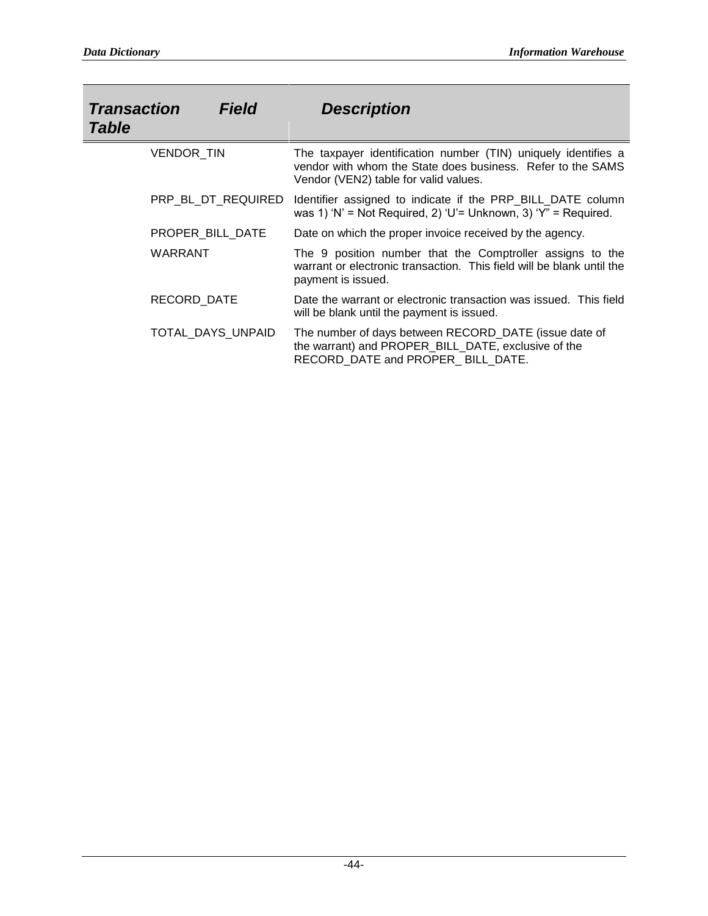| Transaction Table | Field | Description |
|---|---|---|
| | VENDOR_TIN | The taxpayer identification number (TIN) uniquely identifies a vendor with whom the State does business. Refer to the SAMS Vendor (VEN2) table for valid values. |
| | PRP_BL_DT_REQUIRED | Identifier assigned to indicate if the PRP_BILL_DATE column was 1) ‘N’ = Not Required, 2) ‘U’= Unknown, 3) ‘Y” = Required. |
| | PROPER_BILL_DATE | Date on which the proper invoice received by the agency. |
| | WARRANT | The 9 position number that the Comptroller assigns to the warrant or electronic transaction. This field will be blank until the payment is issued. |
| | RECORD_DATE | Date the warrant or electronic transaction was issued. This field will be blank until the payment is issued. |
| | TOTAL_DAYS_UNPAID | The number of days between RECORD_DATE (issue date of the warrant) and PROPER_BILL_DATE, exclusive of the RECORD_DATE and PROPER_ BILL_DATE. |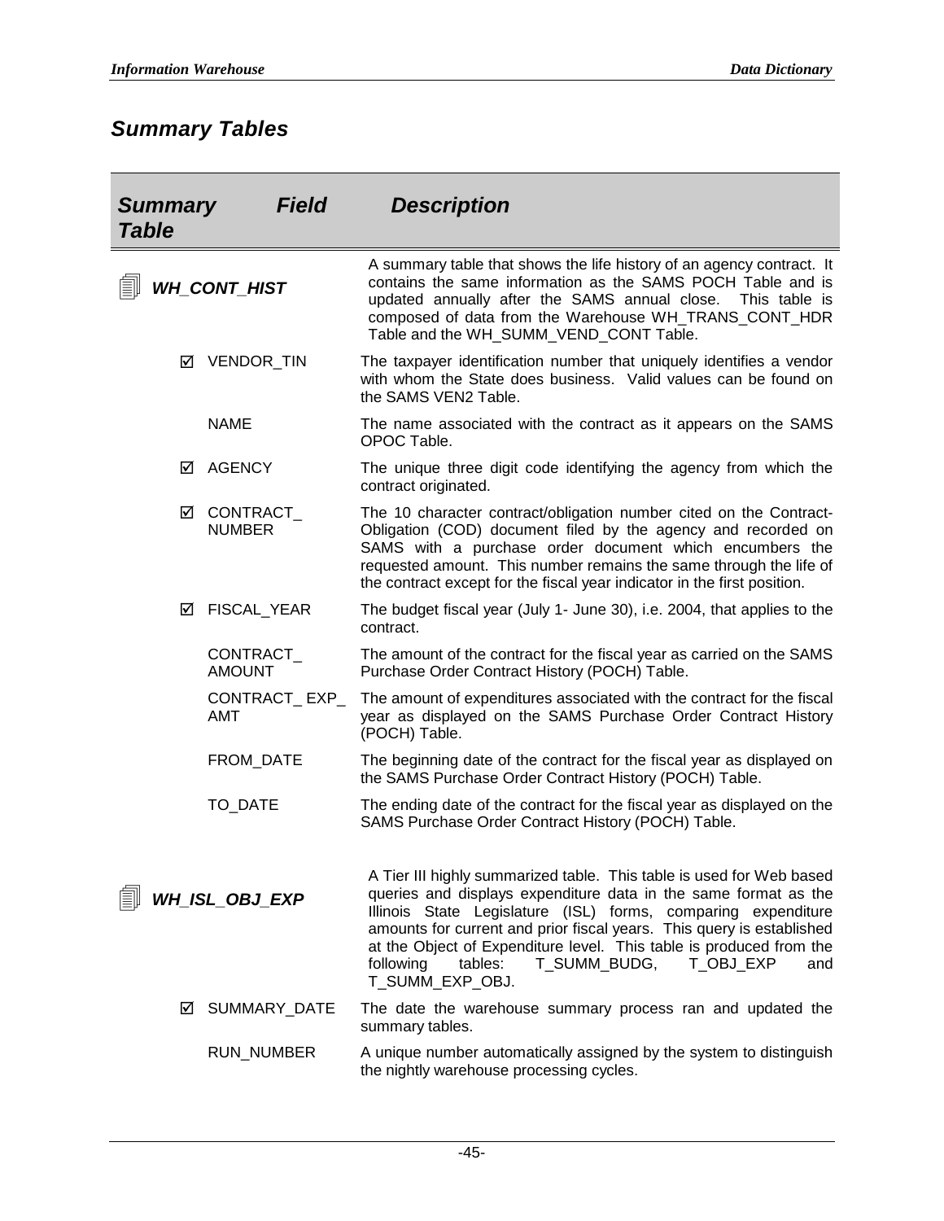## Summary Tables

| Summary Table | Field | Description |
|---|---|---|
| ***WH_CONT_HIST*** | | A summary table that shows the life history of an agency contract. It contains the same information as the SAMS POCH Table and is updated annually after the SAMS annual close. This table is composed of data from the Warehouse WH_TRANS_CONT_HDR Table and the WH_SUMM_VEND_CONT Table. |
| ☑ | VENDOR_TIN | The taxpayer identification number that uniquely identifies a vendor with whom the State does business. Valid values can be found on the SAMS VEN2 Table. |
| | NAME | The name associated with the contract as it appears on the SAMS OPOC Table. |
| ☑ | AGENCY | The unique three digit code identifying the agency from which the contract originated. |
| ☑ | CONTRACT_NUMBER | The 10 character contract/obligation number cited on the Contract-Obligation (COD) document filed by the agency and recorded on SAMS with a purchase order document which encumbers the requested amount. This number remains the same through the life of the contract except for the fiscal year indicator in the first position. |
| ☑ | FISCAL_YEAR | The budget fiscal year (July 1- June 30), i.e. 2004, that applies to the contract. |
| | CONTRACT_AMOUNT | The amount of the contract for the fiscal year as carried on the SAMS Purchase Order Contract History (POCH) Table. |
| | CONTRACT_EXP_AMT | The amount of expenditures associated with the contract for the fiscal year as displayed on the SAMS Purchase Order Contract History (POCH) Table. |
| | FROM_DATE | The beginning date of the contract for the fiscal year as displayed on the SAMS Purchase Order Contract History (POCH) Table. |
| | TO_DATE | The ending date of the contract for the fiscal year as displayed on the SAMS Purchase Order Contract History (POCH) Table. |
| ***WH_ISL_OBJ_EXP*** | | A Tier III highly summarized table. This table is used for Web based queries and displays expenditure data in the same format as the Illinois State Legislature (ISL) forms, comparing expenditure amounts for current and prior fiscal years. This query is established at the Object of Expenditure level. This table is produced from the following tables: T_SUMM_BUDG, T_OBJ_EXP and T_SUMM_EXP_OBJ. |
| ☑ | SUMMARY_DATE | The date the warehouse summary process ran and updated the summary tables. |
| | RUN_NUMBER | A unique number automatically assigned by the system to distinguish the nightly warehouse processing cycles. |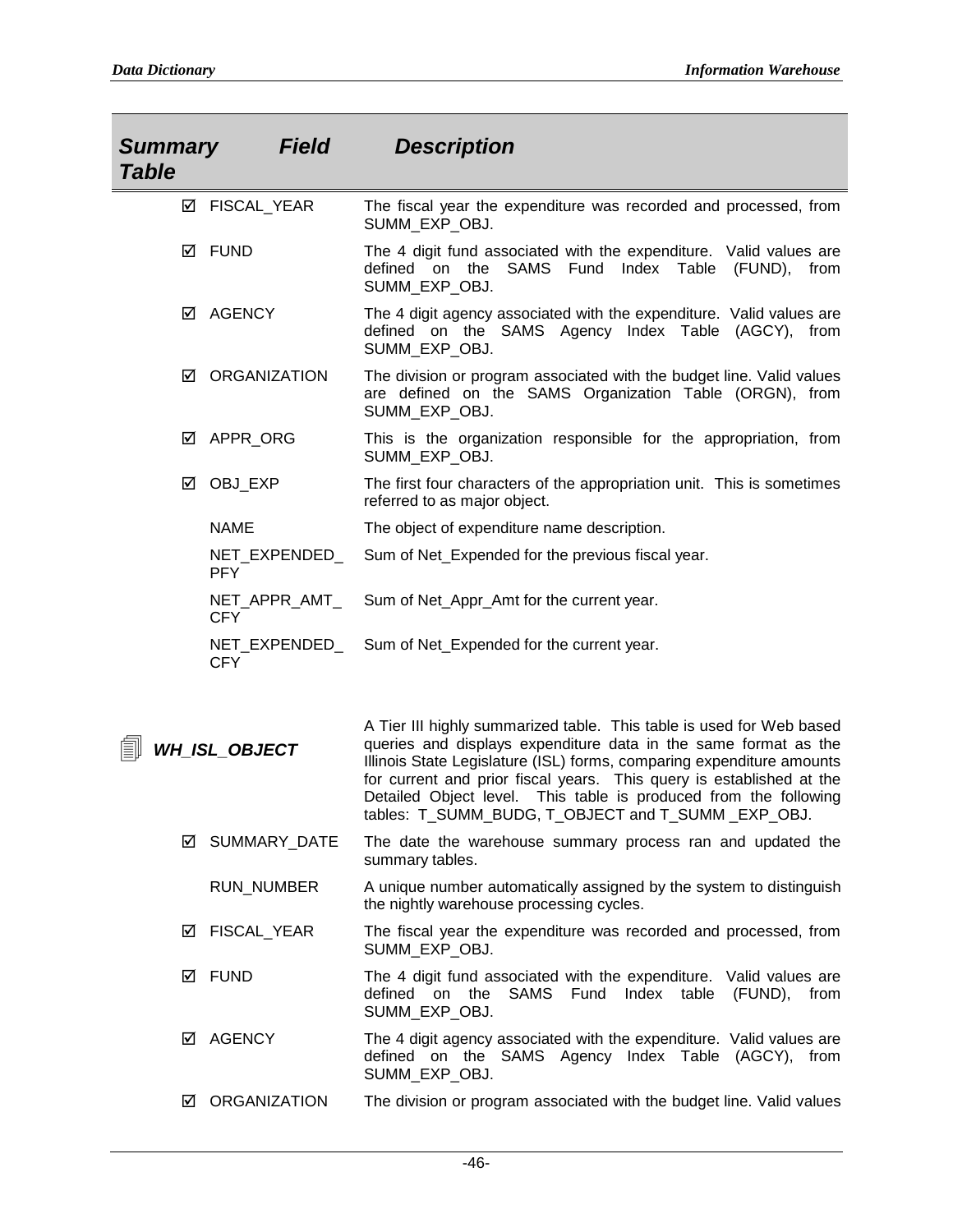| Summary Table | Field | Description |
|---|---|---|
| ☑ | FISCAL_YEAR | The fiscal year the expenditure was recorded and processed, from SUMM_EXP_OBJ. |
| ☑ | FUND | The 4 digit fund associated with the expenditure. Valid values are defined on the SAMS Fund Index Table (FUND), from SUMM_EXP_OBJ. |
| ☑ | AGENCY | The 4 digit agency associated with the expenditure. Valid values are defined on the SAMS Agency Index Table (AGCY), from SUMM_EXP_OBJ. |
| ☑ | ORGANIZATION | The division or program associated with the budget line. Valid values are defined on the SAMS Organization Table (ORGN), from SUMM_EXP_OBJ. |
| ☑ | APPR_ORG | This is the organization responsible for the appropriation, from SUMM_EXP_OBJ. |
| ☑ | OBJ_EXP | The first four characters of the appropriation unit. This is sometimes referred to as major object. |
| | NAME | The object of expenditure name description. |
| | NET_EXPENDED_PFY | Sum of Net_Expended for the previous fiscal year. |
| | NET_APPR_AMT_CFY | Sum of Net_Appr_Amt for the current year. |
| | NET_EXPENDED_CFY | Sum of Net_Expended for the current year. |

### WH_ISL_OBJECT

A Tier III highly summarized table. This table is used for Web based queries and displays expenditure data in the same format as the Illinois State Legislature (ISL) forms, comparing expenditure amounts for current and prior fiscal years. This query is established at the Detailed Object level. This table is produced from the following tables: T_SUMM_BUDG, T_OBJECT and T_SUMM _EXP_OBJ.

| Summary Table | Field | Description |
|---|---|---|
| ☑ | SUMMARY_DATE | The date the warehouse summary process ran and updated the summary tables. |
| | RUN_NUMBER | A unique number automatically assigned by the system to distinguish the nightly warehouse processing cycles. |
| ☑ | FISCAL_YEAR | The fiscal year the expenditure was recorded and processed, from SUMM_EXP_OBJ. |
| ☑ | FUND | The 4 digit fund associated with the expenditure. Valid values are defined on the SAMS Fund Index table (FUND), from SUMM_EXP_OBJ. |
| ☑ | AGENCY | The 4 digit agency associated with the expenditure. Valid values are defined on the SAMS Agency Index Table (AGCY), from SUMM_EXP_OBJ. |
| ☑ | ORGANIZATION | The division or program associated with the budget line. Valid values |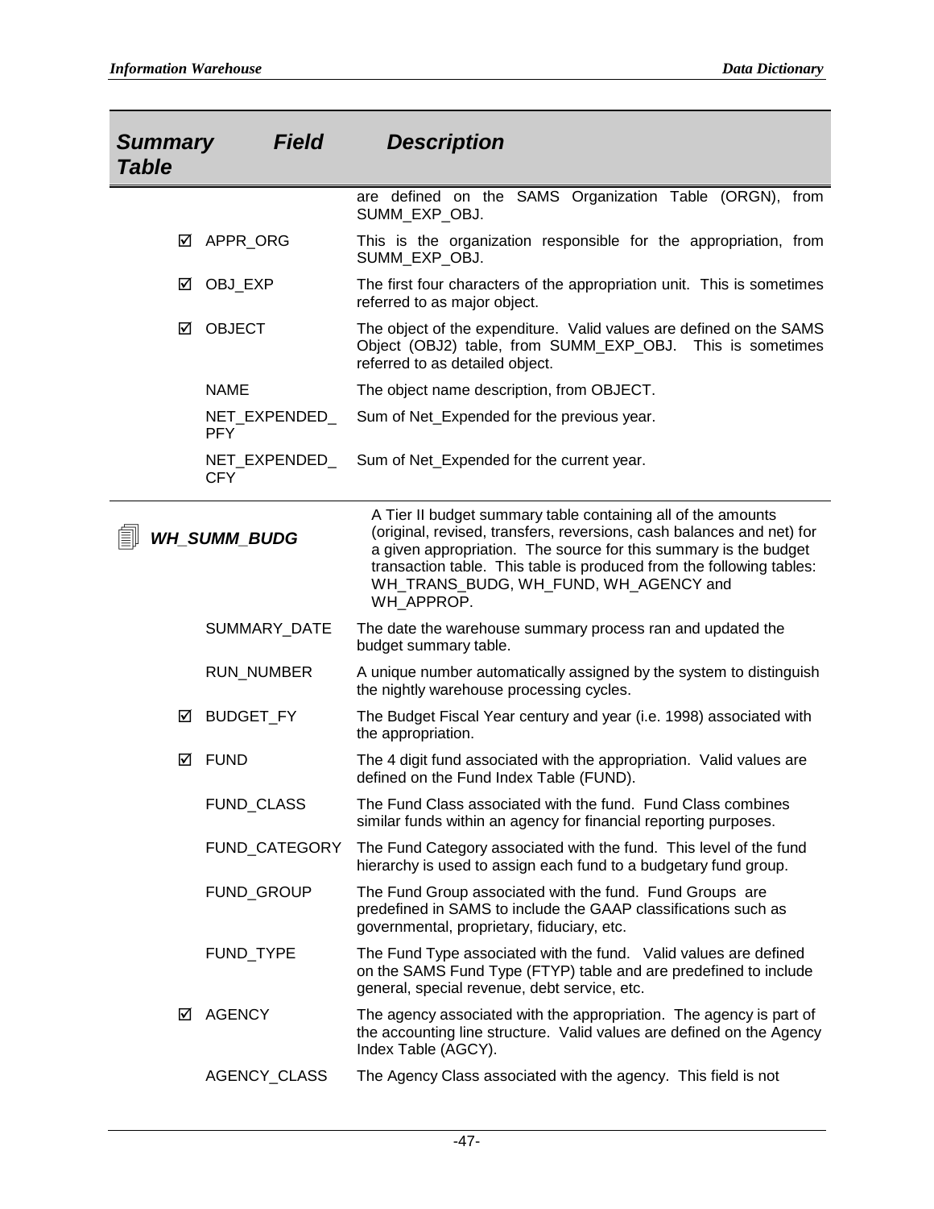| Summary Table | Field | Description |
|---|---|---|
| | | are defined on the SAMS Organization Table (ORGN), from SUMM_EXP_OBJ. |
| ☑ | APPR_ORG | This is the organization responsible for the appropriation, from SUMM_EXP_OBJ. |
| ☑ | OBJ_EXP | The first four characters of the appropriation unit. This is sometimes referred to as major object. |
| ☑ | OBJECT | The object of the expenditure. Valid values are defined on the SAMS Object (OBJ2) table, from SUMM_EXP_OBJ. This is sometimes referred to as detailed object. |
| | NAME | The object name description, from OBJECT. |
| | NET_EXPENDED_PFY | Sum of Net_Expended for the previous year. |
| | NET_EXPENDED_CFY | Sum of Net_Expended for the current year. |
| ***WH_SUMM_BUDG*** | | A Tier II budget summary table containing all of the amounts (original, revised, transfers, reversions, cash balances and net) for a given appropriation. The source for this summary is the budget transaction table. This table is produced from the following tables: WH_TRANS_BUDG, WH_FUND, WH_AGENCY and WH_APPROP. |
| | SUMMARY_DATE | The date the warehouse summary process ran and updated the budget summary table. |
| | RUN_NUMBER | A unique number automatically assigned by the system to distinguish the nightly warehouse processing cycles. |
| ☑ | BUDGET_FY | The Budget Fiscal Year century and year (i.e. 1998) associated with the appropriation. |
| ☑ | FUND | The 4 digit fund associated with the appropriation. Valid values are defined on the Fund Index Table (FUND). |
| | FUND_CLASS | The Fund Class associated with the fund. Fund Class combines similar funds within an agency for financial reporting purposes. |
| | FUND_CATEGORY | The Fund Category associated with the fund. This level of the fund hierarchy is used to assign each fund to a budgetary fund group. |
| | FUND_GROUP | The Fund Group associated with the fund. Fund Groups are predefined in SAMS to include the GAAP classifications such as governmental, proprietary, fiduciary, etc. |
| | FUND_TYPE | The Fund Type associated with the fund. Valid values are defined on the SAMS Fund Type (FTYP) table and are predefined to include general, special revenue, debt service, etc. |
| ☑ | AGENCY | The agency associated with the appropriation. The agency is part of the accounting line structure. Valid values are defined on the Agency Index Table (AGCY). |
| | AGENCY_CLASS | The Agency Class associated with the agency. This field is not |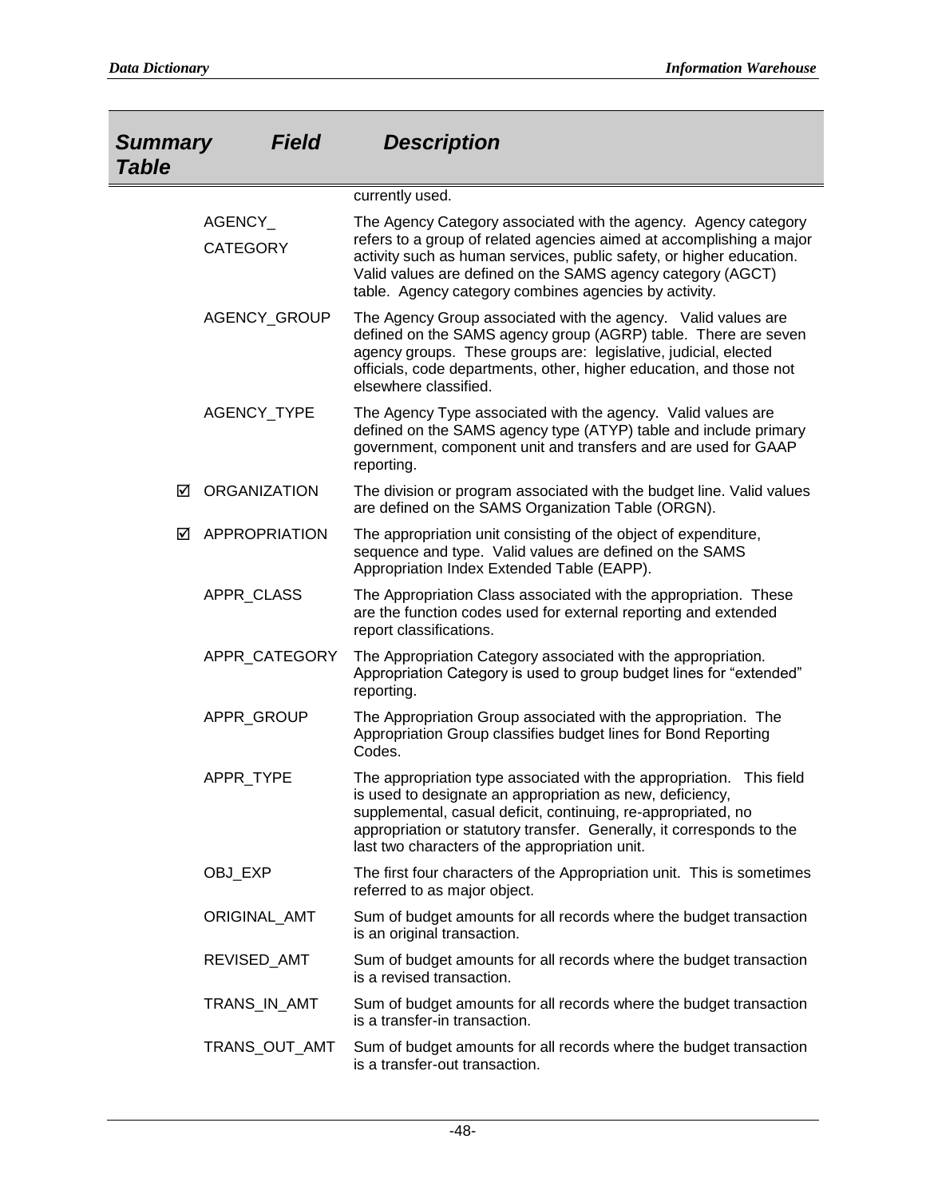| Summary Table | Field | Description |
|---|---|---|
| | | currently used. |
| | AGENCY_ CATEGORY | The Agency Category associated with the agency. Agency category refers to a group of related agencies aimed at accomplishing a major activity such as human services, public safety, or higher education. Valid values are defined on the SAMS agency category (AGCT) table. Agency category combines agencies by activity. |
| | AGENCY_GROUP | The Agency Group associated with the agency. Valid values are defined on the SAMS agency group (AGRP) table. There are seven agency groups. These groups are: legislative, judicial, elected officials, code departments, other, higher education, and those not elsewhere classified. |
| | AGENCY_TYPE | The Agency Type associated with the agency. Valid values are defined on the SAMS agency type (ATYP) table and include primary government, component unit and transfers and are used for GAAP reporting. |
| ☑ | ORGANIZATION | The division or program associated with the budget line. Valid values are defined on the SAMS Organization Table (ORGN). |
| ☑ | APPROPRIATION | The appropriation unit consisting of the object of expenditure, sequence and type. Valid values are defined on the SAMS Appropriation Index Extended Table (EAPP). |
| | APPR_CLASS | The Appropriation Class associated with the appropriation. These are the function codes used for external reporting and extended report classifications. |
| | APPR_CATEGORY | The Appropriation Category associated with the appropriation. Appropriation Category is used to group budget lines for "extended" reporting. |
| | APPR_GROUP | The Appropriation Group associated with the appropriation. The Appropriation Group classifies budget lines for Bond Reporting Codes. |
| | APPR_TYPE | The appropriation type associated with the appropriation. This field is used to designate an appropriation as new, deficiency, supplemental, casual deficit, continuing, re-appropriated, no appropriation or statutory transfer. Generally, it corresponds to the last two characters of the appropriation unit. |
| | OBJ_EXP | The first four characters of the Appropriation unit. This is sometimes referred to as major object. |
| | ORIGINAL_AMT | Sum of budget amounts for all records where the budget transaction is an original transaction. |
| | REVISED_AMT | Sum of budget amounts for all records where the budget transaction is a revised transaction. |
| | TRANS_IN_AMT | Sum of budget amounts for all records where the budget transaction is a transfer-in transaction. |
| | TRANS_OUT_AMT | Sum of budget amounts for all records where the budget transaction is a transfer-out transaction. |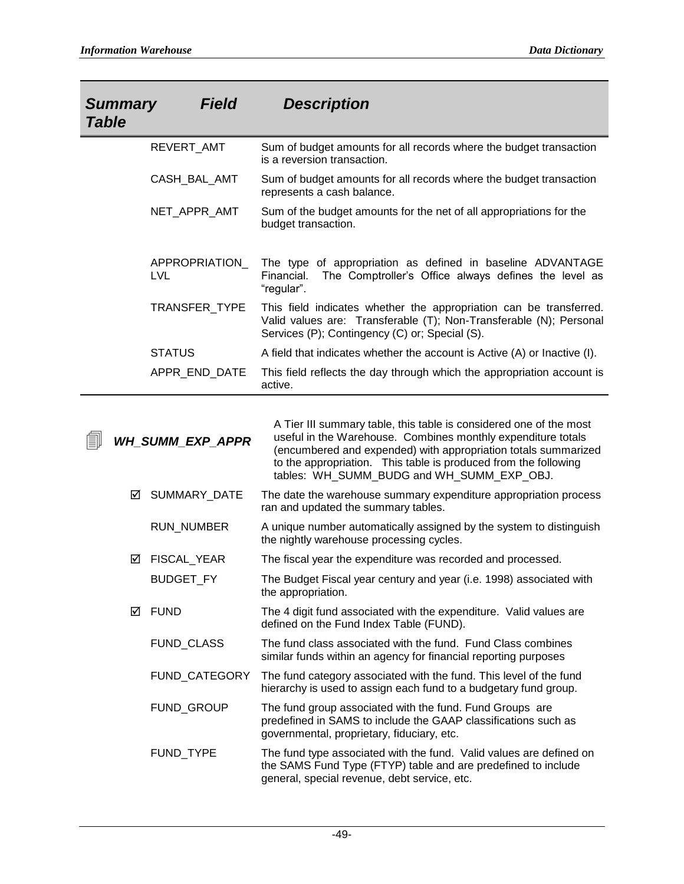| Summary Table | Field | Description |
|---|---|---|
| | REVERT_AMT | Sum of budget amounts for all records where the budget transaction is a reversion transaction. |
| | CASH_BAL_AMT | Sum of budget amounts for all records where the budget transaction represents a cash balance. |
| | NET_APPR_AMT | Sum of the budget amounts for the net of all appropriations for the budget transaction. |
| | APPROPRIATION_LVL | The type of appropriation as defined in baseline ADVANTAGE Financial. The Comptroller's Office always defines the level as "regular". |
| | TRANSFER_TYPE | This field indicates whether the appropriation can be transferred. Valid values are: Transferable (T); Non-Transferable (N); Personal Services (P); Contingency (C) or; Special (S). |
| | STATUS | A field that indicates whether the account is Active (A) or Inactive (I). |
| | APPR_END_DATE | This field reflects the day through which the appropriation account is active. |

| Summary Table | Field | Description |
|---|---|---|
| ***WH_SUMM_EXP_APPR*** | | A Tier III summary table, this table is considered one of the most useful in the Warehouse. Combines monthly expenditure totals (encumbered and expended) with appropriation totals summarized to the appropriation. This table is produced from the following tables: WH_SUMM_BUDG and WH_SUMM_EXP_OBJ. |
| ☑ | SUMMARY_DATE | The date the warehouse summary expenditure appropriation process ran and updated the summary tables. |
| | RUN_NUMBER | A unique number automatically assigned by the system to distinguish the nightly warehouse processing cycles. |
| ☑ | FISCAL_YEAR | The fiscal year the expenditure was recorded and processed. |
| | BUDGET_FY | The Budget Fiscal year century and year (i.e. 1998) associated with the appropriation. |
| ☑ | FUND | The 4 digit fund associated with the expenditure. Valid values are defined on the Fund Index Table (FUND). |
| | FUND_CLASS | The fund class associated with the fund. Fund Class combines similar funds within an agency for financial reporting purposes |
| | FUND_CATEGORY | The fund category associated with the fund. This level of the fund hierarchy is used to assign each fund to a budgetary fund group. |
| | FUND_GROUP | The fund group associated with the fund. Fund Groups are predefined in SAMS to include the GAAP classifications such as governmental, proprietary, fiduciary, etc. |
| | FUND_TYPE | The fund type associated with the fund. Valid values are defined on the SAMS Fund Type (FTYP) table and are predefined to include general, special revenue, debt service, etc. |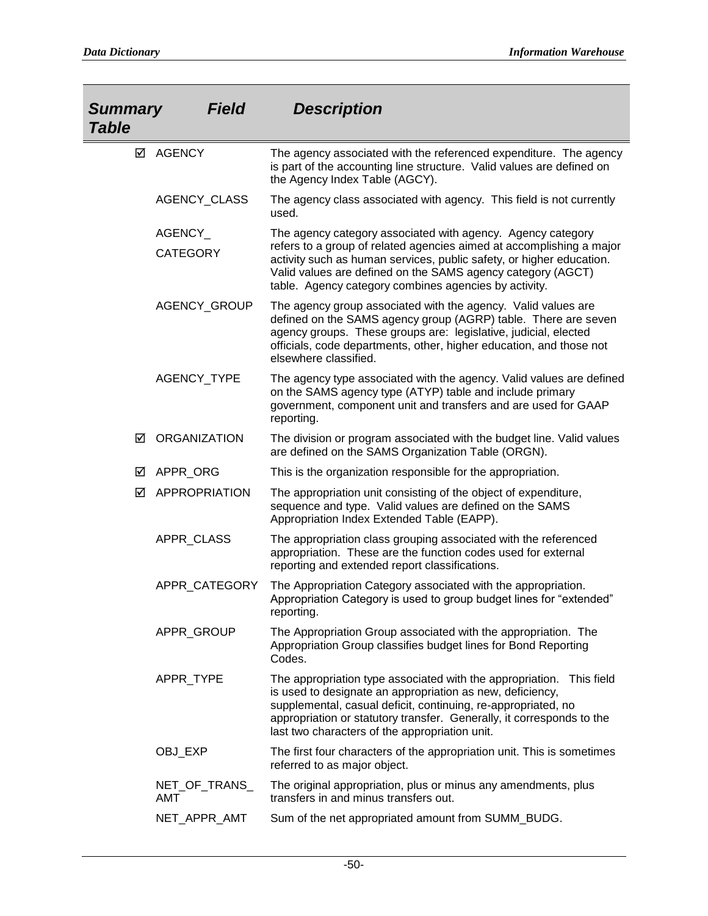| Summary Table | Field | Description |
|---|---|---|
| ☑ | AGENCY | The agency associated with the referenced expenditure. The agency is part of the accounting line structure. Valid values are defined on the Agency Index Table (AGCY). |
| | AGENCY_CLASS | The agency class associated with agency. This field is not currently used. |
| | AGENCY_CATEGORY | The agency category associated with agency. Agency category refers to a group of related agencies aimed at accomplishing a major activity such as human services, public safety, or higher education. Valid values are defined on the SAMS agency category (AGCT) table. Agency category combines agencies by activity. |
| | AGENCY_GROUP | The agency group associated with the agency. Valid values are defined on the SAMS agency group (AGRP) table. There are seven agency groups. These groups are: legislative, judicial, elected officials, code departments, other, higher education, and those not elsewhere classified. |
| | AGENCY_TYPE | The agency type associated with the agency. Valid values are defined on the SAMS agency type (ATYP) table and include primary government, component unit and transfers and are used for GAAP reporting. |
| ☑ | ORGANIZATION | The division or program associated with the budget line. Valid values are defined on the SAMS Organization Table (ORGN). |
| ☑ | APPR_ORG | This is the organization responsible for the appropriation. |
| ☑ | APPROPRIATION | The appropriation unit consisting of the object of expenditure, sequence and type. Valid values are defined on the SAMS Appropriation Index Extended Table (EAPP). |
| | APPR_CLASS | The appropriation class grouping associated with the referenced appropriation. These are the function codes used for external reporting and extended report classifications. |
| | APPR_CATEGORY | The Appropriation Category associated with the appropriation. Appropriation Category is used to group budget lines for "extended" reporting. |
| | APPR_GROUP | The Appropriation Group associated with the appropriation. The Appropriation Group classifies budget lines for Bond Reporting Codes. |
| | APPR_TYPE | The appropriation type associated with the appropriation. This field is used to designate an appropriation as new, deficiency, supplemental, casual deficit, continuing, re-appropriated, no appropriation or statutory transfer. Generally, it corresponds to the last two characters of the appropriation unit. |
| | OBJ_EXP | The first four characters of the appropriation unit. This is sometimes referred to as major object. |
| | NET_OF_TRANS_AMT | The original appropriation, plus or minus any amendments, plus transfers in and minus transfers out. |
| | NET_APPR_AMT | Sum of the net appropriated amount from SUMM_BUDG. |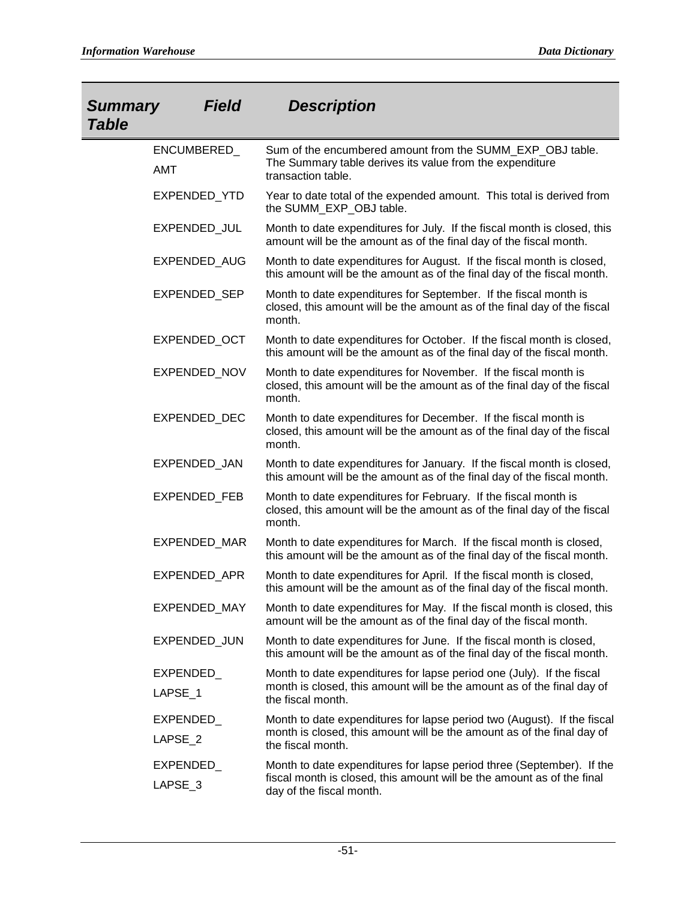| Summary Table | Field | Description |
| --- | --- | --- |
| | ENCUMBERED_AMT | Sum of the encumbered amount from the SUMM_EXP_OBJ table. The Summary table derives its value from the expenditure transaction table. |
| | EXPENDED_YTD | Year to date total of the expended amount. This total is derived from the SUMM_EXP_OBJ table. |
| | EXPENDED_JUL | Month to date expenditures for July. If the fiscal month is closed, this amount will be the amount as of the final day of the fiscal month. |
| | EXPENDED_AUG | Month to date expenditures for August. If the fiscal month is closed, this amount will be the amount as of the final day of the fiscal month. |
| | EXPENDED_SEP | Month to date expenditures for September. If the fiscal month is closed, this amount will be the amount as of the final day of the fiscal month. |
| | EXPENDED_OCT | Month to date expenditures for October. If the fiscal month is closed, this amount will be the amount as of the final day of the fiscal month. |
| | EXPENDED_NOV | Month to date expenditures for November. If the fiscal month is closed, this amount will be the amount as of the final day of the fiscal month. |
| | EXPENDED_DEC | Month to date expenditures for December. If the fiscal month is closed, this amount will be the amount as of the final day of the fiscal month. |
| | EXPENDED_JAN | Month to date expenditures for January. If the fiscal month is closed, this amount will be the amount as of the final day of the fiscal month. |
| | EXPENDED_FEB | Month to date expenditures for February. If the fiscal month is closed, this amount will be the amount as of the final day of the fiscal month. |
| | EXPENDED_MAR | Month to date expenditures for March. If the fiscal month is closed, this amount will be the amount as of the final day of the fiscal month. |
| | EXPENDED_APR | Month to date expenditures for April. If the fiscal month is closed, this amount will be the amount as of the final day of the fiscal month. |
| | EXPENDED_MAY | Month to date expenditures for May. If the fiscal month is closed, this amount will be the amount as of the final day of the fiscal month. |
| | EXPENDED_JUN | Month to date expenditures for June. If the fiscal month is closed, this amount will be the amount as of the final day of the fiscal month. |
| | EXPENDED_LAPSE_1 | Month to date expenditures for lapse period one (July). If the fiscal month is closed, this amount will be the amount as of the final day of the fiscal month. |
| | EXPENDED_LAPSE_2 | Month to date expenditures for lapse period two (August). If the fiscal month is closed, this amount will be the amount as of the final day of the fiscal month. |
| | EXPENDED_LAPSE_3 | Month to date expenditures for lapse period three (September). If the fiscal month is closed, this amount will be the amount as of the final day of the fiscal month. |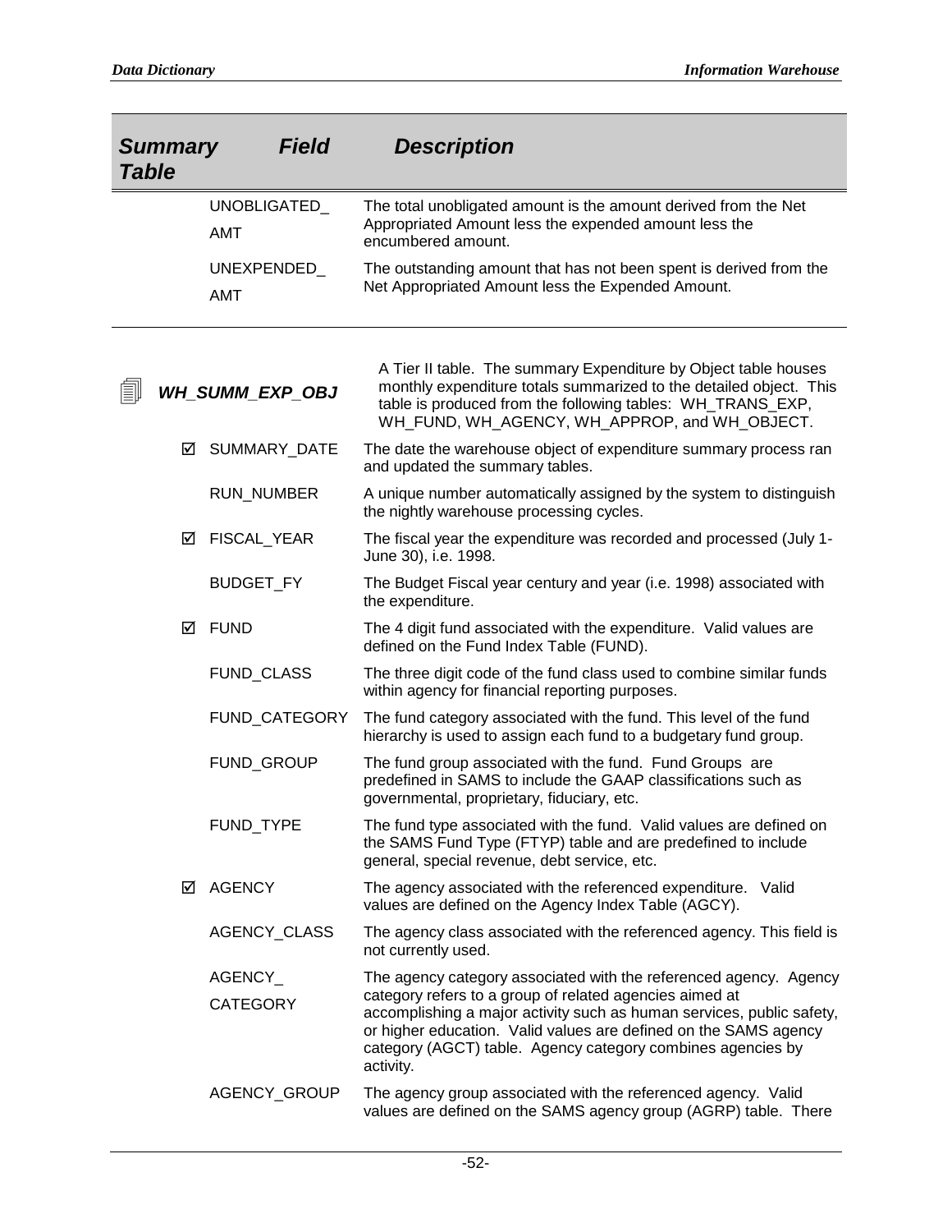| Summary Table | Field | Description |
|---|---|---|
| | UNOBLIGATED_AMT | The total unobligated amount is the amount derived from the Net Appropriated Amount less the expended amount less the encumbered amount. |
| | UNEXPENDED_AMT | The outstanding amount that has not been spent is derived from the Net Appropriated Amount less the Expended Amount. |

| Summary Table | Field | Description |
|---|---|---|
| ***WH_SUMM_EXP_OBJ*** | | A Tier II table. The summary Expenditure by Object table houses monthly expenditure totals summarized to the detailed object. This table is produced from the following tables: WH_TRANS_EXP, WH_FUND, WH_AGENCY, WH_APPROP, and WH_OBJECT. |
| ☑ | SUMMARY_DATE | The date the warehouse object of expenditure summary process ran and updated the summary tables. |
| | RUN_NUMBER | A unique number automatically assigned by the system to distinguish the nightly warehouse processing cycles. |
| ☑ | FISCAL_YEAR | The fiscal year the expenditure was recorded and processed (July 1-June 30), i.e. 1998. |
| | BUDGET_FY | The Budget Fiscal year century and year (i.e. 1998) associated with the expenditure. |
| ☑ | FUND | The 4 digit fund associated with the expenditure. Valid values are defined on the Fund Index Table (FUND). |
| | FUND_CLASS | The three digit code of the fund class used to combine similar funds within agency for financial reporting purposes. |
| | FUND_CATEGORY | The fund category associated with the fund. This level of the fund hierarchy is used to assign each fund to a budgetary fund group. |
| | FUND_GROUP | The fund group associated with the fund. Fund Groups are predefined in SAMS to include the GAAP classifications such as governmental, proprietary, fiduciary, etc. |
| | FUND_TYPE | The fund type associated with the fund. Valid values are defined on the SAMS Fund Type (FTYP) table and are predefined to include general, special revenue, debt service, etc. |
| ☑ | AGENCY | The agency associated with the referenced expenditure. Valid values are defined on the Agency Index Table (AGCY). |
| | AGENCY_CLASS | The agency class associated with the referenced agency. This field is not currently used. |
| | AGENCY_CATEGORY | The agency category associated with the referenced agency. Agency category refers to a group of related agencies aimed at accomplishing a major activity such as human services, public safety, or higher education. Valid values are defined on the SAMS agency category (AGCT) table. Agency category combines agencies by activity. |
| | AGENCY_GROUP | The agency group associated with the referenced agency. Valid values are defined on the SAMS agency group (AGRP) table. There |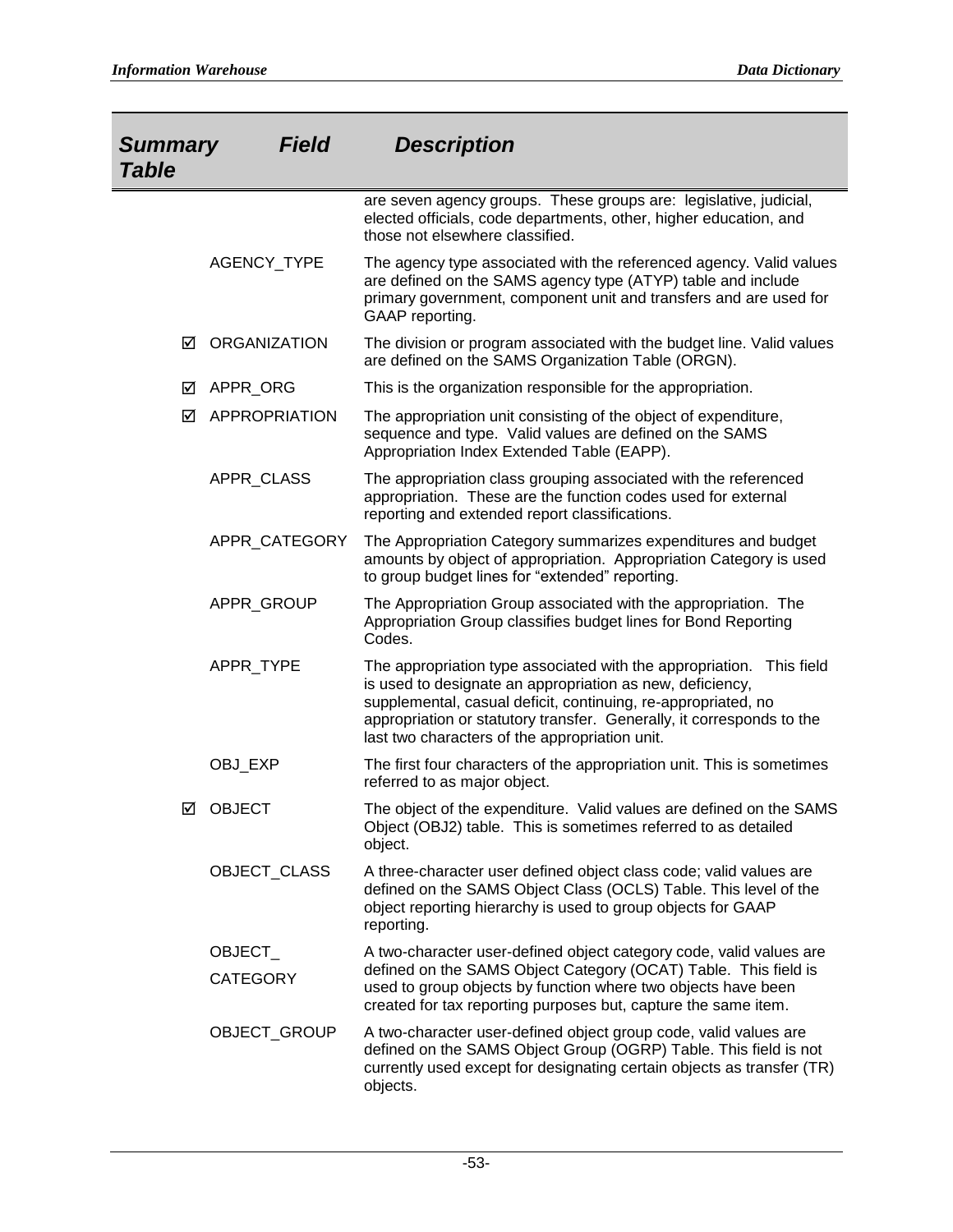| Summary Table | Field | Description |
|---|---|---|
| | | are seven agency groups. These groups are: legislative, judicial, elected officials, code departments, other, higher education, and those not elsewhere classified. |
| | AGENCY_TYPE | The agency type associated with the referenced agency. Valid values are defined on the SAMS agency type (ATYP) table and include primary government, component unit and transfers and are used for GAAP reporting. |
| ☑ | ORGANIZATION | The division or program associated with the budget line. Valid values are defined on the SAMS Organization Table (ORGN). |
| ☑ | APPR_ORG | This is the organization responsible for the appropriation. |
| ☑ | APPROPRIATION | The appropriation unit consisting of the object of expenditure, sequence and type. Valid values are defined on the SAMS Appropriation Index Extended Table (EAPP). |
| | APPR_CLASS | The appropriation class grouping associated with the referenced appropriation. These are the function codes used for external reporting and extended report classifications. |
| | APPR_CATEGORY | The Appropriation Category summarizes expenditures and budget amounts by object of appropriation. Appropriation Category is used to group budget lines for "extended" reporting. |
| | APPR_GROUP | The Appropriation Group associated with the appropriation. The Appropriation Group classifies budget lines for Bond Reporting Codes. |
| | APPR_TYPE | The appropriation type associated with the appropriation. This field is used to designate an appropriation as new, deficiency, supplemental, casual deficit, continuing, re-appropriated, no appropriation or statutory transfer. Generally, it corresponds to the last two characters of the appropriation unit. |
| | OBJ_EXP | The first four characters of the appropriation unit. This is sometimes referred to as major object. |
| ☑ | OBJECT | The object of the expenditure. Valid values are defined on the SAMS Object (OBJ2) table. This is sometimes referred to as detailed object. |
| | OBJECT_CLASS | A three-character user defined object class code; valid values are defined on the SAMS Object Class (OCLS) Table. This level of the object reporting hierarchy is used to group objects for GAAP reporting. |
| | OBJECT_CATEGORY | A two-character user-defined object category code, valid values are defined on the SAMS Object Category (OCAT) Table. This field is used to group objects by function where two objects have been created for tax reporting purposes but, capture the same item. |
| | OBJECT_GROUP | A two-character user-defined object group code, valid values are defined on the SAMS Object Group (OGRP) Table. This field is not currently used except for designating certain objects as transfer (TR) objects. |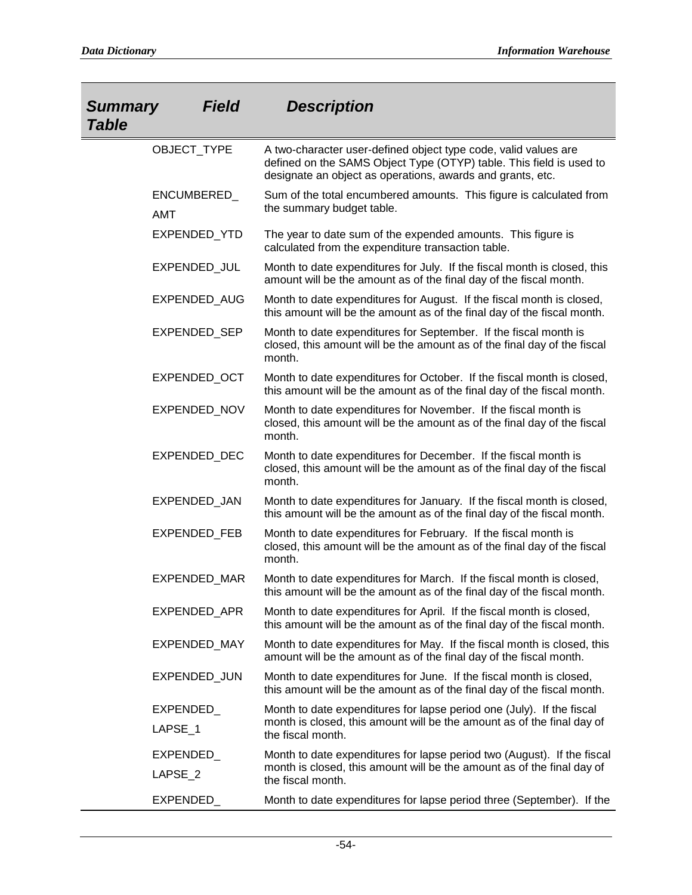| *Summary Table* | *Field* | *Description* |
|---|---|---|
| | OBJECT_TYPE | A two-character user-defined object type code, valid values are defined on the SAMS Object Type (OTYP) table. This field is used to designate an object as operations, awards and grants, etc. |
| | ENCUMBERED_ AMT | Sum of the total encumbered amounts. This figure is calculated from the summary budget table. |
| | EXPENDED_YTD | The year to date sum of the expended amounts. This figure is calculated from the expenditure transaction table. |
| | EXPENDED_JUL | Month to date expenditures for July. If the fiscal month is closed, this amount will be the amount as of the final day of the fiscal month. |
| | EXPENDED_AUG | Month to date expenditures for August. If the fiscal month is closed, this amount will be the amount as of the final day of the fiscal month. |
| | EXPENDED_SEP | Month to date expenditures for September. If the fiscal month is closed, this amount will be the amount as of the final day of the fiscal month. |
| | EXPENDED_OCT | Month to date expenditures for October. If the fiscal month is closed, this amount will be the amount as of the final day of the fiscal month. |
| | EXPENDED_NOV | Month to date expenditures for November. If the fiscal month is closed, this amount will be the amount as of the final day of the fiscal month. |
| | EXPENDED_DEC | Month to date expenditures for December. If the fiscal month is closed, this amount will be the amount as of the final day of the fiscal month. |
| | EXPENDED_JAN | Month to date expenditures for January. If the fiscal month is closed, this amount will be the amount as of the final day of the fiscal month. |
| | EXPENDED_FEB | Month to date expenditures for February. If the fiscal month is closed, this amount will be the amount as of the final day of the fiscal month. |
| | EXPENDED_MAR | Month to date expenditures for March. If the fiscal month is closed, this amount will be the amount as of the final day of the fiscal month. |
| | EXPENDED_APR | Month to date expenditures for April. If the fiscal month is closed, this amount will be the amount as of the final day of the fiscal month. |
| | EXPENDED_MAY | Month to date expenditures for May. If the fiscal month is closed, this amount will be the amount as of the final day of the fiscal month. |
| | EXPENDED_JUN | Month to date expenditures for June. If the fiscal month is closed, this amount will be the amount as of the final day of the fiscal month. |
| | EXPENDED_ LAPSE_1 | Month to date expenditures for lapse period one (July). If the fiscal month is closed, this amount will be the amount as of the final day of the fiscal month. |
| | EXPENDED_ LAPSE_2 | Month to date expenditures for lapse period two (August). If the fiscal month is closed, this amount will be the amount as of the final day of the fiscal month. |
| | EXPENDED_ | Month to date expenditures for lapse period three (September). If the |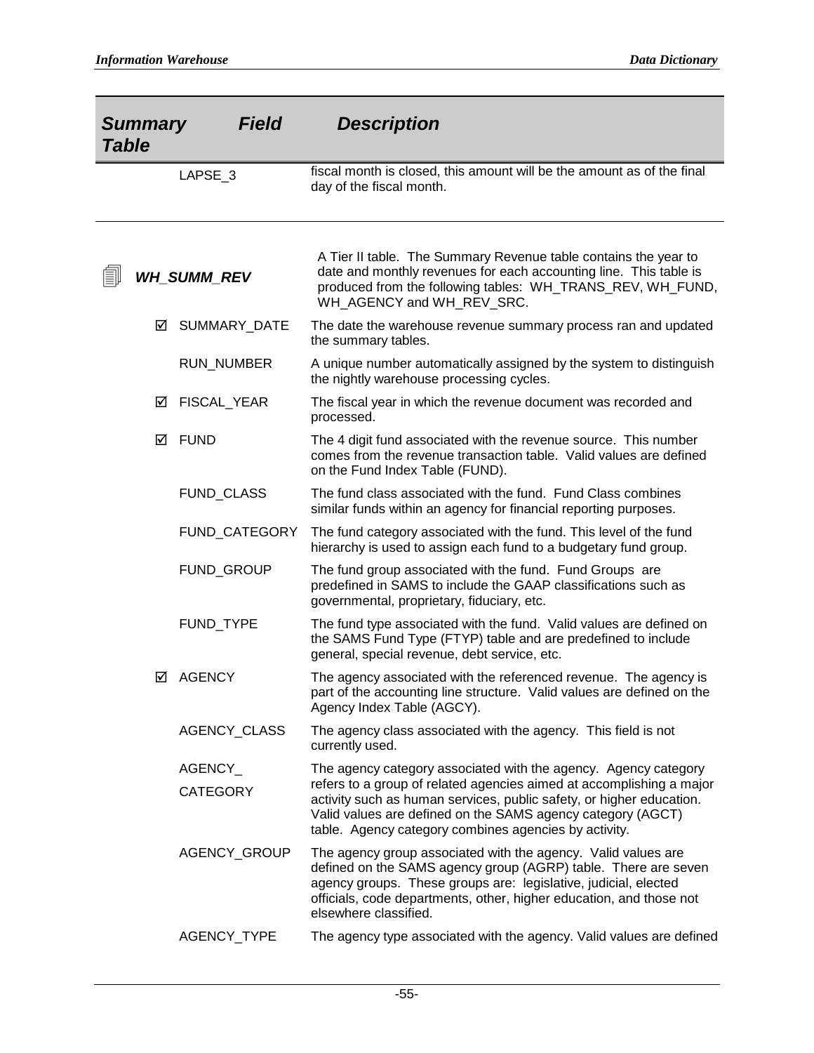| Summary Table | Field | Description |
|---|---|---|
| | LAPSE_3 | fiscal month is closed, this amount will be the amount as of the final day of the fiscal month. |
| **WH_SUMM_REV** | | A Tier II table. The Summary Revenue table contains the year to date and monthly revenues for each accounting line. This table is produced from the following tables: WH_TRANS_REV, WH_FUND, WH_AGENCY and WH_REV_SRC. |
| ☑ | SUMMARY_DATE | The date the warehouse revenue summary process ran and updated the summary tables. |
| | RUN_NUMBER | A unique number automatically assigned by the system to distinguish the nightly warehouse processing cycles. |
| ☑ | FISCAL_YEAR | The fiscal year in which the revenue document was recorded and processed. |
| ☑ | FUND | The 4 digit fund associated with the revenue source. This number comes from the revenue transaction table. Valid values are defined on the Fund Index Table (FUND). |
| | FUND_CLASS | The fund class associated with the fund. Fund Class combines similar funds within an agency for financial reporting purposes. |
| | FUND_CATEGORY | The fund category associated with the fund. This level of the fund hierarchy is used to assign each fund to a budgetary fund group. |
| | FUND_GROUP | The fund group associated with the fund. Fund Groups are predefined in SAMS to include the GAAP classifications such as governmental, proprietary, fiduciary, etc. |
| | FUND_TYPE | The fund type associated with the fund. Valid values are defined on the SAMS Fund Type (FTYP) table and are predefined to include general, special revenue, debt service, etc. |
| ☑ | AGENCY | The agency associated with the referenced revenue. The agency is part of the accounting line structure. Valid values are defined on the Agency Index Table (AGCY). |
| | AGENCY_CLASS | The agency class associated with the agency. This field is not currently used. |
| | AGENCY_CATEGORY | The agency category associated with the agency. Agency category refers to a group of related agencies aimed at accomplishing a major activity such as human services, public safety, or higher education. Valid values are defined on the SAMS agency category (AGCT) table. Agency category combines agencies by activity. |
| | AGENCY_GROUP | The agency group associated with the agency. Valid values are defined on the SAMS agency group (AGRP) table. There are seven agency groups. These groups are: legislative, judicial, elected officials, code departments, other, higher education, and those not elsewhere classified. |
| | AGENCY_TYPE | The agency type associated with the agency. Valid values are defined |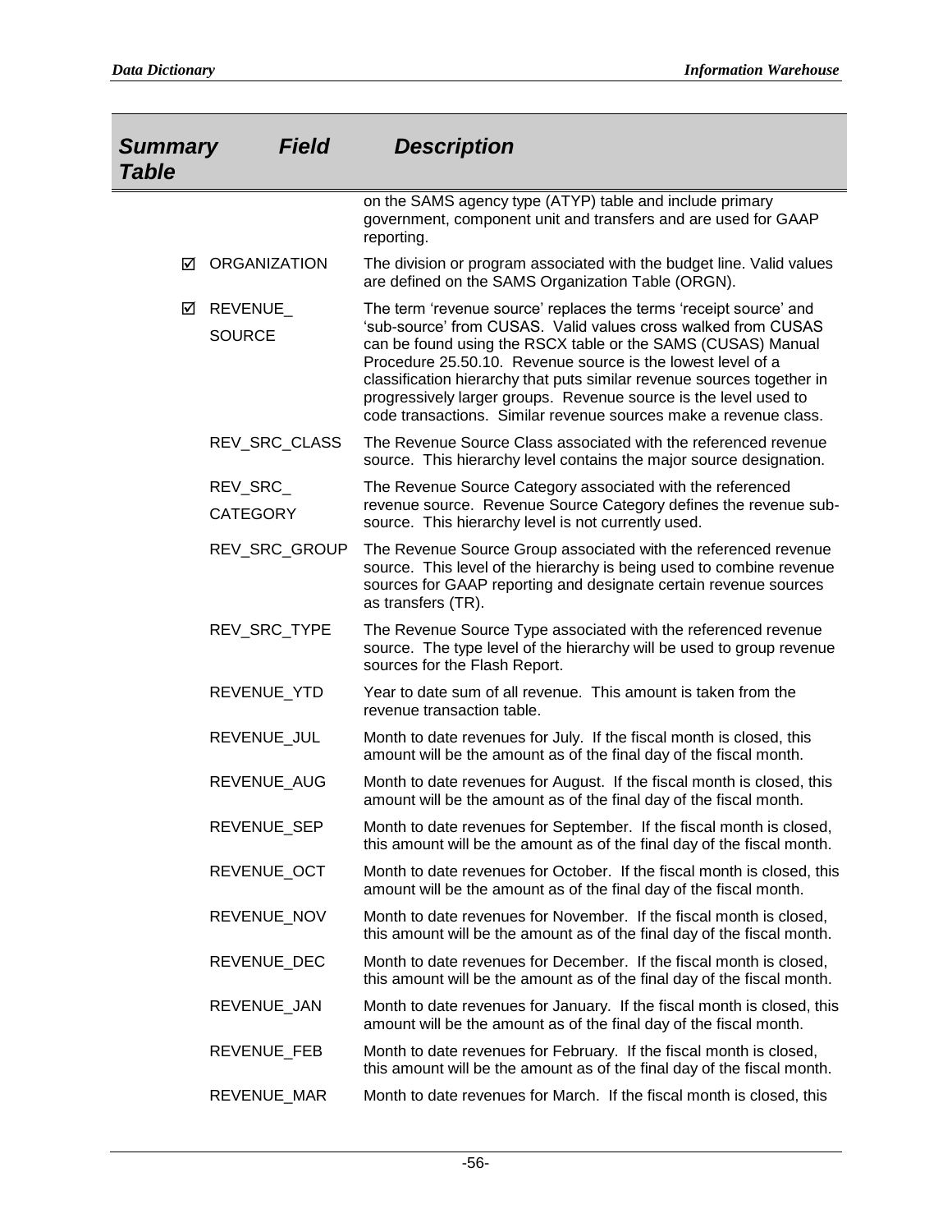| Summary Table | Field | Description |
| --- | --- | --- |
| | | on the SAMS agency type (ATYP) table and include primary government, component unit and transfers and are used for GAAP reporting. |
| ☑ | ORGANIZATION | The division or program associated with the budget line. Valid values are defined on the SAMS Organization Table (ORGN). |
| ☑ | REVENUE_ SOURCE | The term 'revenue source' replaces the terms 'receipt source' and 'sub-source' from CUSAS. Valid values cross walked from CUSAS can be found using the RSCX table or the SAMS (CUSAS) Manual Procedure 25.50.10. Revenue source is the lowest level of a classification hierarchy that puts similar revenue sources together in progressively larger groups. Revenue source is the level used to code transactions. Similar revenue sources make a revenue class. |
| | REV_SRC_CLASS | The Revenue Source Class associated with the referenced revenue source. This hierarchy level contains the major source designation. |
| | REV_SRC_ CATEGORY | The Revenue Source Category associated with the referenced revenue source. Revenue Source Category defines the revenue sub-source. This hierarchy level is not currently used. |
| | REV_SRC_GROUP | The Revenue Source Group associated with the referenced revenue source. This level of the hierarchy is being used to combine revenue sources for GAAP reporting and designate certain revenue sources as transfers (TR). |
| | REV_SRC_TYPE | The Revenue Source Type associated with the referenced revenue source. The type level of the hierarchy will be used to group revenue sources for the Flash Report. |
| | REVENUE_YTD | Year to date sum of all revenue. This amount is taken from the revenue transaction table. |
| | REVENUE_JUL | Month to date revenues for July. If the fiscal month is closed, this amount will be the amount as of the final day of the fiscal month. |
| | REVENUE_AUG | Month to date revenues for August. If the fiscal month is closed, this amount will be the amount as of the final day of the fiscal month. |
| | REVENUE_SEP | Month to date revenues for September. If the fiscal month is closed, this amount will be the amount as of the final day of the fiscal month. |
| | REVENUE_OCT | Month to date revenues for October. If the fiscal month is closed, this amount will be the amount as of the final day of the fiscal month. |
| | REVENUE_NOV | Month to date revenues for November. If the fiscal month is closed, this amount will be the amount as of the final day of the fiscal month. |
| | REVENUE_DEC | Month to date revenues for December. If the fiscal month is closed, this amount will be the amount as of the final day of the fiscal month. |
| | REVENUE_JAN | Month to date revenues for January. If the fiscal month is closed, this amount will be the amount as of the final day of the fiscal month. |
| | REVENUE_FEB | Month to date revenues for February. If the fiscal month is closed, this amount will be the amount as of the final day of the fiscal month. |
| | REVENUE_MAR | Month to date revenues for March. If the fiscal month is closed, this |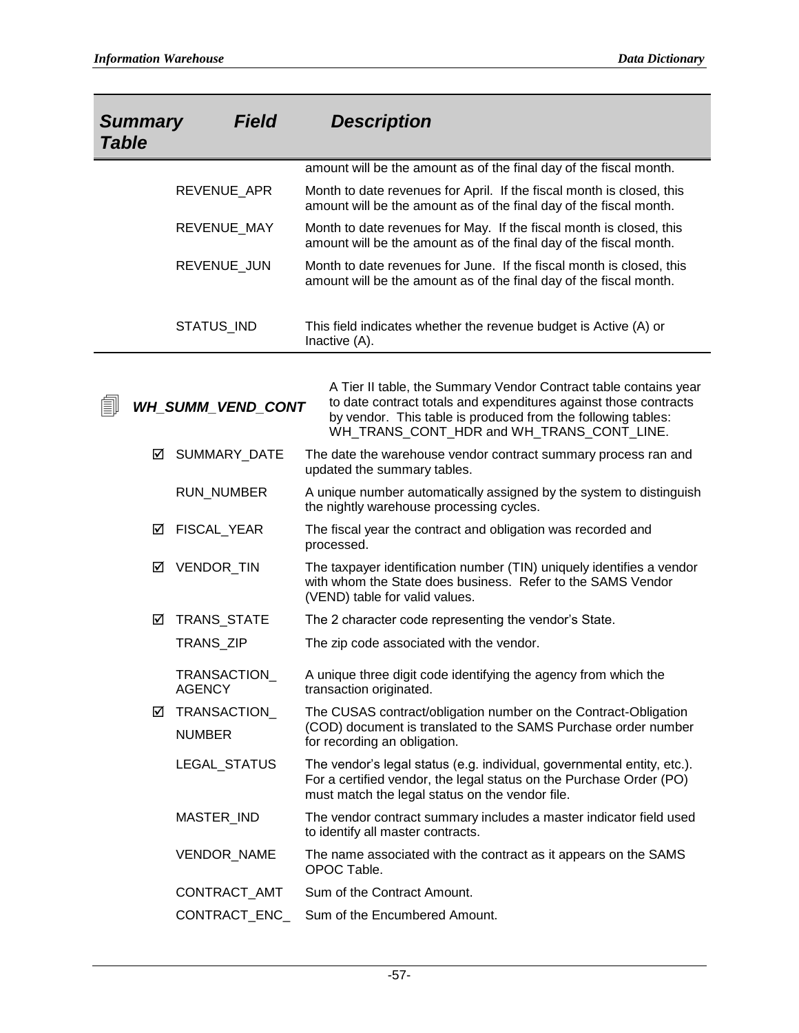| Summary Table | Field | Description |
|---|---|---|
| | | amount will be the amount as of the final day of the fiscal month. |
| | REVENUE_APR | Month to date revenues for April. If the fiscal month is closed, this amount will be the amount as of the final day of the fiscal month. |
| | REVENUE_MAY | Month to date revenues for May. If the fiscal month is closed, this amount will be the amount as of the final day of the fiscal month. |
| | REVENUE_JUN | Month to date revenues for June. If the fiscal month is closed, this amount will be the amount as of the final day of the fiscal month. |
| | STATUS_IND | This field indicates whether the revenue budget is Active (A) or Inactive (A). |

| Summary Table | Field | Description |
|---|---|---|
| ***WH_SUMM_VEND_CONT*** | | A Tier II table, the Summary Vendor Contract table contains year to date contract totals and expenditures against those contracts by vendor. This table is produced from the following tables: WH_TRANS_CONT_HDR and WH_TRANS_CONT_LINE. |
| ☑ | SUMMARY_DATE | The date the warehouse vendor contract summary process ran and updated the summary tables. |
| | RUN_NUMBER | A unique number automatically assigned by the system to distinguish the nightly warehouse processing cycles. |
| ☑ | FISCAL_YEAR | The fiscal year the contract and obligation was recorded and processed. |
| ☑ | VENDOR_TIN | The taxpayer identification number (TIN) uniquely identifies a vendor with whom the State does business. Refer to the SAMS Vendor (VEND) table for valid values. |
| ☑ | TRANS_STATE | The 2 character code representing the vendor's State. |
| | TRANS_ZIP | The zip code associated with the vendor. |
| | TRANSACTION_AGENCY | A unique three digit code identifying the agency from which the transaction originated. |
| ☑ | TRANSACTION_NUMBER | The CUSAS contract/obligation number on the Contract-Obligation (COD) document is translated to the SAMS Purchase order number for recording an obligation. |
| | LEGAL_STATUS | The vendor's legal status (e.g. individual, governmental entity, etc.). For a certified vendor, the legal status on the Purchase Order (PO) must match the legal status on the vendor file. |
| | MASTER_IND | The vendor contract summary includes a master indicator field used to identify all master contracts. |
| | VENDOR_NAME | The name associated with the contract as it appears on the SAMS OPOC Table. |
| | CONTRACT_AMT | Sum of the Contract Amount. |
| | CONTRACT_ENC_ | Sum of the Encumbered Amount. |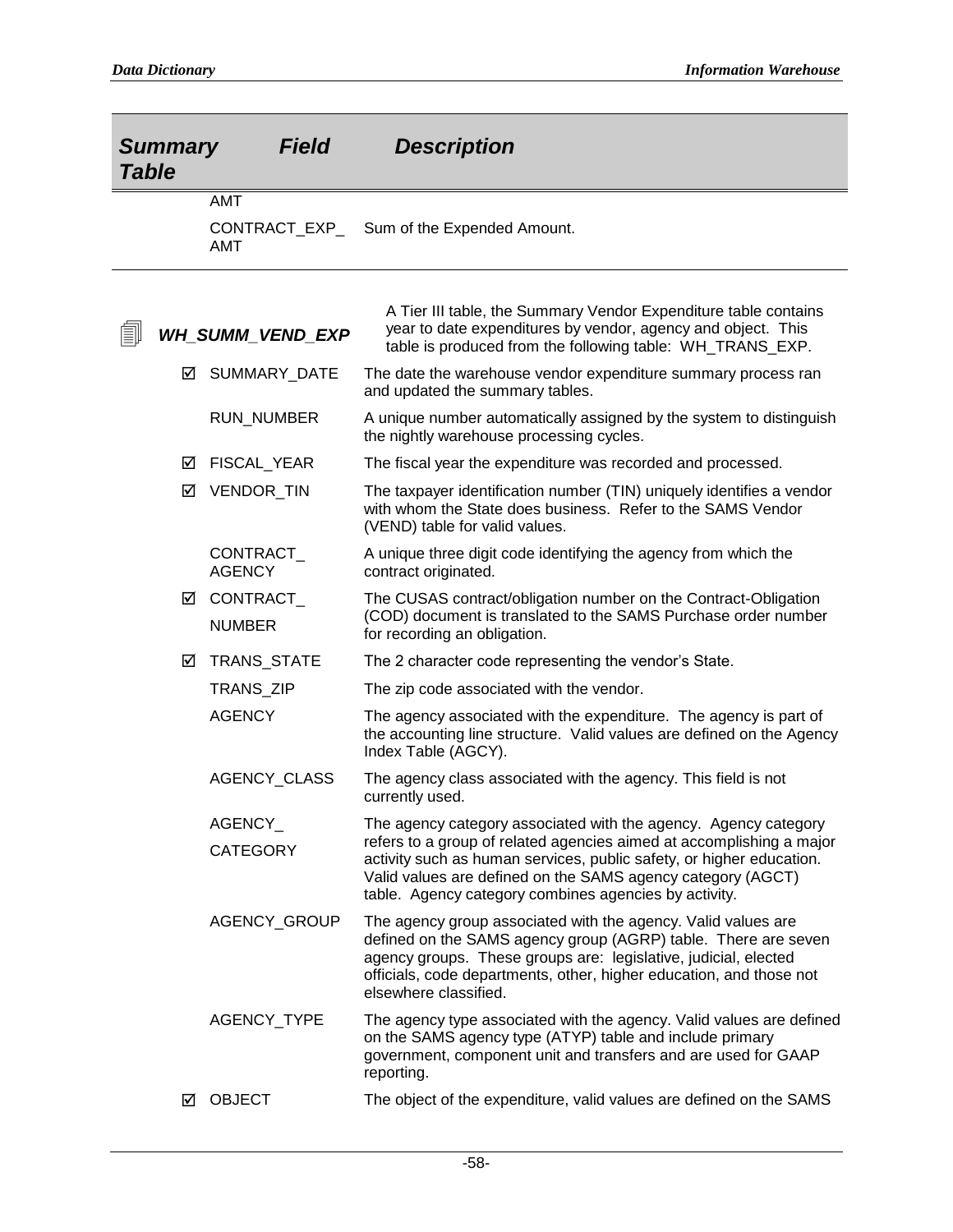| Summary Table | | Field | Description |
| --- | --- | --- | --- |
| | | AMT | |
| | | CONTRACT_EXP_AMT | Sum of the Expended Amount. |

| | | | |
| --- | --- | --- | --- |
| **_WH_SUMM_VEND_EXP_** | | | A Tier III table, the Summary Vendor Expenditure table contains year to date expenditures by vendor, agency and object. This table is produced from the following table: WH_TRANS_EXP. |
| | ☑ | SUMMARY_DATE | The date the warehouse vendor expenditure summary process ran and updated the summary tables. |
| | | RUN_NUMBER | A unique number automatically assigned by the system to distinguish the nightly warehouse processing cycles. |
| | ☑ | FISCAL_YEAR | The fiscal year the expenditure was recorded and processed. |
| | ☑ | VENDOR_TIN | The taxpayer identification number (TIN) uniquely identifies a vendor with whom the State does business. Refer to the SAMS Vendor (VEND) table for valid values. |
| | | CONTRACT_AGENCY | A unique three digit code identifying the agency from which the contract originated. |
| | ☑ | CONTRACT_NUMBER | The CUSAS contract/obligation number on the Contract-Obligation (COD) document is translated to the SAMS Purchase order number for recording an obligation. |
| | ☑ | TRANS_STATE | The 2 character code representing the vendor's State. |
| | | TRANS_ZIP | The zip code associated with the vendor. |
| | | AGENCY | The agency associated with the expenditure. The agency is part of the accounting line structure. Valid values are defined on the Agency Index Table (AGCY). |
| | | AGENCY_CLASS | The agency class associated with the agency. This field is not currently used. |
| | | AGENCY_CATEGORY | The agency category associated with the agency. Agency category refers to a group of related agencies aimed at accomplishing a major activity such as human services, public safety, or higher education. Valid values are defined on the SAMS agency category (AGCT) table. Agency category combines agencies by activity. |
| | | AGENCY_GROUP | The agency group associated with the agency. Valid values are defined on the SAMS agency group (AGRP) table. There are seven agency groups. These groups are: legislative, judicial, elected officials, code departments, other, higher education, and those not elsewhere classified. |
| | | AGENCY_TYPE | The agency type associated with the agency. Valid values are defined on the SAMS agency type (ATYP) table and include primary government, component unit and transfers and are used for GAAP reporting. |
| | ☑ | OBJECT | The object of the expenditure, valid values are defined on the SAMS |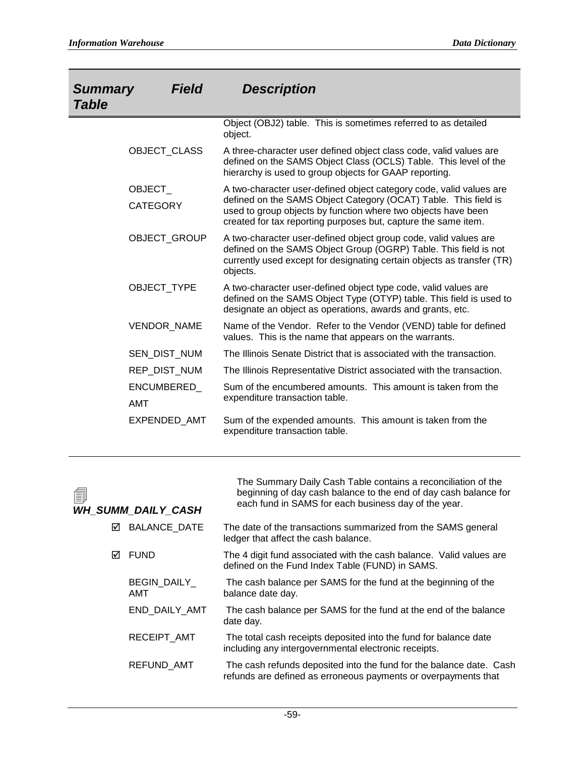| Summary Table | Field | Description |
|---|---|---|
| | | Object (OBJ2) table. This is sometimes referred to as detailed object. |
| | OBJECT_CLASS | A three-character user defined object class code, valid values are defined on the SAMS Object Class (OCLS) Table. This level of the hierarchy is used to group objects for GAAP reporting. |
| | OBJECT_CATEGORY | A two-character user-defined object category code, valid values are defined on the SAMS Object Category (OCAT) Table. This field is used to group objects by function where two objects have been created for tax reporting purposes but, capture the same item. |
| | OBJECT_GROUP | A two-character user-defined object group code, valid values are defined on the SAMS Object Group (OGRP) Table. This field is not currently used except for designating certain objects as transfer (TR) objects. |
| | OBJECT_TYPE | A two-character user-defined object type code, valid values are defined on the SAMS Object Type (OTYP) table. This field is used to designate an object as operations, awards and grants, etc. |
| | VENDOR_NAME | Name of the Vendor. Refer to the Vendor (VEND) table for defined values. This is the name that appears on the warrants. |
| | SEN_DIST_NUM | The Illinois Senate District that is associated with the transaction. |
| | REP_DIST_NUM | The Illinois Representative District associated with the transaction. |
| | ENCUMBERED_AMT | Sum of the encumbered amounts. This amount is taken from the expenditure transaction table. |
| | EXPENDED_AMT | Sum of the expended amounts. This amount is taken from the expenditure transaction table. |
| **WH_SUMM_DAILY_CASH** | | The Summary Daily Cash Table contains a reconciliation of the beginning of day cash balance to the end of day cash balance for each fund in SAMS for each business day of the year. |
| ☑ | BALANCE_DATE | The date of the transactions summarized from the SAMS general ledger that affect the cash balance. |
| ☑ | FUND | The 4 digit fund associated with the cash balance. Valid values are defined on the Fund Index Table (FUND) in SAMS. |
| | BEGIN_DAILY_AMT | The cash balance per SAMS for the fund at the beginning of the balance date day. |
| | END_DAILY_AMT | The cash balance per SAMS for the fund at the end of the balance date day. |
| | RECEIPT_AMT | The total cash receipts deposited into the fund for balance date including any intergovernmental electronic receipts. |
| | REFUND_AMT | The cash refunds deposited into the fund for the balance date. Cash refunds are defined as erroneous payments or overpayments that |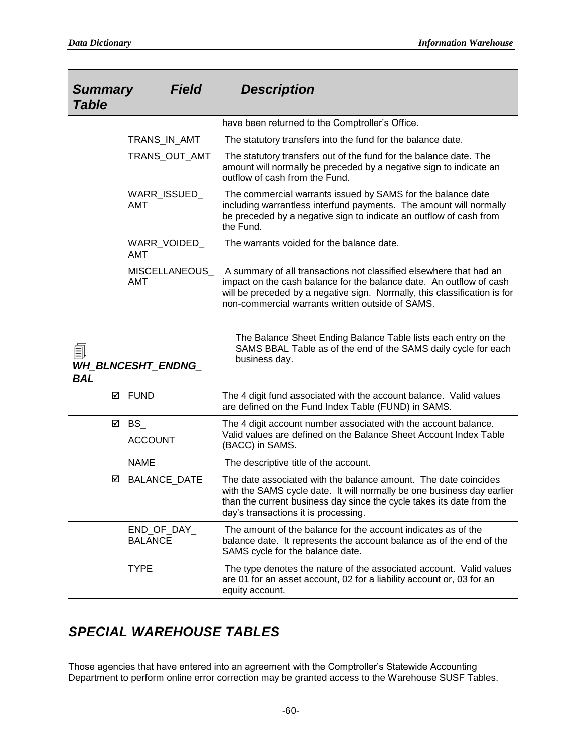| *Summary Table* | *Field* | *Description* |
|---|---|---|
| | | have been returned to the Comptroller's Office. |
| | TRANS_IN_AMT | The statutory transfers into the fund for the balance date. |
| | TRANS_OUT_AMT | The statutory transfers out of the fund for the balance date. The amount will normally be preceded by a negative sign to indicate an outflow of cash from the Fund. |
| | WARR_ISSUED_AMT | The commercial warrants issued by SAMS for the balance date including warrantless interfund payments. The amount will normally be preceded by a negative sign to indicate an outflow of cash from the Fund. |
| | WARR_VOIDED_AMT | The warrants voided for the balance date. |
| | MISCELLANEOUS_AMT | A summary of all transactions not classified elsewhere that had an impact on the cash balance for the balance date. An outflow of cash will be preceded by a negative sign. Normally, this classification is for non-commercial warrants written outside of SAMS. |

| *Summary Table* | *Field* | *Description* |
|---|---|---|
| ***WH_BLNCESHT_ENDNG_BAL*** | | The Balance Sheet Ending Balance Table lists each entry on the SAMS BBAL Table as of the end of the SAMS daily cycle for each business day. |
| ☑ | FUND | The 4 digit fund associated with the account balance. Valid values are defined on the Fund Index Table (FUND) in SAMS. |
| ☑ | BS_ACCOUNT | The 4 digit account number associated with the account balance. Valid values are defined on the Balance Sheet Account Index Table (BACC) in SAMS. |
| | NAME | The descriptive title of the account. |
| ☑ | BALANCE_DATE | The date associated with the balance amount. The date coincides with the SAMS cycle date. It will normally be one business day earlier than the current business day since the cycle takes its date from the day's transactions it is processing. |
| | END_OF_DAY_BALANCE | The amount of the balance for the account indicates as of the balance date. It represents the account balance as of the end of the SAMS cycle for the balance date. |
| | TYPE | The type denotes the nature of the associated account. Valid values are 01 for an asset account, 02 for a liability account or, 03 for an equity account. |

## *SPECIAL WAREHOUSE TABLES*

Those agencies that have entered into an agreement with the Comptroller's Statewide Accounting Department to perform online error correction may be granted access to the Warehouse SUSF Tables.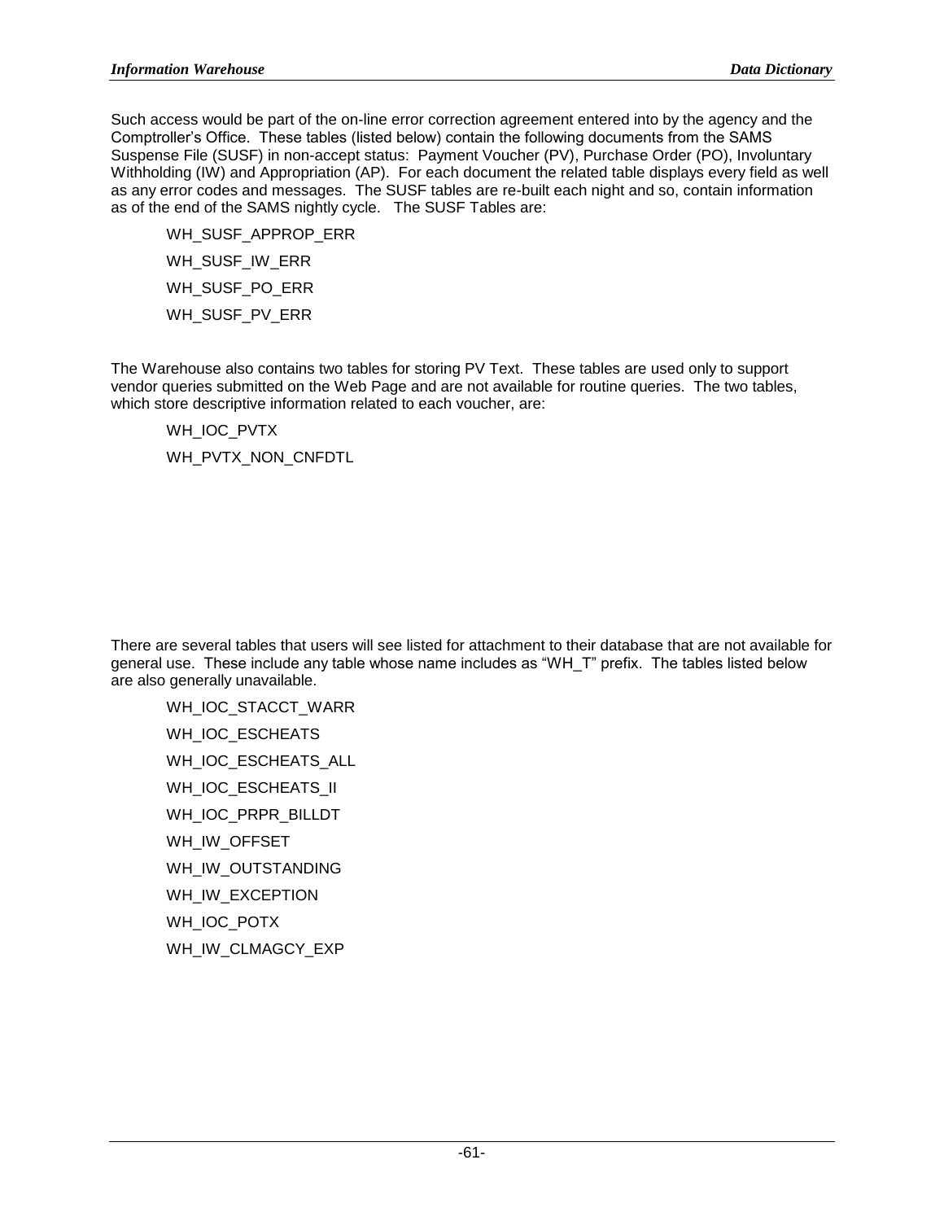Such access would be part of the on-line error correction agreement entered into by the agency and the Comptroller's Office. These tables (listed below) contain the following documents from the SAMS Suspense File (SUSF) in non-accept status: Payment Voucher (PV), Purchase Order (PO), Involuntary Withholding (IW) and Appropriation (AP). For each document the related table displays every field as well as any error codes and messages. The SUSF tables are re-built each night and so, contain information as of the end of the SAMS nightly cycle. The SUSF Tables are:

WH_SUSF_APPROP_ERR

WH_SUSF_IW_ERR

WH_SUSF_PO_ERR

WH_SUSF_PV_ERR

The Warehouse also contains two tables for storing PV Text. These tables are used only to support vendor queries submitted on the Web Page and are not available for routine queries. The two tables, which store descriptive information related to each voucher, are:

WH_IOC_PVTX

WH_PVTX_NON_CNFDTL

There are several tables that users will see listed for attachment to their database that are not available for general use. These include any table whose name includes as "WH_T" prefix. The tables listed below are also generally unavailable.

WH_IOC_STACCT_WARR

WH_IOC_ESCHEATS

WH_IOC_ESCHEATS_ALL

WH_IOC_ESCHEATS_II

WH_IOC_PRPR_BILLDT

WH_IW_OFFSET

WH_IW_OUTSTANDING

WH_IW_EXCEPTION

WH_IOC_POTX

WH_IW_CLMAGCY_EXP